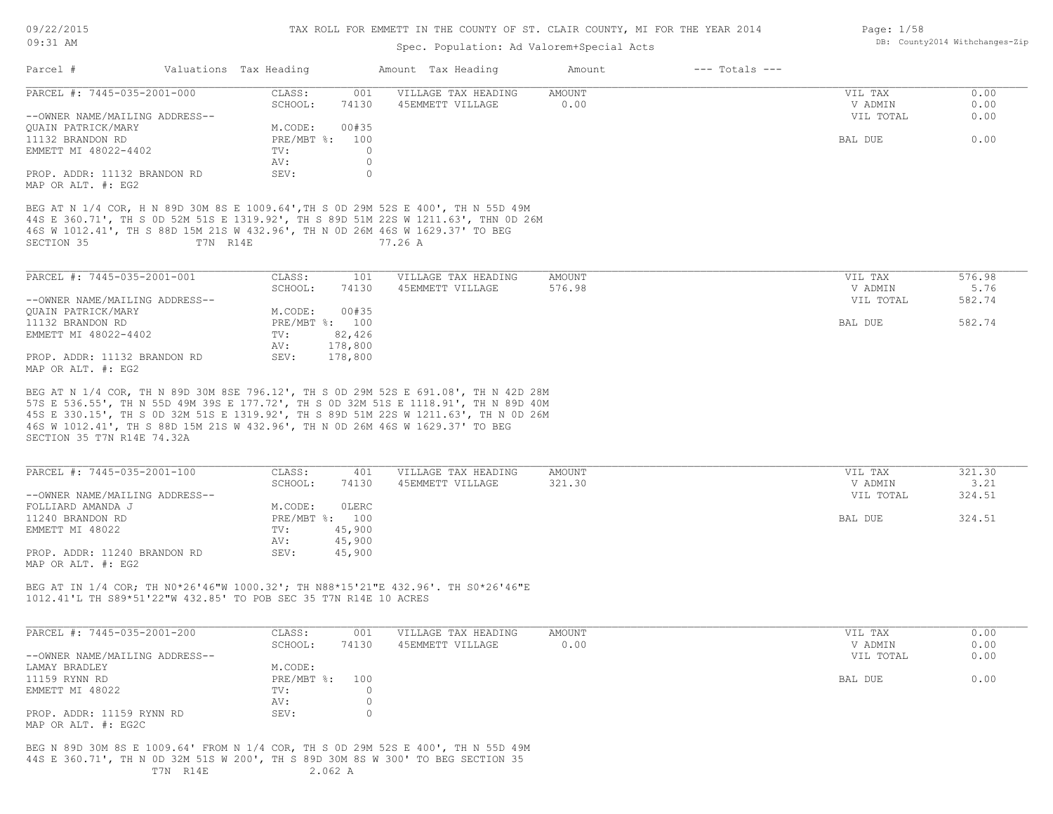TAX ROLL FOR EMMETT IN THE COUNTY OF ST. CLAIR COUNTY, MI FOR THE YEAR 2014

Spec. Population: Ad Valorem+Special Acts

| Parcel # | Valuations | Tax Heading | Amount | Tax Heading | Amount | --- Totals --- |
|---|---|---|---|---|---|---|

---

**PARCEL #: 7445-035-2001-000**

| | | | | | |
|---|---|---|---|---|---|
| CLASS: | 001 | VILLAGE TAX HEADING | AMOUNT | VIL TAX | 0.00 |
| SCHOOL: | 74130 | 45EMMETT VILLAGE | 0.00 | V ADMIN | 0.00 |
| | | | | VIL TOTAL | 0.00 |
| M.CODE: | 00#35 | | | | |
| PRE/MBT %: | 100 | | | BAL DUE | 0.00 |
| TV: | 0 | | | | |
| AV: | 0 | | | | |
| SEV: | 0 | | | | |

--OWNER NAME/MAILING ADDRESS--
QUAIN PATRICK/MARY
11132 BRANDON RD
EMMETT MI 48022-4402

PROP. ADDR: 11132 BRANDON RD
MAP OR ALT. #: EG2

BEG AT N 1/4 COR, H N 89D 30M 8S E 1009.64',TH S 0D 29M 52S E 400', TH N 55D 49M 44S E 360.71', TH S 0D 52M 51S E 1319.92', TH S 89D 51M 22S W 1211.63', THN 0D 26M 46S W 1012.41', TH S 88D 15M 21S W 432.96', TH N 0D 26M 46S W 1629.37' TO BEG SECTION 35 T7N R14E 77.26 A

---

**PARCEL #: 7445-035-2001-001**

| | | | | | |
|---|---|---|---|---|---|
| CLASS: | 101 | VILLAGE TAX HEADING | AMOUNT | VIL TAX | 576.98 |
| SCHOOL: | 74130 | 45EMMETT VILLAGE | 576.98 | V ADMIN | 5.76 |
| | | | | VIL TOTAL | 582.74 |
| M.CODE: | 00#35 | | | | |
| PRE/MBT %: | 100 | | | BAL DUE | 582.74 |
| TV: | 82,426 | | | | |
| AV: | 178,800 | | | | |
| SEV: | 178,800 | | | | |

--OWNER NAME/MAILING ADDRESS--
QUAIN PATRICK/MARY
11132 BRANDON RD
EMMETT MI 48022-4402

PROP. ADDR: 11132 BRANDON RD
MAP OR ALT. #: EG2

BEG AT N 1/4 COR, TH N 89D 30M 8SE 796.12', TH S 0D 29M 52S E 691.08', TH N 42D 28M 57S E 536.55', TH N 55D 49M 39S E 177.72', TH S 0D 32M 51S E 1118.91', TH N 89D 40M 45S E 330.15', TH S 0D 32M 51S E 1319.92', TH S 89D 51M 22S W 1211.63', TH N 0D 26M 46S W 1012.41', TH S 88D 15M 21S W 432.96', TH N 0D 26M 46S W 1629.37' TO BEG SECTION 35 T7N R14E 74.32A

---

**PARCEL #: 7445-035-2001-100**

| | | | | | |
|---|---|---|---|---|---|
| CLASS: | 401 | VILLAGE TAX HEADING | AMOUNT | VIL TAX | 321.30 |
| SCHOOL: | 74130 | 45EMMETT VILLAGE | 321.30 | V ADMIN | 3.21 |
| | | | | VIL TOTAL | 324.51 |
| M.CODE: | 0LERC | | | | |
| PRE/MBT %: | 100 | | | BAL DUE | 324.51 |
| TV: | 45,900 | | | | |
| AV: | 45,900 | | | | |
| SEV: | 45,900 | | | | |

--OWNER NAME/MAILING ADDRESS--
FOLLIARD AMANDA J
11240 BRANDON RD
EMMETT MI 48022

PROP. ADDR: 11240 BRANDON RD
MAP OR ALT. #: EG2

BEG AT IN 1/4 COR; TH N0*26'46"W 1000.32'; TH N88*15'21"E 432.96'. TH S0*26'46"E 1012.41'L TH S89*51'22"W 432.85' TO POB SEC 35 T7N R14E 10 ACRES

---

**PARCEL #: 7445-035-2001-200**

| | | | | | |
|---|---|---|---|---|---|
| CLASS: | 001 | VILLAGE TAX HEADING | AMOUNT | VIL TAX | 0.00 |
| SCHOOL: | 74130 | 45EMMETT VILLAGE | 0.00 | V ADMIN | 0.00 |
| | | | | VIL TOTAL | 0.00 |
| M.CODE: | | | | | |
| PRE/MBT %: | 100 | | | BAL DUE | 0.00 |
| TV: | 0 | | | | |
| AV: | 0 | | | | |
| SEV: | 0 | | | | |

--OWNER NAME/MAILING ADDRESS--
LAMAY BRADLEY
11159 RYNN RD
EMMETT MI 48022

PROP. ADDR: 11159 RYNN RD
MAP OR ALT. #: EG2C

BEG N 89D 30M 8S E 1009.64' FROM N 1/4 COR, TH S 0D 29M 52S E 400', TH N 55D 49M 44S E 360.71', TH N 0D 32M 51S W 200', TH S 89D 30M 8S W 300' TO BEG SECTION 35 T7N R14E 2.062 A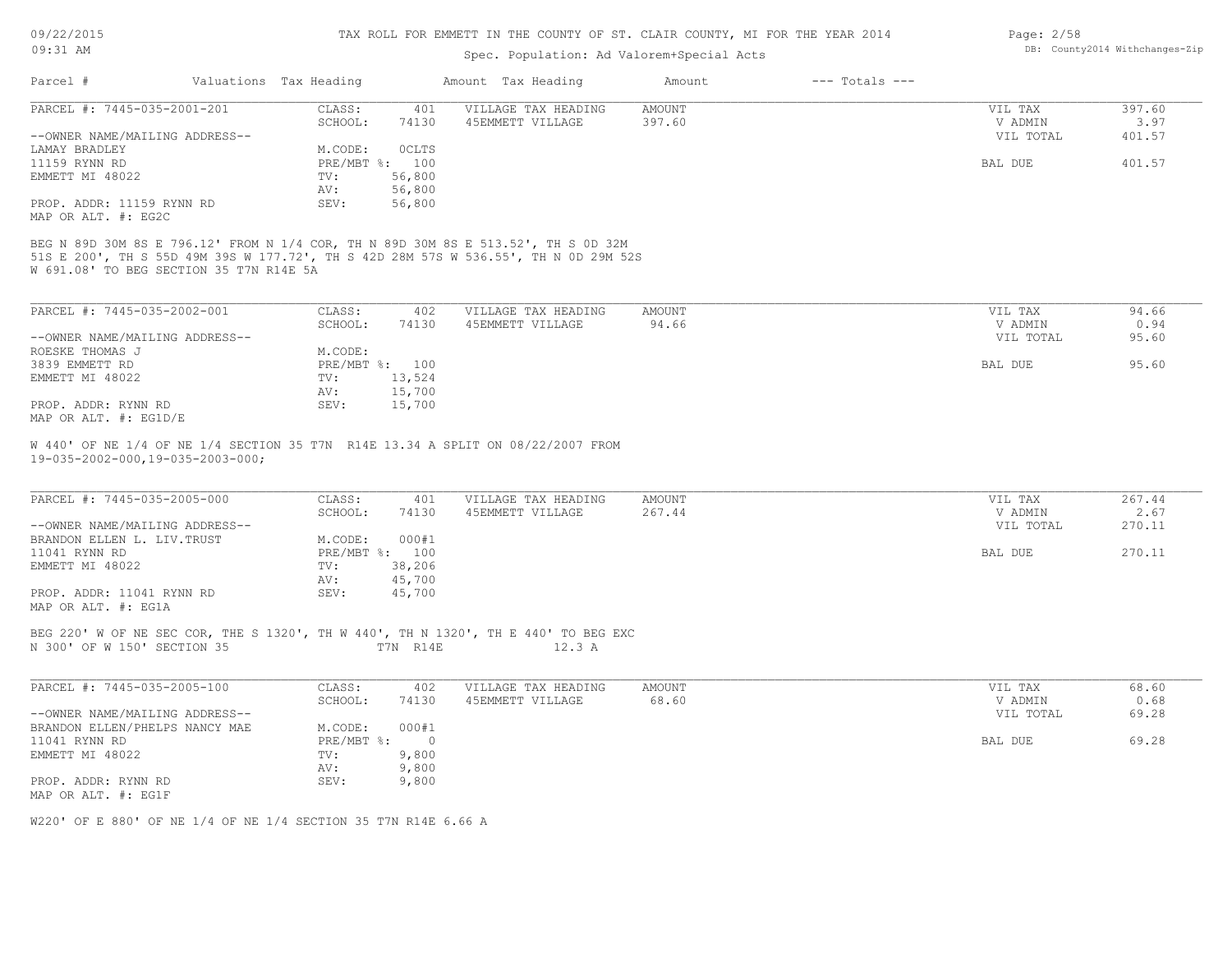# TAX ROLL FOR EMMETT IN THE COUNTY OF ST. CLAIR COUNTY, MI FOR THE YEAR 2014

Spec. Population: Ad Valorem+Special Acts

| Parcel # | Valuations | Tax Heading | Amount | Tax Heading | Amount | --- Totals --- | |
|---|---|---|---|---|---|---|---|

---

**PARCEL #: 7445-035-2001-201**

| | | | | | |
|---|---|---|---|---|---|
| CLASS: | 401 | VILLAGE TAX HEADING | AMOUNT | VIL TAX | 397.60 |
| SCHOOL: | 74130 | 45EMMETT VILLAGE | 397.60 | V ADMIN | 3.97 |
| | | | | VIL TOTAL | 401.57 |
| M.CODE: | 0CLTS | | | | |
| PRE/MBT %: | 100 | | | BAL DUE | 401.57 |
| TV: | 56,800 | | | | |
| AV: | 56,800 | | | | |
| SEV: | 56,800 | | | | |

--OWNER NAME/MAILING ADDRESS--
LAMAY BRADLEY
11159 RYNN RD
EMMETT MI 48022

PROP. ADDR: 11159 RYNN RD
MAP OR ALT. #: EG2C

BEG N 89D 30M 8S E 796.12' FROM N 1/4 COR, TH N 89D 30M 8S E 513.52', TH S 0D 32M 51S E 200', TH S 55D 49M 39S W 177.72', TH S 42D 28M 57S W 536.55', TH N 0D 29M 52S W 691.08' TO BEG SECTION 35 T7N R14E 5A

---

**PARCEL #: 7445-035-2002-001**

| | | | | | |
|---|---|---|---|---|---|
| CLASS: | 402 | VILLAGE TAX HEADING | AMOUNT | VIL TAX | 94.66 |
| SCHOOL: | 74130 | 45EMMETT VILLAGE | 94.66 | V ADMIN | 0.94 |
| | | | | VIL TOTAL | 95.60 |
| M.CODE: | | | | | |
| PRE/MBT %: | 100 | | | BAL DUE | 95.60 |
| TV: | 13,524 | | | | |
| AV: | 15,700 | | | | |
| SEV: | 15,700 | | | | |

--OWNER NAME/MAILING ADDRESS--
ROESKE THOMAS J
3839 EMMETT RD
EMMETT MI 48022

PROP. ADDR: RYNN RD
MAP OR ALT. #: EG1D/E

W 440' OF NE 1/4 OF NE 1/4 SECTION 35 T7N R14E 13.34 A SPLIT ON 08/22/2007 FROM 19-035-2002-000,19-035-2003-000;

---

**PARCEL #: 7445-035-2005-000**

| | | | | | |
|---|---|---|---|---|---|
| CLASS: | 401 | VILLAGE TAX HEADING | AMOUNT | VIL TAX | 267.44 |
| SCHOOL: | 74130 | 45EMMETT VILLAGE | 267.44 | V ADMIN | 2.67 |
| | | | | VIL TOTAL | 270.11 |
| M.CODE: | 000#1 | | | | |
| PRE/MBT %: | 100 | | | BAL DUE | 270.11 |
| TV: | 38,206 | | | | |
| AV: | 45,700 | | | | |
| SEV: | 45,700 | | | | |

--OWNER NAME/MAILING ADDRESS--
BRANDON ELLEN L. LIV.TRUST
11041 RYNN RD
EMMETT MI 48022

PROP. ADDR: 11041 RYNN RD
MAP OR ALT. #: EG1A

BEG 220' W OF NE SEC COR, THE S 1320', TH W 440', TH N 1320', TH E 440' TO BEG EXC N 300' OF W 150' SECTION 35 T7N R14E 12.3 A

---

**PARCEL #: 7445-035-2005-100**

| | | | | | |
|---|---|---|---|---|---|
| CLASS: | 402 | VILLAGE TAX HEADING | AMOUNT | VIL TAX | 68.60 |
| SCHOOL: | 74130 | 45EMMETT VILLAGE | 68.60 | V ADMIN | 0.68 |
| | | | | VIL TOTAL | 69.28 |
| M.CODE: | 000#1 | | | | |
| PRE/MBT %: | 0 | | | BAL DUE | 69.28 |
| TV: | 9,800 | | | | |
| AV: | 9,800 | | | | |
| SEV: | 9,800 | | | | |

--OWNER NAME/MAILING ADDRESS--
BRANDON ELLEN/PHELPS NANCY MAE
11041 RYNN RD
EMMETT MI 48022

PROP. ADDR: RYNN RD
MAP OR ALT. #: EG1F

W220' OF E 880' OF NE 1/4 OF NE 1/4 SECTION 35 T7N R14E 6.66 A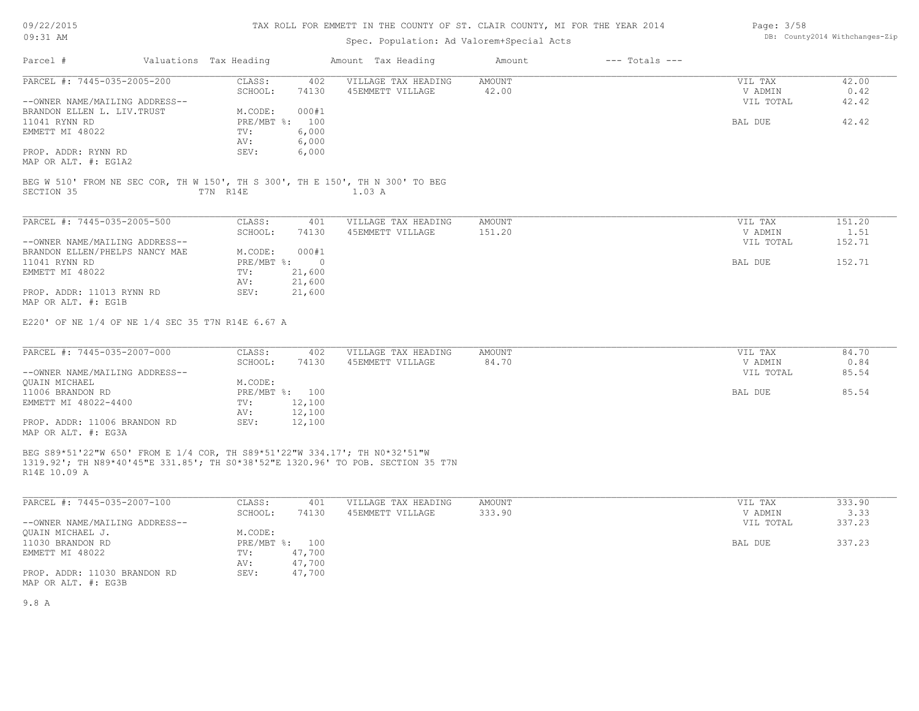# TAX ROLL FOR EMMETT IN THE COUNTY OF ST. CLAIR COUNTY, MI FOR THE YEAR 2014

Spec. Population: Ad Valorem+Special Acts

| Parcel # | Valuations | Tax Heading | Amount | Tax Heading | Amount | --- Totals --- |
|---|---|---|---|---|---|---|

---

**PARCEL #: 7445-035-2005-200**

| | | | | | |
|---|---|---|---|---|---|
| CLASS: | 402 | VILLAGE TAX HEADING | AMOUNT | VIL TAX | 42.00 |
| SCHOOL: | 74130 | 45EMMETT VILLAGE | 42.00 | V ADMIN | 0.42 |
| M.CODE: | 000#1 | | | VIL TOTAL | 42.42 |
| PRE/MBT %: | 100 | | | BAL DUE | 42.42 |
| TV: | 6,000 | | | | |
| AV: | 6,000 | | | | |
| SEV: | 6,000 | | | | |

--OWNER NAME/MAILING ADDRESS--
BRANDON ELLEN L. LIV.TRUST
11041 RYNN RD
EMMETT MI 48022

PROP. ADDR: RYNN RD
MAP OR ALT. #: EG1A2

BEG W 510' FROM NE SEC COR, TH W 150', TH S 300', TH E 150', TH N 300' TO BEG
SECTION 35 T7N R14E 1.03 A

---

**PARCEL #: 7445-035-2005-500**

| | | | | | |
|---|---|---|---|---|---|
| CLASS: | 401 | VILLAGE TAX HEADING | AMOUNT | VIL TAX | 151.20 |
| SCHOOL: | 74130 | 45EMMETT VILLAGE | 151.20 | V ADMIN | 1.51 |
| M.CODE: | 000#1 | | | VIL TOTAL | 152.71 |
| PRE/MBT %: | 0 | | | BAL DUE | 152.71 |
| TV: | 21,600 | | | | |
| AV: | 21,600 | | | | |
| SEV: | 21,600 | | | | |

--OWNER NAME/MAILING ADDRESS--
BRANDON ELLEN/PHELPS NANCY MAE
11041 RYNN RD
EMMETT MI 48022

PROP. ADDR: 11013 RYNN RD
MAP OR ALT. #: EG1B

E220' OF NE 1/4 OF NE 1/4 SEC 35 T7N R14E 6.67 A

---

**PARCEL #: 7445-035-2007-000**

| | | | | | |
|---|---|---|---|---|---|
| CLASS: | 402 | VILLAGE TAX HEADING | AMOUNT | VIL TAX | 84.70 |
| SCHOOL: | 74130 | 45EMMETT VILLAGE | 84.70 | V ADMIN | 0.84 |
| M.CODE: | | | | VIL TOTAL | 85.54 |
| PRE/MBT %: | 100 | | | BAL DUE | 85.54 |
| TV: | 12,100 | | | | |
| AV: | 12,100 | | | | |
| SEV: | 12,100 | | | | |

--OWNER NAME/MAILING ADDRESS--
QUAIN MICHAEL
11006 BRANDON RD
EMMETT MI 48022-4400

PROP. ADDR: 11006 BRANDON RD
MAP OR ALT. #: EG3A

BEG S89*51'22"W 650' FROM E 1/4 COR, TH S89*51'22"W 334.17'; TH N0*32'51"W 1319.92'; TH N89*40'45"E 331.85'; TH S0*38'52"E 1320.96' TO POB. SECTION 35 T7N R14E 10.09 A

---

**PARCEL #: 7445-035-2007-100**

| | | | | | |
|---|---|---|---|---|---|
| CLASS: | 401 | VILLAGE TAX HEADING | AMOUNT | VIL TAX | 333.90 |
| SCHOOL: | 74130 | 45EMMETT VILLAGE | 333.90 | V ADMIN | 3.33 |
| M.CODE: | | | | VIL TOTAL | 337.23 |
| PRE/MBT %: | 100 | | | BAL DUE | 337.23 |
| TV: | 47,700 | | | | |
| AV: | 47,700 | | | | |
| SEV: | 47,700 | | | | |

--OWNER NAME/MAILING ADDRESS--
QUAIN MICHAEL J.
11030 BRANDON RD
EMMETT MI 48022

PROP. ADDR: 11030 BRANDON RD
MAP OR ALT. #: EG3B

9.8 A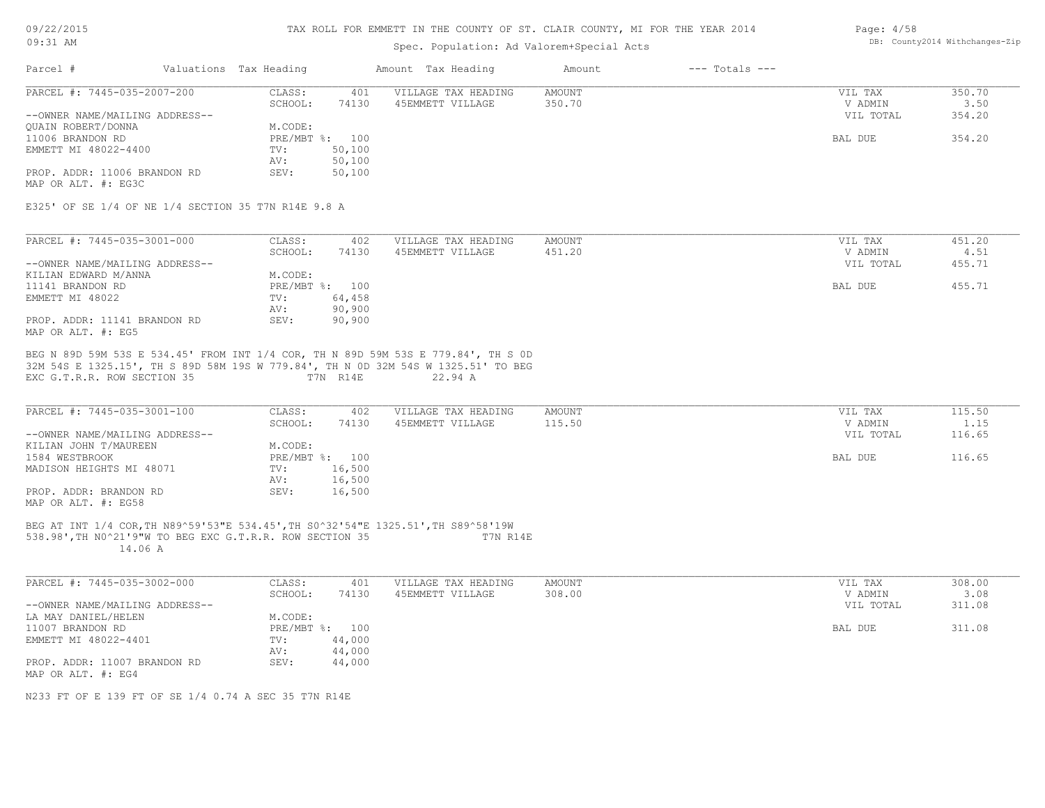TAX ROLL FOR EMMETT IN THE COUNTY OF ST. CLAIR COUNTY, MI FOR THE YEAR 2014

Spec. Population: Ad Valorem+Special Acts

DB: County2014 Withchanges-Zip

| Parcel # | Valuations | Tax Heading | Amount | Tax Heading | Amount | --- Totals --- | |
|---|---|---|---|---|---|---|---|

---

**PARCEL #: 7445-035-2007-200**

| | | | | | |
|---|---|---|---|---|---|
| CLASS: | 401 | VILLAGE TAX HEADING | AMOUNT | VIL TAX | 350.70 |
| SCHOOL: | 74130 | 45EMMETT VILLAGE | 350.70 | V ADMIN | 3.50 |
| | | | | VIL TOTAL | 354.20 |
| M.CODE: | | | | | |
| PRE/MBT %: | 100 | | | BAL DUE | 354.20 |
| TV: | 50,100 | | | | |
| AV: | 50,100 | | | | |
| SEV: | 50,100 | | | | |

--OWNER NAME/MAILING ADDRESS--
QUAIN ROBERT/DONNA
11006 BRANDON RD
EMMETT MI 48022-4400

PROP. ADDR: 11006 BRANDON RD
MAP OR ALT. #: EG3C

E325' OF SE 1/4 OF NE 1/4 SECTION 35 T7N R14E 9.8 A

---

**PARCEL #: 7445-035-3001-000**

| | | | | | |
|---|---|---|---|---|---|
| CLASS: | 402 | VILLAGE TAX HEADING | AMOUNT | VIL TAX | 451.20 |
| SCHOOL: | 74130 | 45EMMETT VILLAGE | 451.20 | V ADMIN | 4.51 |
| | | | | VIL TOTAL | 455.71 |
| M.CODE: | | | | | |
| PRE/MBT %: | 100 | | | BAL DUE | 455.71 |
| TV: | 64,458 | | | | |
| AV: | 90,900 | | | | |
| SEV: | 90,900 | | | | |

--OWNER NAME/MAILING ADDRESS--
KILIAN EDWARD M/ANNA
11141 BRANDON RD
EMMETT MI 48022

PROP. ADDR: 11141 BRANDON RD
MAP OR ALT. #: EG5

BEG N 89D 59M 53S E 534.45' FROM INT 1/4 COR, TH N 89D 59M 53S E 779.84', TH S 0D 32M 54S E 1325.15', TH S 89D 58M 19S W 779.84', TH N 0D 32M 54S W 1325.51' TO BEG EXC G.T.R.R. ROW SECTION 35 T7N R14E 22.94 A

---

**PARCEL #: 7445-035-3001-100**

| | | | | | |
|---|---|---|---|---|---|
| CLASS: | 402 | VILLAGE TAX HEADING | AMOUNT | VIL TAX | 115.50 |
| SCHOOL: | 74130 | 45EMMETT VILLAGE | 115.50 | V ADMIN | 1.15 |
| | | | | VIL TOTAL | 116.65 |
| M.CODE: | | | | | |
| PRE/MBT %: | 100 | | | BAL DUE | 116.65 |
| TV: | 16,500 | | | | |
| AV: | 16,500 | | | | |
| SEV: | 16,500 | | | | |

--OWNER NAME/MAILING ADDRESS--
KILIAN JOHN T/MAUREEN
1584 WESTBROOK
MADISON HEIGHTS MI 48071

PROP. ADDR: BRANDON RD
MAP OR ALT. #: EG58

BEG AT INT 1/4 COR,TH N89^59'53"E 534.45',TH S0^32'54"E 1325.51',TH S89^58'19W 538.98',TH N0^21'9"W TO BEG EXC G.T.R.R. ROW SECTION 35 T7N R14E 14.06 A

---

**PARCEL #: 7445-035-3002-000**

| | | | | | |
|---|---|---|---|---|---|
| CLASS: | 401 | VILLAGE TAX HEADING | AMOUNT | VIL TAX | 308.00 |
| SCHOOL: | 74130 | 45EMMETT VILLAGE | 308.00 | V ADMIN | 3.08 |
| | | | | VIL TOTAL | 311.08 |
| M.CODE: | | | | | |
| PRE/MBT %: | 100 | | | BAL DUE | 311.08 |
| TV: | 44,000 | | | | |
| AV: | 44,000 | | | | |
| SEV: | 44,000 | | | | |

--OWNER NAME/MAILING ADDRESS--
LA MAY DANIEL/HELEN
11007 BRANDON RD
EMMETT MI 48022-4401

PROP. ADDR: 11007 BRANDON RD
MAP OR ALT. #: EG4

N233 FT OF E 139 FT OF SE 1/4 0.74 A SEC 35 T7N R14E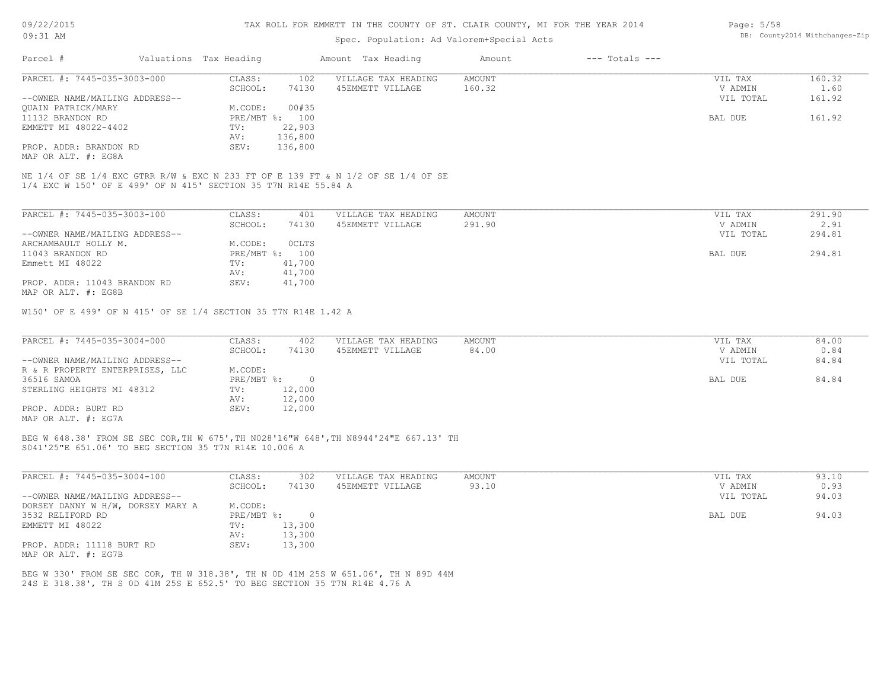# TAX ROLL FOR EMMETT IN THE COUNTY OF ST. CLAIR COUNTY, MI FOR THE YEAR 2014

Spec. Population: Ad Valorem+Special Acts

| Parcel # | Valuations | Tax Heading | Amount | Tax Heading | Amount | --- Totals --- | |
|---|---|---|---|---|---|---|---|

## PARCEL #: 7445-035-3003-000

| | | | | | |
|---|---|---|---|---|---|
| CLASS: | 102 | VILLAGE TAX HEADING | AMOUNT | VIL TAX | 160.32 |
| SCHOOL: | 74130 | 45EMMETT VILLAGE | 160.32 | V ADMIN | 1.60 |
| | | | | VIL TOTAL | 161.92 |
| M.CODE: | 00#35 | | | | |
| PRE/MBT %: | 100 | | | BAL DUE | 161.92 |
| TV: | 22,903 | | | | |
| AV: | 136,800 | | | | |
| SEV: | 136,800 | | | | |

--OWNER NAME/MAILING ADDRESS--
QUAIN PATRICK/MARY
11132 BRANDON RD
EMMETT MI 48022-4402

PROP. ADDR: BRANDON RD
MAP OR ALT. #: EG8A

NE 1/4 OF SE 1/4 EXC GTRR R/W & EXC N 233 FT OF E 139 FT & N 1/2 OF SE 1/4 OF SE 1/4 EXC W 150' OF E 499' OF N 415' SECTION 35 T7N R14E 55.84 A

## PARCEL #: 7445-035-3003-100

| | | | | | |
|---|---|---|---|---|---|
| CLASS: | 401 | VILLAGE TAX HEADING | AMOUNT | VIL TAX | 291.90 |
| SCHOOL: | 74130 | 45EMMETT VILLAGE | 291.90 | V ADMIN | 2.91 |
| | | | | VIL TOTAL | 294.81 |
| M.CODE: | 0CLTS | | | | |
| PRE/MBT %: | 100 | | | BAL DUE | 294.81 |
| TV: | 41,700 | | | | |
| AV: | 41,700 | | | | |
| SEV: | 41,700 | | | | |

--OWNER NAME/MAILING ADDRESS--
ARCHAMBAULT HOLLY M.
11043 BRANDON RD
Emmett MI 48022

PROP. ADDR: 11043 BRANDON RD
MAP OR ALT. #: EG8B

W150' OF E 499' OF N 415' OF SE 1/4 SECTION 35 T7N R14E 1.42 A

## PARCEL #: 7445-035-3004-000

| | | | | | |
|---|---|---|---|---|---|
| CLASS: | 402 | VILLAGE TAX HEADING | AMOUNT | VIL TAX | 84.00 |
| SCHOOL: | 74130 | 45EMMETT VILLAGE | 84.00 | V ADMIN | 0.84 |
| | | | | VIL TOTAL | 84.84 |
| M.CODE: | | | | | |
| PRE/MBT %: | 0 | | | BAL DUE | 84.84 |
| TV: | 12,000 | | | | |
| AV: | 12,000 | | | | |
| SEV: | 12,000 | | | | |

--OWNER NAME/MAILING ADDRESS--
R & R PROPERTY ENTERPRISES, LLC
36516 SAMOA
STERLING HEIGHTS MI 48312

PROP. ADDR: BURT RD
MAP OR ALT. #: EG7A

BEG W 648.38' FROM SE SEC COR,TH W 675',TH N028'16"W 648',TH N8944'24"E 667.13' TH S041'25"E 651.06' TO BEG SECTION 35 T7N R14E 10.006 A

## PARCEL #: 7445-035-3004-100

| | | | | | |
|---|---|---|---|---|---|
| CLASS: | 302 | VILLAGE TAX HEADING | AMOUNT | VIL TAX | 93.10 |
| SCHOOL: | 74130 | 45EMMETT VILLAGE | 93.10 | V ADMIN | 0.93 |
| | | | | VIL TOTAL | 94.03 |
| M.CODE: | | | | | |
| PRE/MBT %: | 0 | | | BAL DUE | 94.03 |
| TV: | 13,300 | | | | |
| AV: | 13,300 | | | | |
| SEV: | 13,300 | | | | |

--OWNER NAME/MAILING ADDRESS--
DORSEY DANNY W H/W, DORSEY MARY A
3532 RELIFORD RD
EMMETT MI 48022

PROP. ADDR: 11118 BURT RD
MAP OR ALT. #: EG7B

BEG W 330' FROM SE SEC COR, TH W 318.38', TH N 0D 41M 25S W 651.06', TH N 89D 44M 24S E 318.38', TH S 0D 41M 25S E 652.5' TO BEG SECTION 35 T7N R14E 4.76 A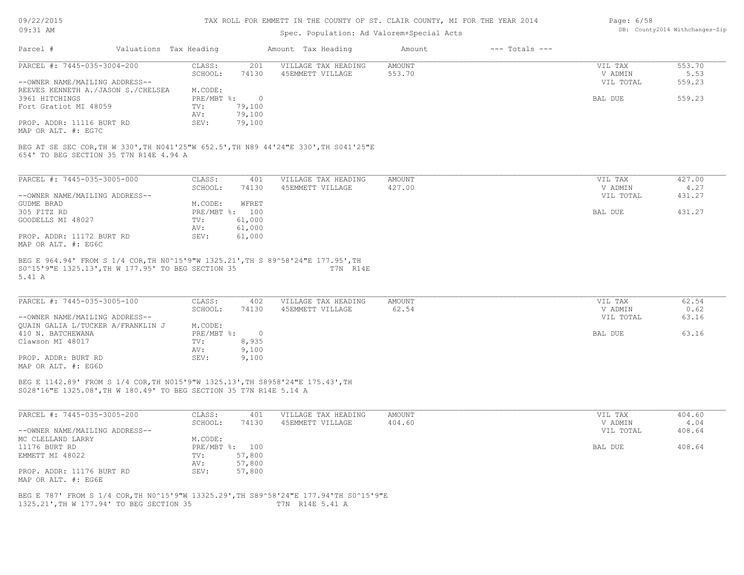# TAX ROLL FOR EMMETT IN THE COUNTY OF ST. CLAIR COUNTY, MI FOR THE YEAR 2014

Spec. Population: Ad Valorem+Special Acts

| Parcel # | Valuations | Tax Heading | Amount | Tax Heading | Amount | --- Totals --- | |
|---|---|---|---|---|---|---|---|

## PARCEL #: 7445-035-3004-200

| | | | | | |
|---|---|---|---|---|---|
| CLASS: | 201 | VILLAGE TAX HEADING | AMOUNT | VIL TAX | 553.70 |
| SCHOOL: | 74130 | 45EMMETT VILLAGE | 553.70 | V ADMIN | 5.53 |
| M.CODE: | | | | VIL TOTAL | 559.23 |
| PRE/MBT %: | 0 | | | BAL DUE | 559.23 |
| TV: | 79,100 | | | | |
| AV: | 79,100 | | | | |
| SEV: | 79,100 | | | | |

--OWNER NAME/MAILING ADDRESS--
REEVES KENNETH A./JASON S./CHELSEA
3961 HITCHINGS
Fort Gratiot MI 48059

PROP. ADDR: 11116 BURT RD
MAP OR ALT. #: EG7C

BEG AT SE SEC COR,TH W 330',TH N041'25"W 652.5',TH N89 44'24"E 330',TH S041'25"E 654' TO BEG SECTION 35 T7N R14E 4.94 A

## PARCEL #: 7445-035-3005-000

| | | | | | |
|---|---|---|---|---|---|
| CLASS: | 401 | VILLAGE TAX HEADING | AMOUNT | VIL TAX | 427.00 |
| SCHOOL: | 74130 | 45EMMETT VILLAGE | 427.00 | V ADMIN | 4.27 |
| M.CODE: | WFRET | | | VIL TOTAL | 431.27 |
| PRE/MBT %: | 100 | | | BAL DUE | 431.27 |
| TV: | 61,000 | | | | |
| AV: | 61,000 | | | | |
| SEV: | 61,000 | | | | |

--OWNER NAME/MAILING ADDRESS--
GUDME BRAD
305 FITZ RD
GOODELLS MI 48027

PROP. ADDR: 11172 BURT RD
MAP OR ALT. #: EG6C

BEG E 964.94' FROM S 1/4 COR,TH N0^15'9"W 1325.21',TH S 89^58'24"E 177.95',TH S0^15'9"E 1325.13',TH W 177.95' TO BEG SECTION 35 T7N R14E 5.41 A

## PARCEL #: 7445-035-3005-100

| | | | | | |
|---|---|---|---|---|---|
| CLASS: | 402 | VILLAGE TAX HEADING | AMOUNT | VIL TAX | 62.54 |
| SCHOOL: | 74130 | 45EMMETT VILLAGE | 62.54 | V ADMIN | 0.62 |
| M.CODE: | | | | VIL TOTAL | 63.16 |
| PRE/MBT %: | 0 | | | BAL DUE | 63.16 |
| TV: | 8,935 | | | | |
| AV: | 9,100 | | | | |
| SEV: | 9,100 | | | | |

--OWNER NAME/MAILING ADDRESS--
QUAIN GALIA L/TUCKER A/FRANKLIN J
410 N. BATCHEWANA
Clawson MI 48017

PROP. ADDR: BURT RD
MAP OR ALT. #: EG6D

BEG E 1142.89' FROM S 1/4 COR,TH N015'9"W 1325.13',TH S8958'24"E 175.43',TH S028'16"E 1325.08',TH W 180.49' TO BEG SECTION 35 T7N R14E 5.14 A

## PARCEL #: 7445-035-3005-200

| | | | | | |
|---|---|---|---|---|---|
| CLASS: | 401 | VILLAGE TAX HEADING | AMOUNT | VIL TAX | 404.60 |
| SCHOOL: | 74130 | 45EMMETT VILLAGE | 404.60 | V ADMIN | 4.04 |
| M.CODE: | | | | VIL TOTAL | 408.64 |
| PRE/MBT %: | 100 | | | BAL DUE | 408.64 |
| TV: | 57,800 | | | | |
| AV: | 57,800 | | | | |
| SEV: | 57,800 | | | | |

--OWNER NAME/MAILING ADDRESS--
MC CLELLAND LARRY
11176 BURT RD
EMMETT MI 48022

PROP. ADDR: 11176 BURT RD
MAP OR ALT. #: EG6E

BEG E 787' FROM S 1/4 COR,TH N0^15'9"W 13325.29',TH S89^58'24"E 177.94'TH S0^15'9"E 1325.21',TH W 177.94' TO BEG SECTION 35 T7N R14E 5.41 A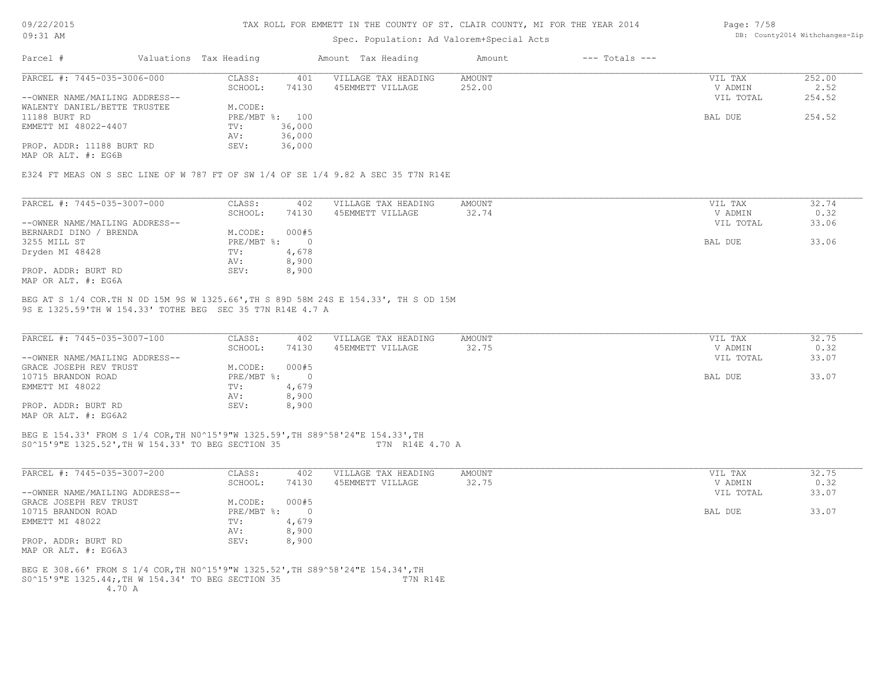TAX ROLL FOR EMMETT IN THE COUNTY OF ST. CLAIR COUNTY, MI FOR THE YEAR 2014

Spec. Population: Ad Valorem+Special Acts

| Parcel # | Valuations | Tax Heading | Amount | Tax Heading | Amount | --- Totals --- | |
|---|---|---|---|---|---|---|---|
| PARCEL #: 7445-035-3006-000 | CLASS: | 401 | VILLAGE TAX HEADING | AMOUNT | | VIL TAX | 252.00 |
| | SCHOOL: | 74130 | 45EMMETT VILLAGE | 252.00 | | V ADMIN | 2.52 |
| --OWNER NAME/MAILING ADDRESS-- | | | | | | VIL TOTAL | 254.52 |
| WALENTY DANIEL/BETTE TRUSTEE | M.CODE: | | | | | | |
| 11188 BURT RD | PRE/MBT %: | 100 | | | | BAL DUE | 254.52 |
| EMMETT MI 48022-4407 | TV: | 36,000 | | | | | |
| | AV: | 36,000 | | | | | |
| PROP. ADDR: 11188 BURT RD | SEV: | 36,000 | | | | | |
| MAP OR ALT. #: EG6B | | | | | | | |

E324 FT MEAS ON S SEC LINE OF W 787 FT OF SW 1/4 OF SE 1/4 9.82 A SEC 35 T7N R14E

| Parcel # | Valuations | Tax Heading | Amount | Tax Heading | Amount | --- Totals --- | |
|---|---|---|---|---|---|---|---|
| PARCEL #: 7445-035-3007-000 | CLASS: | 402 | VILLAGE TAX HEADING | AMOUNT | | VIL TAX | 32.74 |
| | SCHOOL: | 74130 | 45EMMETT VILLAGE | 32.74 | | V ADMIN | 0.32 |
| --OWNER NAME/MAILING ADDRESS-- | | | | | | VIL TOTAL | 33.06 |
| BERNARDI DINO / BRENDA | M.CODE: | 000#5 | | | | | |
| 3255 MILL ST | PRE/MBT %: | 0 | | | | BAL DUE | 33.06 |
| Dryden MI 48428 | TV: | 4,678 | | | | | |
| | AV: | 8,900 | | | | | |
| PROP. ADDR: BURT RD | SEV: | 8,900 | | | | | |
| MAP OR ALT. #: EG6A | | | | | | | |

BEG AT S 1/4 COR.TH N 0D 15M 9S W 1325.66',TH S 89D 58M 24S E 154.33', TH S OD 15M 9S E 1325.59'TH W 154.33' TOTHE BEG SEC 35 T7N R14E 4.7 A

| Parcel # | Valuations | Tax Heading | Amount | Tax Heading | Amount | --- Totals --- | |
|---|---|---|---|---|---|---|---|
| PARCEL #: 7445-035-3007-100 | CLASS: | 402 | VILLAGE TAX HEADING | AMOUNT | | VIL TAX | 32.75 |
| | SCHOOL: | 74130 | 45EMMETT VILLAGE | 32.75 | | V ADMIN | 0.32 |
| --OWNER NAME/MAILING ADDRESS-- | | | | | | VIL TOTAL | 33.07 |
| GRACE JOSEPH REV TRUST | M.CODE: | 000#5 | | | | | |
| 10715 BRANDON ROAD | PRE/MBT %: | 0 | | | | BAL DUE | 33.07 |
| EMMETT MI 48022 | TV: | 4,679 | | | | | |
| | AV: | 8,900 | | | | | |
| PROP. ADDR: BURT RD | SEV: | 8,900 | | | | | |
| MAP OR ALT. #: EG6A2 | | | | | | | |

BEG E 154.33' FROM S 1/4 COR,TH N0^15'9"W 1325.59',TH S89^58'24"E 154.33',TH S0^15'9"E 1325.52',TH W 154.33' TO BEG SECTION 35 T7N R14E 4.70 A

| Parcel # | Valuations | Tax Heading | Amount | Tax Heading | Amount | --- Totals --- | |
|---|---|---|---|---|---|---|---|
| PARCEL #: 7445-035-3007-200 | CLASS: | 402 | VILLAGE TAX HEADING | AMOUNT | | VIL TAX | 32.75 |
| | SCHOOL: | 74130 | 45EMMETT VILLAGE | 32.75 | | V ADMIN | 0.32 |
| --OWNER NAME/MAILING ADDRESS-- | | | | | | VIL TOTAL | 33.07 |
| GRACE JOSEPH REV TRUST | M.CODE: | 000#5 | | | | | |
| 10715 BRANDON ROAD | PRE/MBT %: | 0 | | | | BAL DUE | 33.07 |
| EMMETT MI 48022 | TV: | 4,679 | | | | | |
| | AV: | 8,900 | | | | | |
| PROP. ADDR: BURT RD | SEV: | 8,900 | | | | | |
| MAP OR ALT. #: EG6A3 | | | | | | | |

BEG E 308.66' FROM S 1/4 COR,TH N0^15'9"W 1325.52',TH S89^58'24"E 154.34',TH S0^15'9"E 1325.44;,TH W 154.34' TO BEG SECTION 35 T7N R14E 4.70 A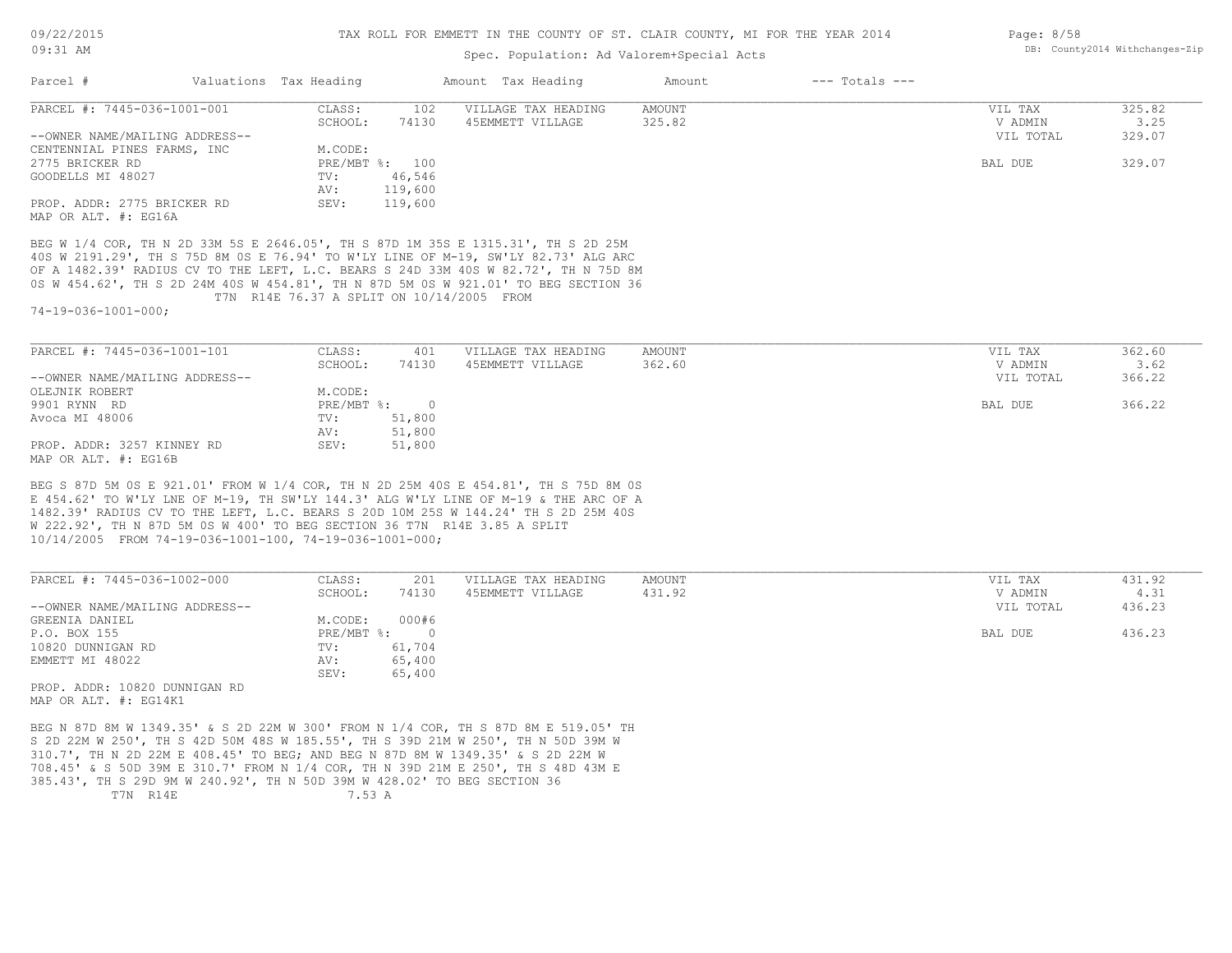# TAX ROLL FOR EMMETT IN THE COUNTY OF ST. CLAIR COUNTY, MI FOR THE YEAR 2014

Spec. Population: Ad Valorem+Special Acts

| Parcel # | Valuations | Tax Heading | Amount | Tax Heading | Amount | --- Totals --- | |
|---|---|---|---|---|---|---|---|

---

PARCEL #: 7445-036-1001-001

| | | | | | | |
|---|---|---|---|---|---|---|
| CLASS: | 102 | VILLAGE TAX HEADING | AMOUNT | | VIL TAX | 325.82 |
| SCHOOL: | 74130 | 45EMMETT VILLAGE | 325.82 | | V ADMIN | 3.25 |
| | | | | | VIL TOTAL | 329.07 |
| M.CODE: | | | | | | |
| PRE/MBT %: | 100 | | | | BAL DUE | 329.07 |
| TV: | 46,546 | | | | | |
| AV: | 119,600 | | | | | |
| SEV: | 119,600 | | | | | |

--OWNER NAME/MAILING ADDRESS--
CENTENNIAL PINES FARMS, INC
2775 BRICKER RD
GOODELLS MI 48027

PROP. ADDR: 2775 BRICKER RD
MAP OR ALT. #: EG16A

BEG W 1/4 COR, TH N 2D 33M 5S E 2646.05', TH S 87D 1M 35S E 1315.31', TH S 2D 25M 40S W 2191.29', TH S 75D 8M 0S E 76.94' TO W'LY LINE OF M-19, SW'LY 82.73' ALG ARC OF A 1482.39' RADIUS CV TO THE LEFT, L.C. BEARS S 24D 33M 40S W 82.72', TH N 75D 8M 0S W 454.62', TH S 2D 24M 40S W 454.81', TH N 87D 5M 0S W 921.01' TO BEG SECTION 36 T7N R14E 76.37 A SPLIT ON 10/14/2005 FROM 74-19-036-1001-000;

---

PARCEL #: 7445-036-1001-101

| | | | | | | |
|---|---|---|---|---|---|---|
| CLASS: | 401 | VILLAGE TAX HEADING | AMOUNT | | VIL TAX | 362.60 |
| SCHOOL: | 74130 | 45EMMETT VILLAGE | 362.60 | | V ADMIN | 3.62 |
| | | | | | VIL TOTAL | 366.22 |
| M.CODE: | | | | | | |
| PRE/MBT %: | 0 | | | | BAL DUE | 366.22 |
| TV: | 51,800 | | | | | |
| AV: | 51,800 | | | | | |
| SEV: | 51,800 | | | | | |

--OWNER NAME/MAILING ADDRESS--
OLEJNIK ROBERT
9901 RYNN RD
Avoca MI 48006

PROP. ADDR: 3257 KINNEY RD
MAP OR ALT. #: EG16B

BEG S 87D 5M 0S E 921.01' FROM W 1/4 COR, TH N 2D 25M 40S E 454.81', TH S 75D 8M 0S E 454.62' TO W'LY LNE OF M-19, TH SW'LY 144.3' ALG W'LY LINE OF M-19 & THE ARC OF A 1482.39' RADIUS CV TO THE LEFT, L.C. BEARS S 20D 10M 25S W 144.24' TH S 2D 25M 40S W 222.92', TH N 87D 5M 0S W 400' TO BEG SECTION 36 T7N R14E 3.85 A SPLIT 10/14/2005 FROM 74-19-036-1001-100, 74-19-036-1001-000;

---

PARCEL #: 7445-036-1002-000

| | | | | | | |
|---|---|---|---|---|---|---|
| CLASS: | 201 | VILLAGE TAX HEADING | AMOUNT | | VIL TAX | 431.92 |
| SCHOOL: | 74130 | 45EMMETT VILLAGE | 431.92 | | V ADMIN | 4.31 |
| | | | | | VIL TOTAL | 436.23 |
| M.CODE: | 000#6 | | | | | |
| PRE/MBT %: | 0 | | | | BAL DUE | 436.23 |
| TV: | 61,704 | | | | | |
| AV: | 65,400 | | | | | |
| SEV: | 65,400 | | | | | |

--OWNER NAME/MAILING ADDRESS--
GREENIA DANIEL
P.O. BOX 155
10820 DUNNIGAN RD
EMMETT MI 48022

PROP. ADDR: 10820 DUNNIGAN RD
MAP OR ALT. #: EG14K1

BEG N 87D 8M W 1349.35' & S 2D 22M W 300' FROM N 1/4 COR, TH S 87D 8M E 519.05' TH S 2D 22M W 250', TH S 42D 50M 48S W 185.55', TH S 39D 21M W 250', TH N 50D 39M W 310.7', TH N 2D 22M E 408.45' TO BEG; AND BEG N 87D 8M W 1349.35' & S 2D 22M W 708.45' & S 50D 39M E 310.7' FROM N 1/4 COR, TH N 39D 21M E 250', TH S 48D 43M E 385.43', TH S 29D 9M W 240.92', TH N 50D 39M W 428.02' TO BEG SECTION 36 T7N R14E 7.53 A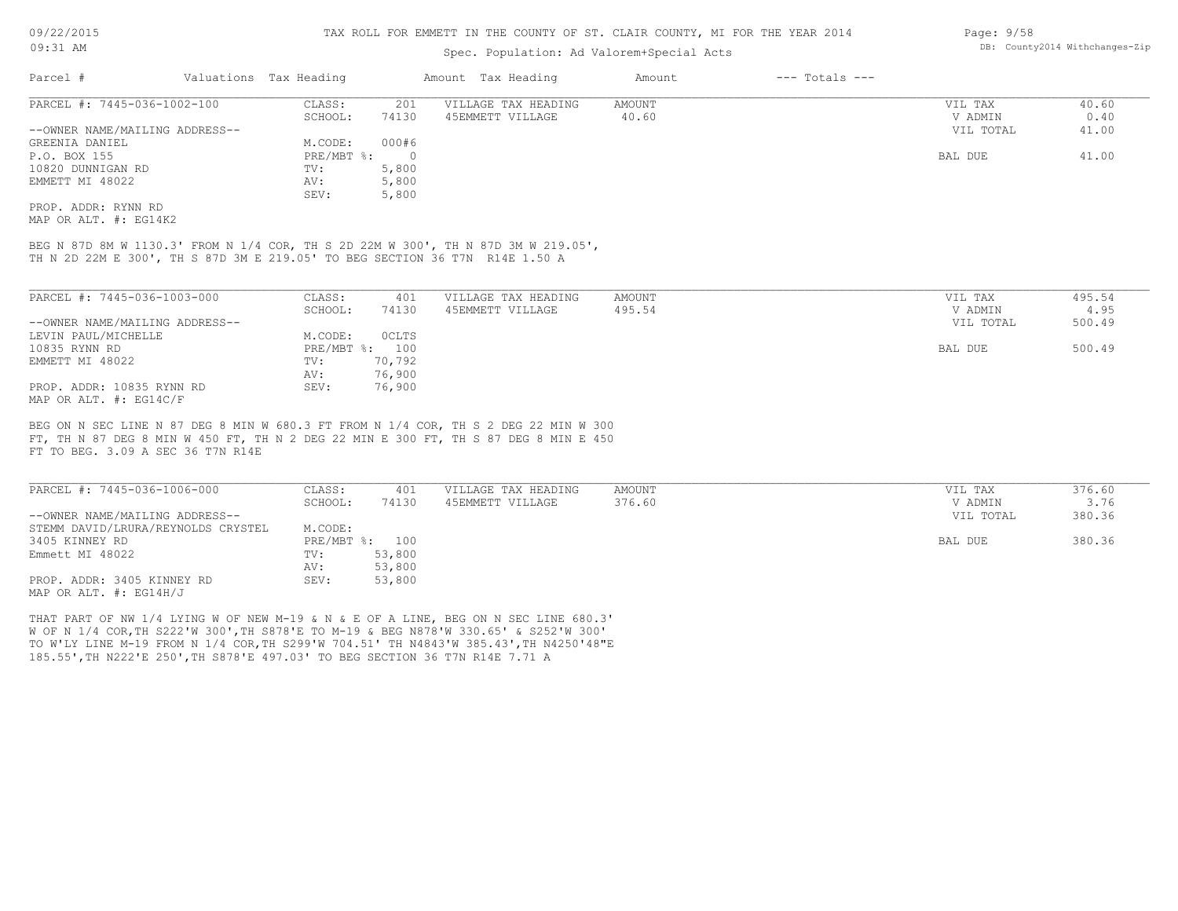TAX ROLL FOR EMMETT IN THE COUNTY OF ST. CLAIR COUNTY, MI FOR THE YEAR 2014

Spec. Population: Ad Valorem+Special Acts

| Parcel # | Valuations | Tax Heading | Amount | Tax Heading | Amount | --- Totals --- | |
|---|---|---|---|---|---|---|---|
| PARCEL #: 7445-036-1002-100 | CLASS: | 201 | VILLAGE TAX HEADING | AMOUNT | | VIL TAX | 40.60 |
| | SCHOOL: | 74130 | 45EMMETT VILLAGE | 40.60 | | V ADMIN | 0.40 |
| --OWNER NAME/MAILING ADDRESS-- | | | | | | VIL TOTAL | 41.00 |
| GREENIA DANIEL | M.CODE: | 000#6 | | | | | |
| P.O. BOX 155 | PRE/MBT %: | 0 | | | | BAL DUE | 41.00 |
| 10820 DUNNIGAN RD | TV: | 5,800 | | | | | |
| EMMETT MI 48022 | AV: | 5,800 | | | | | |
| | SEV: | 5,800 | | | | | |
| PROP. ADDR: RYNN RD | | | | | | | |
| MAP OR ALT. #: EG14K2 | | | | | | | |

BEG N 87D 8M W 1130.3' FROM N 1/4 COR, TH S 2D 22M W 300', TH N 87D 3M W 219.05', TH N 2D 22M E 300', TH S 87D 3M E 219.05' TO BEG SECTION 36 T7N R14E 1.50 A

| Parcel # | Valuations | Tax Heading | Amount | Tax Heading | Amount | --- Totals --- | |
|---|---|---|---|---|---|---|---|
| PARCEL #: 7445-036-1003-000 | CLASS: | 401 | VILLAGE TAX HEADING | AMOUNT | | VIL TAX | 495.54 |
| | SCHOOL: | 74130 | 45EMMETT VILLAGE | 495.54 | | V ADMIN | 4.95 |
| --OWNER NAME/MAILING ADDRESS-- | | | | | | VIL TOTAL | 500.49 |
| LEVIN PAUL/MICHELLE | M.CODE: | 0CLTS | | | | | |
| 10835 RYNN RD | PRE/MBT %: | 100 | | | | BAL DUE | 500.49 |
| EMMETT MI 48022 | TV: | 70,792 | | | | | |
| | AV: | 76,900 | | | | | |
| PROP. ADDR: 10835 RYNN RD | SEV: | 76,900 | | | | | |
| MAP OR ALT. #: EG14C/F | | | | | | | |

BEG ON N SEC LINE N 87 DEG 8 MIN W 680.3 FT FROM N 1/4 COR, TH S 2 DEG 22 MIN W 300 FT, TH N 87 DEG 8 MIN W 450 FT, TH N 2 DEG 22 MIN E 300 FT, TH S 87 DEG 8 MIN E 450 FT TO BEG. 3.09 A SEC 36 T7N R14E

| Parcel # | Valuations | Tax Heading | Amount | Tax Heading | Amount | --- Totals --- | |
|---|---|---|---|---|---|---|---|
| PARCEL #: 7445-036-1006-000 | CLASS: | 401 | VILLAGE TAX HEADING | AMOUNT | | VIL TAX | 376.60 |
| | SCHOOL: | 74130 | 45EMMETT VILLAGE | 376.60 | | V ADMIN | 3.76 |
| --OWNER NAME/MAILING ADDRESS-- | | | | | | VIL TOTAL | 380.36 |
| STEMM DAVID/LRURA/REYNOLDS CRYSTEL | M.CODE: | | | | | | |
| 3405 KINNEY RD | PRE/MBT %: | 100 | | | | BAL DUE | 380.36 |
| Emmett MI 48022 | TV: | 53,800 | | | | | |
| | AV: | 53,800 | | | | | |
| PROP. ADDR: 3405 KINNEY RD | SEV: | 53,800 | | | | | |
| MAP OR ALT. #: EG14H/J | | | | | | | |

THAT PART OF NW 1/4 LYING W OF NEW M-19 & N & E OF A LINE, BEG ON N SEC LINE 680.3' W OF N 1/4 COR,TH S222'W 300',TH S878'E TO M-19 & BEG N878'W 330.65' & S252'W 300' TO W'LY LINE M-19 FROM N 1/4 COR,TH S299'W 704.51' TH N4843'W 385.43',TH N4250'48"E 185.55',TH N222'E 250',TH S878'E 497.03' TO BEG SECTION 36 T7N R14E 7.71 A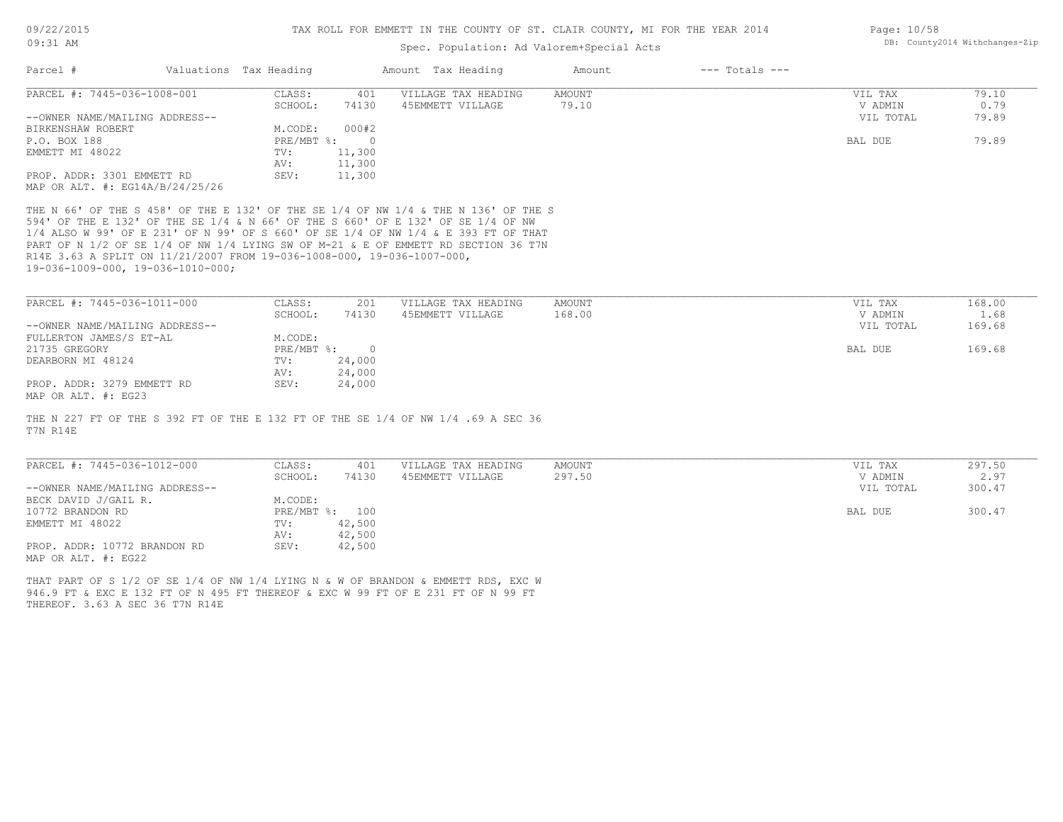TAX ROLL FOR EMMETT IN THE COUNTY OF ST. CLAIR COUNTY, MI FOR THE YEAR 2014

Spec. Population: Ad Valorem+Special Acts

| Parcel # | Valuations | Tax Heading | Amount | Tax Heading | Amount | --- Totals --- | |
|---|---|---|---|---|---|---|---|
| PARCEL #: 7445-036-1008-001 | CLASS: | 401 | VILLAGE TAX HEADING | AMOUNT | | VIL TAX | 79.10 |
| | SCHOOL: | 74130 | 45EMMETT VILLAGE | 79.10 | | V ADMIN | 0.79 |
| --OWNER NAME/MAILING ADDRESS-- | | | | | | VIL TOTAL | 79.89 |
| BIRKENSHAW ROBERT | M.CODE: | 000#2 | | | | | |
| P.O. BOX 188 | PRE/MBT %: | 0 | | | | BAL DUE | 79.89 |
| EMMETT MI 48022 | TV: | 11,300 | | | | | |
| | AV: | 11,300 | | | | | |
| PROP. ADDR: 3301 EMMETT RD | SEV: | 11,300 | | | | | |
| MAP OR ALT. #: EG14A/B/24/25/26 | | | | | | | |

THE N 66' OF THE S 458' OF THE E 132' OF THE SE 1/4 OF NW 1/4 & THE N 136' OF THE S 594' OF THE E 132' OF THE SE 1/4 & N 66' OF THE S 660' OF E 132' OF SE 1/4 OF NW 1/4 ALSO W 99' OF E 231' OF N 99' OF S 660' OF SE 1/4 OF NW 1/4 & E 393 FT OF THAT PART OF N 1/2 OF SE 1/4 OF NW 1/4 LYING SW OF M-21 & E OF EMMETT RD SECTION 36 T7N R14E 3.63 A SPLIT ON 11/21/2007 FROM 19-036-1008-000, 19-036-1007-000, 19-036-1009-000, 19-036-1010-000;

| Parcel # | Valuations | Tax Heading | Amount | Tax Heading | Amount | --- Totals --- | |
|---|---|---|---|---|---|---|---|
| PARCEL #: 7445-036-1011-000 | CLASS: | 201 | VILLAGE TAX HEADING | AMOUNT | | VIL TAX | 168.00 |
| | SCHOOL: | 74130 | 45EMMETT VILLAGE | 168.00 | | V ADMIN | 1.68 |
| --OWNER NAME/MAILING ADDRESS-- | | | | | | VIL TOTAL | 169.68 |
| FULLERTON JAMES/S ET-AL | M.CODE: | | | | | | |
| 21735 GREGORY | PRE/MBT %: | 0 | | | | BAL DUE | 169.68 |
| DEARBORN MI 48124 | TV: | 24,000 | | | | | |
| | AV: | 24,000 | | | | | |
| PROP. ADDR: 3279 EMMETT RD | SEV: | 24,000 | | | | | |
| MAP OR ALT. #: EG23 | | | | | | | |

THE N 227 FT OF THE S 392 FT OF THE E 132 FT OF THE SE 1/4 OF NW 1/4 .69 A SEC 36 T7N R14E

| Parcel # | Valuations | Tax Heading | Amount | Tax Heading | Amount | --- Totals --- | |
|---|---|---|---|---|---|---|---|
| PARCEL #: 7445-036-1012-000 | CLASS: | 401 | VILLAGE TAX HEADING | AMOUNT | | VIL TAX | 297.50 |
| | SCHOOL: | 74130 | 45EMMETT VILLAGE | 297.50 | | V ADMIN | 2.97 |
| --OWNER NAME/MAILING ADDRESS-- | | | | | | VIL TOTAL | 300.47 |
| BECK DAVID J/GAIL R. | M.CODE: | | | | | | |
| 10772 BRANDON RD | PRE/MBT %: | 100 | | | | BAL DUE | 300.47 |
| EMMETT MI 48022 | TV: | 42,500 | | | | | |
| | AV: | 42,500 | | | | | |
| PROP. ADDR: 10772 BRANDON RD | SEV: | 42,500 | | | | | |
| MAP OR ALT. #: EG22 | | | | | | | |

THAT PART OF S 1/2 OF SE 1/4 OF NW 1/4 LYING N & W OF BRANDON & EMMETT RDS, EXC W 946.9 FT & EXC E 132 FT OF N 495 FT THEREOF & EXC W 99 FT OF E 231 FT OF N 99 FT THEREOF. 3.63 A SEC 36 T7N R14E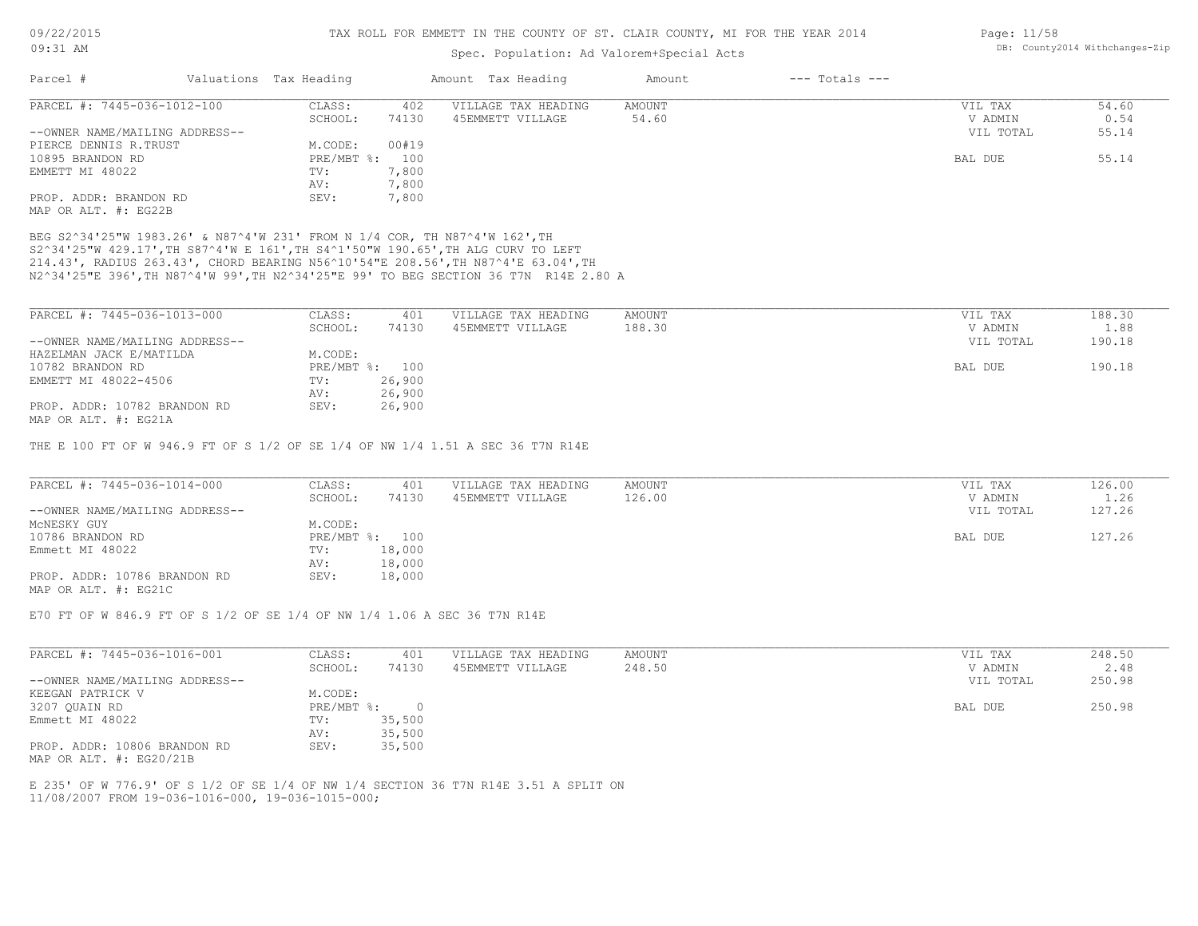# TAX ROLL FOR EMMETT IN THE COUNTY OF ST. CLAIR COUNTY, MI FOR THE YEAR 2014

Spec. Population: Ad Valorem+Special Acts

| Parcel # | Valuations | Tax Heading | Amount | Tax Heading | Amount | --- Totals --- | |
|---|---|---|---|---|---|---|---|

---

**PARCEL #: 7445-036-1012-100**

| | | | | | |
|---|---|---|---|---|---|
| CLASS: | 402 | VILLAGE TAX HEADING | AMOUNT | VIL TAX | 54.60 |
| SCHOOL: | 74130 | 45EMMETT VILLAGE | 54.60 | V ADMIN | 0.54 |
| | | | | VIL TOTAL | 55.14 |
| M.CODE: | 00#19 | | | | |
| PRE/MBT %: | 100 | | | BAL DUE | 55.14 |
| TV: | 7,800 | | | | |
| AV: | 7,800 | | | | |
| SEV: | 7,800 | | | | |

--OWNER NAME/MAILING ADDRESS--
PIERCE DENNIS R.TRUST
10895 BRANDON RD
EMMETT MI 48022

PROP. ADDR: BRANDON RD
MAP OR ALT. #: EG22B

BEG S2^34'25"W 1983.26' & N87^4'W 231' FROM N 1/4 COR, TH N87^4'W 162',TH S2^34'25"W 429.17',TH S87^4'W E 161',TH S4^1'50"W 190.65',TH ALG CURV TO LEFT 214.43', RADIUS 263.43', CHORD BEARING N56^10'54"E 208.56',TH N87^4'E 63.04',TH N2^34'25"E 396',TH N87^4'W 99',TH N2^34'25"E 99' TO BEG SECTION 36 T7N R14E 2.80 A

---

**PARCEL #: 7445-036-1013-000**

| | | | | | |
|---|---|---|---|---|---|
| CLASS: | 401 | VILLAGE TAX HEADING | AMOUNT | VIL TAX | 188.30 |
| SCHOOL: | 74130 | 45EMMETT VILLAGE | 188.30 | V ADMIN | 1.88 |
| | | | | VIL TOTAL | 190.18 |
| M.CODE: | | | | | |
| PRE/MBT %: | 100 | | | BAL DUE | 190.18 |
| TV: | 26,900 | | | | |
| AV: | 26,900 | | | | |
| SEV: | 26,900 | | | | |

--OWNER NAME/MAILING ADDRESS--
HAZELMAN JACK E/MATILDA
10782 BRANDON RD
EMMETT MI 48022-4506

PROP. ADDR: 10782 BRANDON RD
MAP OR ALT. #: EG21A

THE E 100 FT OF W 946.9 FT OF S 1/2 OF SE 1/4 OF NW 1/4 1.51 A SEC 36 T7N R14E

---

**PARCEL #: 7445-036-1014-000**

| | | | | | |
|---|---|---|---|---|---|
| CLASS: | 401 | VILLAGE TAX HEADING | AMOUNT | VIL TAX | 126.00 |
| SCHOOL: | 74130 | 45EMMETT VILLAGE | 126.00 | V ADMIN | 1.26 |
| | | | | VIL TOTAL | 127.26 |
| M.CODE: | | | | | |
| PRE/MBT %: | 100 | | | BAL DUE | 127.26 |
| TV: | 18,000 | | | | |
| AV: | 18,000 | | | | |
| SEV: | 18,000 | | | | |

--OWNER NAME/MAILING ADDRESS--
McNESKY GUY
10786 BRANDON RD
Emmett MI 48022

PROP. ADDR: 10786 BRANDON RD
MAP OR ALT. #: EG21C

E70 FT OF W 846.9 FT OF S 1/2 OF SE 1/4 OF NW 1/4 1.06 A SEC 36 T7N R14E

---

**PARCEL #: 7445-036-1016-001**

| | | | | | |
|---|---|---|---|---|---|
| CLASS: | 401 | VILLAGE TAX HEADING | AMOUNT | VIL TAX | 248.50 |
| SCHOOL: | 74130 | 45EMMETT VILLAGE | 248.50 | V ADMIN | 2.48 |
| | | | | VIL TOTAL | 250.98 |
| M.CODE: | | | | | |
| PRE/MBT %: | 0 | | | BAL DUE | 250.98 |
| TV: | 35,500 | | | | |
| AV: | 35,500 | | | | |
| SEV: | 35,500 | | | | |

--OWNER NAME/MAILING ADDRESS--
KEEGAN PATRICK V
3207 QUAIN RD
Emmett MI 48022

PROP. ADDR: 10806 BRANDON RD
MAP OR ALT. #: EG20/21B

E 235' OF W 776.9' OF S 1/2 OF SE 1/4 OF NW 1/4 SECTION 36 T7N R14E 3.51 A SPLIT ON 11/08/2007 FROM 19-036-1016-000, 19-036-1015-000;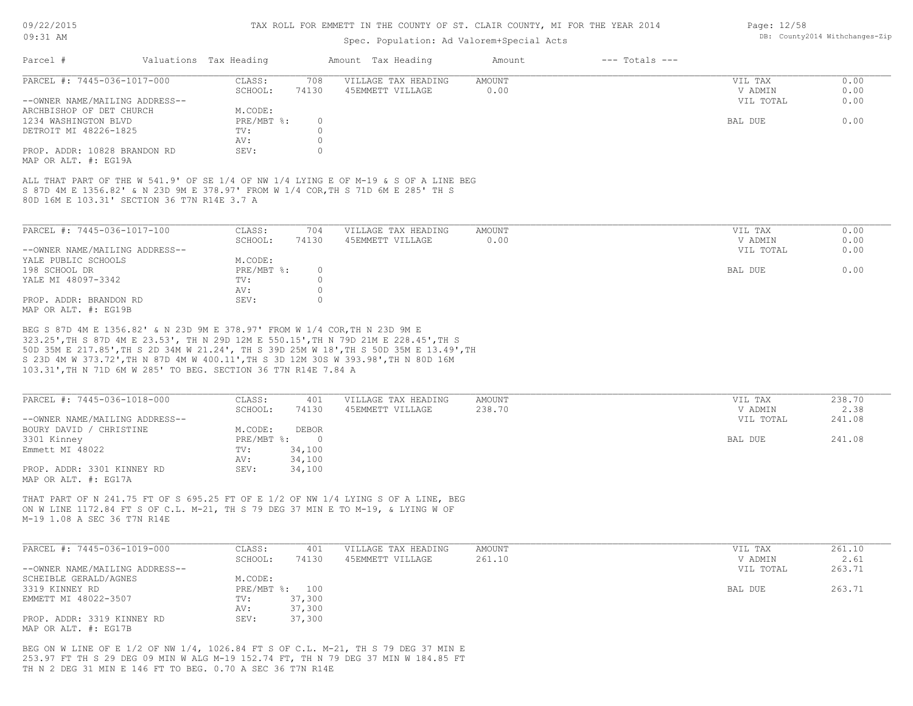# TAX ROLL FOR EMMETT IN THE COUNTY OF ST. CLAIR COUNTY, MI FOR THE YEAR 2014

Spec. Population: Ad Valorem+Special Acts

| Parcel # | Valuations | Tax Heading | Amount | Tax Heading | Amount | --- Totals --- |
|---|---|---|---|---|---|---|

---

**PARCEL #: 7445-036-1017-000**

| | | | | | |
|---|---|---|---|---|---|
| CLASS: | 708 | VILLAGE TAX HEADING | AMOUNT | VIL TAX | 0.00 |
| SCHOOL: | 74130 | 45EMMETT VILLAGE | 0.00 | V ADMIN | 0.00 |
| | | | | VIL TOTAL | 0.00 |
| M.CODE: | | | | | |
| PRE/MBT %: | 0 | | | BAL DUE | 0.00 |
| TV: | 0 | | | | |
| AV: | 0 | | | | |
| SEV: | 0 | | | | |

--OWNER NAME/MAILING ADDRESS--
ARCHBISHOP OF DET CHURCH
1234 WASHINGTON BLVD
DETROIT MI 48226-1825

PROP. ADDR: 10828 BRANDON RD
MAP OR ALT. #: EG19A

ALL THAT PART OF THE W 541.9' OF SE 1/4 OF NW 1/4 LYING E OF M-19 & S OF A LINE BEG S 87D 4M E 1356.82' & N 23D 9M E 378.97' FROM W 1/4 COR,TH S 71D 6M E 285' TH S 80D 16M E 103.31' SECTION 36 T7N R14E 3.7 A

---

**PARCEL #: 7445-036-1017-100**

| | | | | | |
|---|---|---|---|---|---|
| CLASS: | 704 | VILLAGE TAX HEADING | AMOUNT | VIL TAX | 0.00 |
| SCHOOL: | 74130 | 45EMMETT VILLAGE | 0.00 | V ADMIN | 0.00 |
| | | | | VIL TOTAL | 0.00 |
| M.CODE: | | | | | |
| PRE/MBT %: | 0 | | | BAL DUE | 0.00 |
| TV: | 0 | | | | |
| AV: | 0 | | | | |
| SEV: | 0 | | | | |

--OWNER NAME/MAILING ADDRESS--
YALE PUBLIC SCHOOLS
198 SCHOOL DR
YALE MI 48097-3342

PROP. ADDR: BRANDON RD
MAP OR ALT. #: EG19B

BEG S 87D 4M E 1356.82' & N 23D 9M E 378.97' FROM W 1/4 COR,TH N 23D 9M E 323.25',TH S 87D 4M E 23.53', TH N 29D 12M E 550.15',TH N 79D 21M E 228.45',TH S 50D 35M E 217.85',TH S 2D 34M W 21.24', TH S 39D 25M W 18',TH S 50D 35M E 13.49',TH S 23D 4M W 373.72',TH N 87D 4M W 400.11',TH S 3D 12M 30S W 393.98',TH N 80D 16M 103.31',TH N 71D 6M W 285' TO BEG. SECTION 36 T7N R14E 7.84 A

---

**PARCEL #: 7445-036-1018-000**

| | | | | | |
|---|---|---|---|---|---|
| CLASS: | 401 | VILLAGE TAX HEADING | AMOUNT | VIL TAX | 238.70 |
| SCHOOL: | 74130 | 45EMMETT VILLAGE | 238.70 | V ADMIN | 2.38 |
| | | | | VIL TOTAL | 241.08 |
| M.CODE: | DEBOR | | | | |
| PRE/MBT %: | 0 | | | BAL DUE | 241.08 |
| TV: | 34,100 | | | | |
| AV: | 34,100 | | | | |
| SEV: | 34,100 | | | | |

--OWNER NAME/MAILING ADDRESS--
BOURY DAVID / CHRISTINE
3301 Kinney
Emmett MI 48022

PROP. ADDR: 3301 KINNEY RD
MAP OR ALT. #: EG17A

THAT PART OF N 241.75 FT OF S 695.25 FT OF E 1/2 OF NW 1/4 LYING S OF A LINE, BEG ON W LINE 1172.84 FT S OF C.L. M-21, TH S 79 DEG 37 MIN E TO M-19, & LYING W OF M-19 1.08 A SEC 36 T7N R14E

---

**PARCEL #: 7445-036-1019-000**

| | | | | | |
|---|---|---|---|---|---|
| CLASS: | 401 | VILLAGE TAX HEADING | AMOUNT | VIL TAX | 261.10 |
| SCHOOL: | 74130 | 45EMMETT VILLAGE | 261.10 | V ADMIN | 2.61 |
| | | | | VIL TOTAL | 263.71 |
| M.CODE: | | | | | |
| PRE/MBT %: | 100 | | | BAL DUE | 263.71 |
| TV: | 37,300 | | | | |
| AV: | 37,300 | | | | |
| SEV: | 37,300 | | | | |

--OWNER NAME/MAILING ADDRESS--
SCHEIBLE GERALD/AGNES
3319 KINNEY RD
EMMETT MI 48022-3507

PROP. ADDR: 3319 KINNEY RD
MAP OR ALT. #: EG17B

BEG ON W LINE OF E 1/2 OF NW 1/4, 1026.84 FT S OF C.L. M-21, TH S 79 DEG 37 MIN E 253.97 FT TH S 29 DEG 09 MIN W ALG M-19 152.74 FT, TH N 79 DEG 37 MIN W 184.85 FT TH N 2 DEG 31 MIN E 146 FT TO BEG. 0.70 A SEC 36 T7N R14E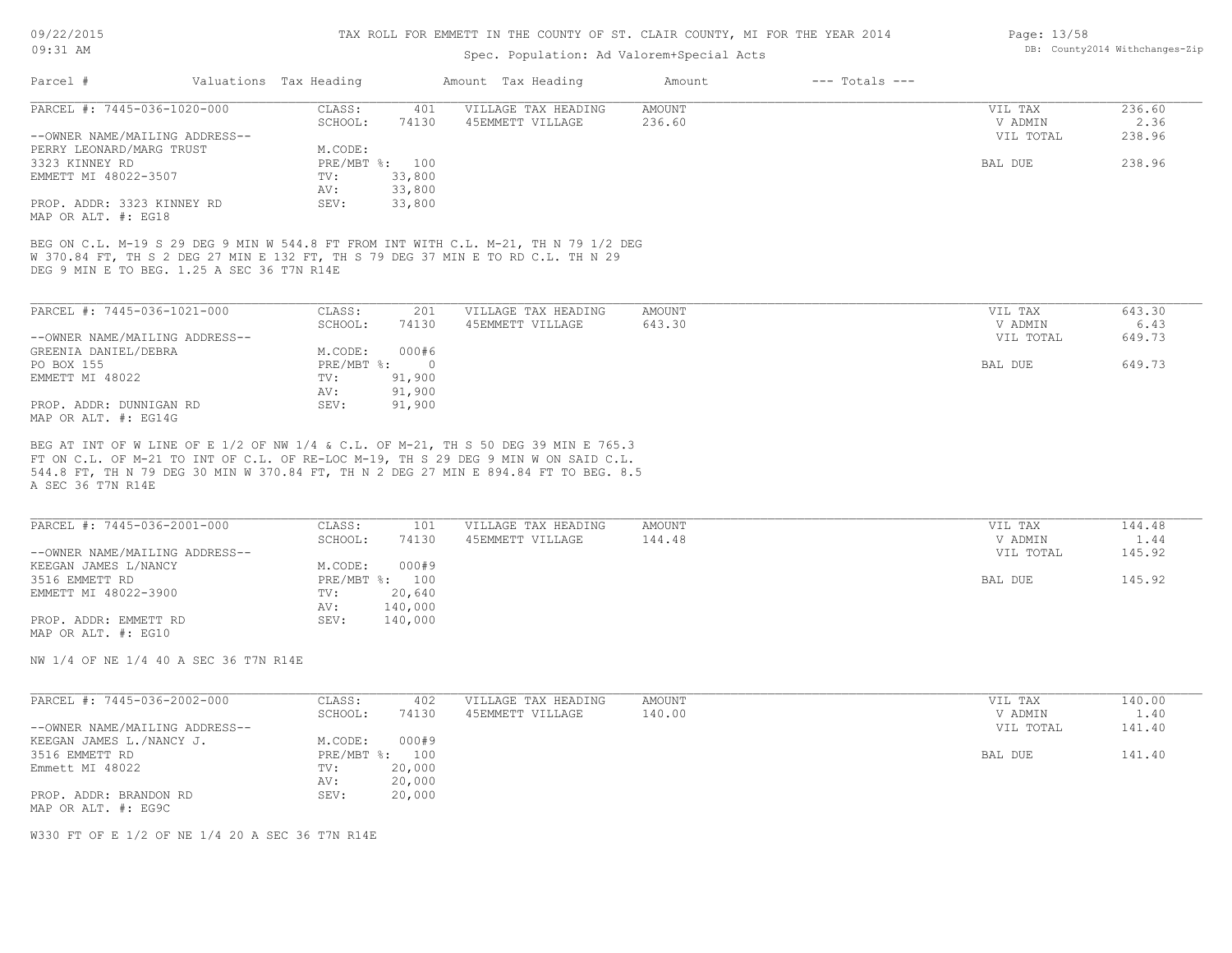TAX ROLL FOR EMMETT IN THE COUNTY OF ST. CLAIR COUNTY, MI FOR THE YEAR 2014

Spec. Population: Ad Valorem+Special Acts

| Parcel # | Valuations | Tax Heading | Amount | Tax Heading | Amount | --- Totals --- | |
|---|---|---|---|---|---|---|---|

---

**PARCEL #: 7445-036-1020-000**

| | | | | | |
|---|---|---|---|---|---|
| CLASS: | 401 | VILLAGE TAX HEADING | AMOUNT | VIL TAX | 236.60 |
| SCHOOL: | 74130 | 45EMMETT VILLAGE | 236.60 | V ADMIN | 2.36 |
| M.CODE: | | | | VIL TOTAL | 238.96 |
| PRE/MBT %: | 100 | | | BAL DUE | 238.96 |
| TV: | 33,800 | | | | |
| AV: | 33,800 | | | | |
| SEV: | 33,800 | | | | |

--OWNER NAME/MAILING ADDRESS--
PERRY LEONARD/MARG TRUST
3323 KINNEY RD
EMMETT MI 48022-3507

PROP. ADDR: 3323 KINNEY RD
MAP OR ALT. #: EG18

BEG ON C.L. M-19 S 29 DEG 9 MIN W 544.8 FT FROM INT WITH C.L. M-21, TH N 79 1/2 DEG W 370.84 FT, TH S 2 DEG 27 MIN E 132 FT, TH S 79 DEG 37 MIN E TO RD C.L. TH N 29 DEG 9 MIN E TO BEG. 1.25 A SEC 36 T7N R14E

---

**PARCEL #: 7445-036-1021-000**

| | | | | | |
|---|---|---|---|---|---|
| CLASS: | 201 | VILLAGE TAX HEADING | AMOUNT | VIL TAX | 643.30 |
| SCHOOL: | 74130 | 45EMMETT VILLAGE | 643.30 | V ADMIN | 6.43 |
| M.CODE: | 000#6 | | | VIL TOTAL | 649.73 |
| PRE/MBT %: | 0 | | | BAL DUE | 649.73 |
| TV: | 91,900 | | | | |
| AV: | 91,900 | | | | |
| SEV: | 91,900 | | | | |

--OWNER NAME/MAILING ADDRESS--
GREENIA DANIEL/DEBRA
PO BOX 155
EMMETT MI 48022

PROP. ADDR: DUNNIGAN RD
MAP OR ALT. #: EG14G

BEG AT INT OF W LINE OF E 1/2 OF NW 1/4 & C.L. OF M-21, TH S 50 DEG 39 MIN E 765.3 FT ON C.L. OF M-21 TO INT OF C.L. OF RE-LOC M-19, TH S 29 DEG 9 MIN W ON SAID C.L. 544.8 FT, TH N 79 DEG 30 MIN W 370.84 FT, TH N 2 DEG 27 MIN E 894.84 FT TO BEG. 8.5 A SEC 36 T7N R14E

---

**PARCEL #: 7445-036-2001-000**

| | | | | | |
|---|---|---|---|---|---|
| CLASS: | 101 | VILLAGE TAX HEADING | AMOUNT | VIL TAX | 144.48 |
| SCHOOL: | 74130 | 45EMMETT VILLAGE | 144.48 | V ADMIN | 1.44 |
| M.CODE: | 000#9 | | | VIL TOTAL | 145.92 |
| PRE/MBT %: | 100 | | | BAL DUE | 145.92 |
| TV: | 20,640 | | | | |
| AV: | 140,000 | | | | |
| SEV: | 140,000 | | | | |

--OWNER NAME/MAILING ADDRESS--
KEEGAN JAMES L/NANCY
3516 EMMETT RD
EMMETT MI 48022-3900

PROP. ADDR: EMMETT RD
MAP OR ALT. #: EG10

NW 1/4 OF NE 1/4 40 A SEC 36 T7N R14E

---

**PARCEL #: 7445-036-2002-000**

| | | | | | |
|---|---|---|---|---|---|
| CLASS: | 402 | VILLAGE TAX HEADING | AMOUNT | VIL TAX | 140.00 |
| SCHOOL: | 74130 | 45EMMETT VILLAGE | 140.00 | V ADMIN | 1.40 |
| M.CODE: | 000#9 | | | VIL TOTAL | 141.40 |
| PRE/MBT %: | 100 | | | BAL DUE | 141.40 |
| TV: | 20,000 | | | | |
| AV: | 20,000 | | | | |
| SEV: | 20,000 | | | | |

--OWNER NAME/MAILING ADDRESS--
KEEGAN JAMES L./NANCY J.
3516 EMMETT RD
Emmett MI 48022

PROP. ADDR: BRANDON RD
MAP OR ALT. #: EG9C

W330 FT OF E 1/2 OF NE 1/4 20 A SEC 36 T7N R14E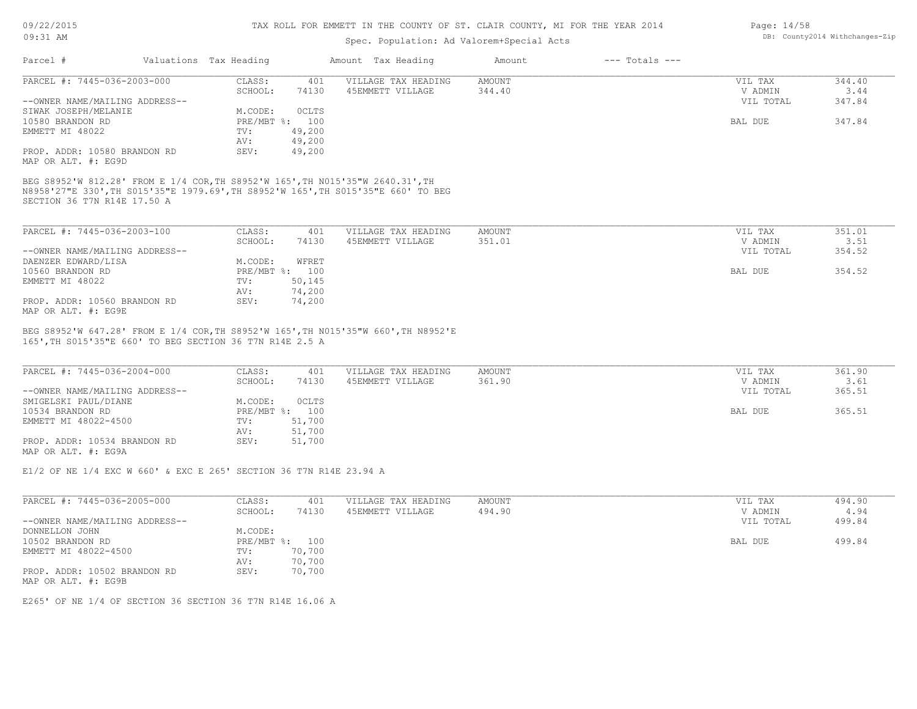TAX ROLL FOR EMMETT IN THE COUNTY OF ST. CLAIR COUNTY, MI FOR THE YEAR 2014

Spec. Population: Ad Valorem+Special Acts

| Parcel # | Valuations | Tax Heading | Amount | Tax Heading | Amount | --- Totals --- | |
|---|---|---|---|---|---|---|---|

PARCEL #: 7445-036-2003-000

| | | | | | |
|---|---|---|---|---|---|
| CLASS: | 401 | VILLAGE TAX HEADING | AMOUNT | VIL TAX | 344.40 |
| SCHOOL: | 74130 | 45EMMETT VILLAGE | 344.40 | V ADMIN | 3.44 |
| | | | | VIL TOTAL | 347.84 |
| M.CODE: | 0CLTS | | | | |
| PRE/MBT %: | 100 | | | BAL DUE | 347.84 |
| TV: | 49,200 | | | | |
| AV: | 49,200 | | | | |
| SEV: | 49,200 | | | | |

--OWNER NAME/MAILING ADDRESS--
SIWAK JOSEPH/MELANIE
10580 BRANDON RD
EMMETT MI 48022

PROP. ADDR: 10580 BRANDON RD
MAP OR ALT. #: EG9D

BEG S8952'W 812.28' FROM E 1/4 COR,TH S8952'W 165',TH N015'35"W 2640.31',TH N8958'27"E 330',TH S015'35"E 1979.69',TH S8952'W 165',TH S015'35"E 660' TO BEG SECTION 36 T7N R14E 17.50 A

PARCEL #: 7445-036-2003-100

| | | | | | |
|---|---|---|---|---|---|
| CLASS: | 401 | VILLAGE TAX HEADING | AMOUNT | VIL TAX | 351.01 |
| SCHOOL: | 74130 | 45EMMETT VILLAGE | 351.01 | V ADMIN | 3.51 |
| | | | | VIL TOTAL | 354.52 |
| M.CODE: | WFRET | | | | |
| PRE/MBT %: | 100 | | | BAL DUE | 354.52 |
| TV: | 50,145 | | | | |
| AV: | 74,200 | | | | |
| SEV: | 74,200 | | | | |

--OWNER NAME/MAILING ADDRESS--
DAENZER EDWARD/LISA
10560 BRANDON RD
EMMETT MI 48022

PROP. ADDR: 10560 BRANDON RD
MAP OR ALT. #: EG9E

BEG S8952'W 647.28' FROM E 1/4 COR,TH S8952'W 165',TH N015'35"W 660',TH N8952'E 165',TH S015'35"E 660' TO BEG SECTION 36 T7N R14E 2.5 A

PARCEL #: 7445-036-2004-000

| | | | | | |
|---|---|---|---|---|---|
| CLASS: | 401 | VILLAGE TAX HEADING | AMOUNT | VIL TAX | 361.90 |
| SCHOOL: | 74130 | 45EMMETT VILLAGE | 361.90 | V ADMIN | 3.61 |
| | | | | VIL TOTAL | 365.51 |
| M.CODE: | 0CLTS | | | | |
| PRE/MBT %: | 100 | | | BAL DUE | 365.51 |
| TV: | 51,700 | | | | |
| AV: | 51,700 | | | | |
| SEV: | 51,700 | | | | |

--OWNER NAME/MAILING ADDRESS--
SMIGELSKI PAUL/DIANE
10534 BRANDON RD
EMMETT MI 48022-4500

PROP. ADDR: 10534 BRANDON RD
MAP OR ALT. #: EG9A

E1/2 OF NE 1/4 EXC W 660' & EXC E 265' SECTION 36 T7N R14E 23.94 A

PARCEL #: 7445-036-2005-000

| | | | | | |
|---|---|---|---|---|---|
| CLASS: | 401 | VILLAGE TAX HEADING | AMOUNT | VIL TAX | 494.90 |
| SCHOOL: | 74130 | 45EMMETT VILLAGE | 494.90 | V ADMIN | 4.94 |
| | | | | VIL TOTAL | 499.84 |
| M.CODE: | | | | | |
| PRE/MBT %: | 100 | | | BAL DUE | 499.84 |
| TV: | 70,700 | | | | |
| AV: | 70,700 | | | | |
| SEV: | 70,700 | | | | |

--OWNER NAME/MAILING ADDRESS--
DONNELLON JOHN
10502 BRANDON RD
EMMETT MI 48022-4500

PROP. ADDR: 10502 BRANDON RD
MAP OR ALT. #: EG9B

E265' OF NE 1/4 OF SECTION 36 SECTION 36 T7N R14E 16.06 A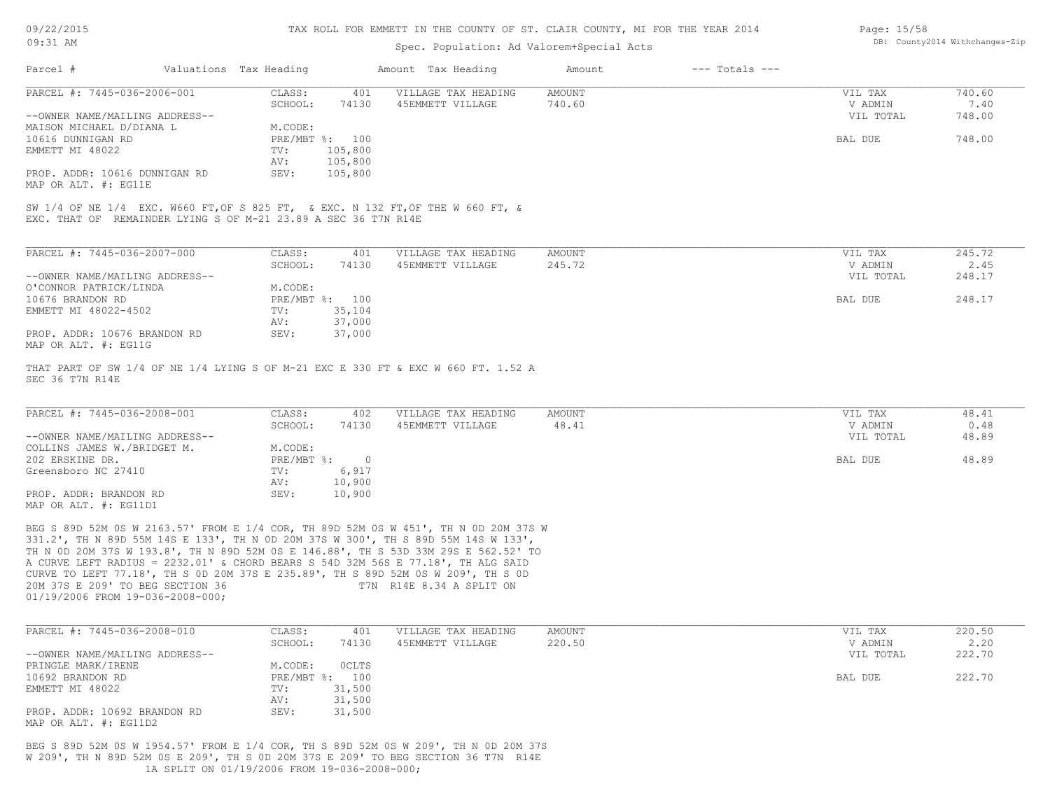TAX ROLL FOR EMMETT IN THE COUNTY OF ST. CLAIR COUNTY, MI FOR THE YEAR 2014

Spec. Population: Ad Valorem+Special Acts

| Parcel # | Valuations | Tax Heading | Amount | Tax Heading | Amount | --- Totals --- | |
|---|---|---|---|---|---|---|---|

---

**PARCEL #: 7445-036-2006-001**

| | | | | | | |
|---|---|---|---|---|---|---|
| | CLASS: | 401 | VILLAGE TAX HEADING | AMOUNT | VIL TAX | 740.60 |
| | SCHOOL: | 74130 | 45EMMETT VILLAGE | 740.60 | V ADMIN | 7.40 |
| --OWNER NAME/MAILING ADDRESS-- | | | | | VIL TOTAL | 748.00 |
| MAISON MICHAEL D/DIANA L | M.CODE: | | | | | |
| 10616 DUNNIGAN RD | PRE/MBT %: | 100 | | | BAL DUE | 748.00 |
| EMMETT MI 48022 | TV: | 105,800 | | | | |
| | AV: | 105,800 | | | | |
| PROP. ADDR: 10616 DUNNIGAN RD | SEV: | 105,800 | | | | |
| MAP OR ALT. #: EG11E | | | | | | |

SW 1/4 OF NE 1/4 EXC. W660 FT,OF S 825 FT, & EXC. N 132 FT,OF THE W 660 FT, & EXC. THAT OF REMAINDER LYING S OF M-21 23.89 A SEC 36 T7N R14E

---

**PARCEL #: 7445-036-2007-000**

| | | | | | | |
|---|---|---|---|---|---|---|
| | CLASS: | 401 | VILLAGE TAX HEADING | AMOUNT | VIL TAX | 245.72 |
| | SCHOOL: | 74130 | 45EMMETT VILLAGE | 245.72 | V ADMIN | 2.45 |
| --OWNER NAME/MAILING ADDRESS-- | | | | | VIL TOTAL | 248.17 |
| O'CONNOR PATRICK/LINDA | M.CODE: | | | | | |
| 10676 BRANDON RD | PRE/MBT %: | 100 | | | BAL DUE | 248.17 |
| EMMETT MI 48022-4502 | TV: | 35,104 | | | | |
| | AV: | 37,000 | | | | |
| PROP. ADDR: 10676 BRANDON RD | SEV: | 37,000 | | | | |
| MAP OR ALT. #: EG11G | | | | | | |

THAT PART OF SW 1/4 OF NE 1/4 LYING S OF M-21 EXC E 330 FT & EXC W 660 FT. 1.52 A SEC 36 T7N R14E

---

**PARCEL #: 7445-036-2008-001**

| | | | | | | |
|---|---|---|---|---|---|---|
| | CLASS: | 402 | VILLAGE TAX HEADING | AMOUNT | VIL TAX | 48.41 |
| | SCHOOL: | 74130 | 45EMMETT VILLAGE | 48.41 | V ADMIN | 0.48 |
| --OWNER NAME/MAILING ADDRESS-- | | | | | VIL TOTAL | 48.89 |
| COLLINS JAMES W./BRIDGET M. | M.CODE: | | | | | |
| 202 ERSKINE DR. | PRE/MBT %: | 0 | | | BAL DUE | 48.89 |
| Greensboro NC 27410 | TV: | 6,917 | | | | |
| | AV: | 10,900 | | | | |
| PROP. ADDR: BRANDON RD | SEV: | 10,900 | | | | |
| MAP OR ALT. #: EG11D1 | | | | | | |

BEG S 89D 52M 0S W 2163.57' FROM E 1/4 COR, TH 89D 52M 0S W 451', TH N 0D 20M 37S W 331.2', TH N 89D 55M 14S E 133', TH N 0D 20M 37S W 300', TH S 89D 55M 14S W 133', TH N 0D 20M 37S W 193.8', TH N 89D 52M 0S E 146.88', TH S 53D 33M 29S E 562.52' TO A CURVE LEFT RADIUS = 2232.01' & CHORD BEARS S 54D 32M 56S E 77.18', TH ALG SAID CURVE TO LEFT 77.18', TH S 0D 20M 37S E 235.89', TH S 89D 52M 0S W 209', TH S 0D 20M 37S E 209' TO BEG SECTION 36 T7N R14E 8.34 A SPLIT ON 01/19/2006 FROM 19-036-2008-000;

---

**PARCEL #: 7445-036-2008-010**

| | | | | | | |
|---|---|---|---|---|---|---|
| | CLASS: | 401 | VILLAGE TAX HEADING | AMOUNT | VIL TAX | 220.50 |
| | SCHOOL: | 74130 | 45EMMETT VILLAGE | 220.50 | V ADMIN | 2.20 |
| --OWNER NAME/MAILING ADDRESS-- | | | | | VIL TOTAL | 222.70 |
| PRINGLE MARK/IRENE | M.CODE: | 0CLTS | | | | |
| 10692 BRANDON RD | PRE/MBT %: | 100 | | | BAL DUE | 222.70 |
| EMMETT MI 48022 | TV: | 31,500 | | | | |
| | AV: | 31,500 | | | | |
| PROP. ADDR: 10692 BRANDON RD | SEV: | 31,500 | | | | |
| MAP OR ALT. #: EG11D2 | | | | | | |

BEG S 89D 52M 0S W 1954.57' FROM E 1/4 COR, TH S 89D 52M 0S W 209', TH N 0D 20M 37S W 209', TH N 89D 52M 0S E 209', TH S 0D 20M 37S E 209' TO BEG SECTION 36 T7N R14E 1A SPLIT ON 01/19/2006 FROM 19-036-2008-000;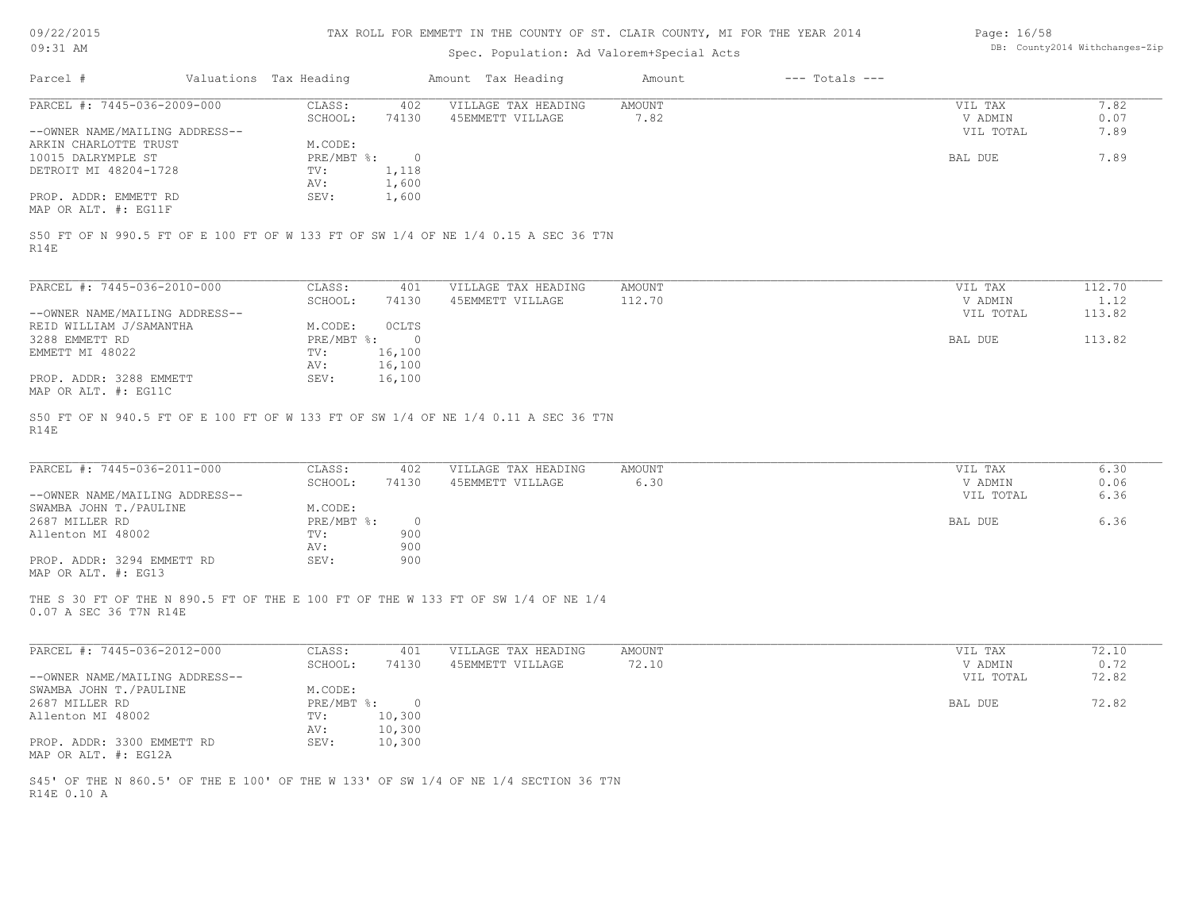# TAX ROLL FOR EMMETT IN THE COUNTY OF ST. CLAIR COUNTY, MI FOR THE YEAR 2014

Spec. Population: Ad Valorem+Special Acts

| Parcel # | Valuations | Tax Heading | Amount | Tax Heading | Amount | --- Totals --- |
|---|---|---|---|---|---|---|

---

**PARCEL #: 7445-036-2009-000**

| | | | | | |
|---|---|---|---|---|---|
| CLASS: | 402 | VILLAGE TAX HEADING | AMOUNT | VIL TAX | 7.82 |
| SCHOOL: | 74130 | 45EMMETT VILLAGE | 7.82 | V ADMIN | 0.07 |
| | | | | VIL TOTAL | 7.89 |
| M.CODE: | | | | | |
| PRE/MBT %: | 0 | | | BAL DUE | 7.89 |
| TV: | 1,118 | | | | |
| AV: | 1,600 | | | | |
| SEV: | 1,600 | | | | |

--OWNER NAME/MAILING ADDRESS--
ARKIN CHARLOTTE TRUST
10015 DALRYMPLE ST
DETROIT MI 48204-1728

PROP. ADDR: EMMETT RD
MAP OR ALT. #: EG11F

S50 FT OF N 990.5 FT OF E 100 FT OF W 133 FT OF SW 1/4 OF NE 1/4 0.15 A SEC 36 T7N R14E

---

**PARCEL #: 7445-036-2010-000**

| | | | | | |
|---|---|---|---|---|---|
| CLASS: | 401 | VILLAGE TAX HEADING | AMOUNT | VIL TAX | 112.70 |
| SCHOOL: | 74130 | 45EMMETT VILLAGE | 112.70 | V ADMIN | 1.12 |
| | | | | VIL TOTAL | 113.82 |
| M.CODE: | OCLTS | | | | |
| PRE/MBT %: | 0 | | | BAL DUE | 113.82 |
| TV: | 16,100 | | | | |
| AV: | 16,100 | | | | |
| SEV: | 16,100 | | | | |

--OWNER NAME/MAILING ADDRESS--
REID WILLIAM J/SAMANTHA
3288 EMMETT RD
EMMETT MI 48022

PROP. ADDR: 3288 EMMETT
MAP OR ALT. #: EG11C

S50 FT OF N 940.5 FT OF E 100 FT OF W 133 FT OF SW 1/4 OF NE 1/4 0.11 A SEC 36 T7N R14E

---

**PARCEL #: 7445-036-2011-000**

| | | | | | |
|---|---|---|---|---|---|
| CLASS: | 402 | VILLAGE TAX HEADING | AMOUNT | VIL TAX | 6.30 |
| SCHOOL: | 74130 | 45EMMETT VILLAGE | 6.30 | V ADMIN | 0.06 |
| | | | | VIL TOTAL | 6.36 |
| M.CODE: | | | | | |
| PRE/MBT %: | 0 | | | BAL DUE | 6.36 |
| TV: | 900 | | | | |
| AV: | 900 | | | | |
| SEV: | 900 | | | | |

--OWNER NAME/MAILING ADDRESS--
SWAMBA JOHN T./PAULINE
2687 MILLER RD
Allenton MI 48002

PROP. ADDR: 3294 EMMETT RD
MAP OR ALT. #: EG13

THE S 30 FT OF THE N 890.5 FT OF THE E 100 FT OF THE W 133 FT OF SW 1/4 OF NE 1/4 0.07 A SEC 36 T7N R14E

---

**PARCEL #: 7445-036-2012-000**

| | | | | | |
|---|---|---|---|---|---|
| CLASS: | 401 | VILLAGE TAX HEADING | AMOUNT | VIL TAX | 72.10 |
| SCHOOL: | 74130 | 45EMMETT VILLAGE | 72.10 | V ADMIN | 0.72 |
| | | | | VIL TOTAL | 72.82 |
| M.CODE: | | | | | |
| PRE/MBT %: | 0 | | | BAL DUE | 72.82 |
| TV: | 10,300 | | | | |
| AV: | 10,300 | | | | |
| SEV: | 10,300 | | | | |

--OWNER NAME/MAILING ADDRESS--
SWAMBA JOHN T./PAULINE
2687 MILLER RD
Allenton MI 48002

PROP. ADDR: 3300 EMMETT RD
MAP OR ALT. #: EG12A

S45' OF THE N 860.5' OF THE E 100' OF THE W 133' OF SW 1/4 OF NE 1/4 SECTION 36 T7N R14E 0.10 A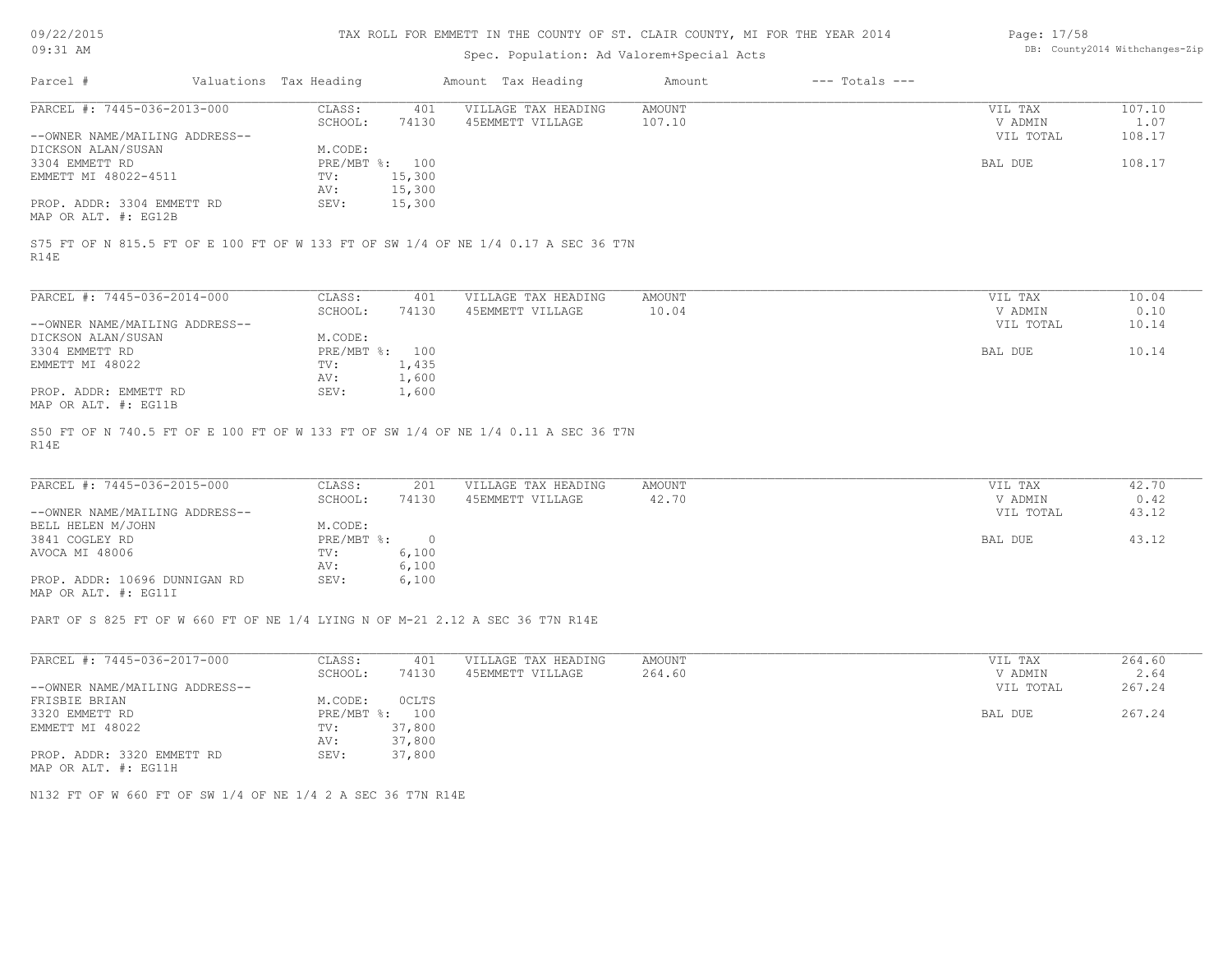# TAX ROLL FOR EMMETT IN THE COUNTY OF ST. CLAIR COUNTY, MI FOR THE YEAR 2014

Spec. Population: Ad Valorem+Special Acts

| Parcel # | Valuations | Tax Heading | Amount | Tax Heading | Amount | --- Totals --- | |
|---|---|---|---|---|---|---|---|

## PARCEL #: 7445-036-2013-000

| | | | | | |
|---|---|---|---|---|---|
| CLASS: | 401 | VILLAGE TAX HEADING | AMOUNT | VIL TAX | 107.10 |
| SCHOOL: | 74130 | 45EMMETT VILLAGE | 107.10 | V ADMIN | 1.07 |
| | | | | VIL TOTAL | 108.17 |
| M.CODE: | | | | | |
| PRE/MBT %: | 100 | | | BAL DUE | 108.17 |
| TV: | 15,300 | | | | |
| AV: | 15,300 | | | | |
| SEV: | 15,300 | | | | |

--OWNER NAME/MAILING ADDRESS--
DICKSON ALAN/SUSAN
3304 EMMETT RD
EMMETT MI 48022-4511

PROP. ADDR: 3304 EMMETT RD
MAP OR ALT. #: EG12B

S75 FT OF N 815.5 FT OF E 100 FT OF W 133 FT OF SW 1/4 OF NE 1/4 0.17 A SEC 36 T7N R14E

## PARCEL #: 7445-036-2014-000

| | | | | | |
|---|---|---|---|---|---|
| CLASS: | 401 | VILLAGE TAX HEADING | AMOUNT | VIL TAX | 10.04 |
| SCHOOL: | 74130 | 45EMMETT VILLAGE | 10.04 | V ADMIN | 0.10 |
| | | | | VIL TOTAL | 10.14 |
| M.CODE: | | | | | |
| PRE/MBT %: | 100 | | | BAL DUE | 10.14 |
| TV: | 1,435 | | | | |
| AV: | 1,600 | | | | |
| SEV: | 1,600 | | | | |

--OWNER NAME/MAILING ADDRESS--
DICKSON ALAN/SUSAN
3304 EMMETT RD
EMMETT MI 48022

PROP. ADDR: EMMETT RD
MAP OR ALT. #: EG11B

S50 FT OF N 740.5 FT OF E 100 FT OF W 133 FT OF SW 1/4 OF NE 1/4 0.11 A SEC 36 T7N R14E

## PARCEL #: 7445-036-2015-000

| | | | | | |
|---|---|---|---|---|---|
| CLASS: | 201 | VILLAGE TAX HEADING | AMOUNT | VIL TAX | 42.70 |
| SCHOOL: | 74130 | 45EMMETT VILLAGE | 42.70 | V ADMIN | 0.42 |
| | | | | VIL TOTAL | 43.12 |
| M.CODE: | | | | | |
| PRE/MBT %: | 0 | | | BAL DUE | 43.12 |
| TV: | 6,100 | | | | |
| AV: | 6,100 | | | | |
| SEV: | 6,100 | | | | |

--OWNER NAME/MAILING ADDRESS--
BELL HELEN M/JOHN
3841 COGLEY RD
AVOCA MI 48006

PROP. ADDR: 10696 DUNNIGAN RD
MAP OR ALT. #: EG11I

PART OF S 825 FT OF W 660 FT OF NE 1/4 LYING N OF M-21 2.12 A SEC 36 T7N R14E

## PARCEL #: 7445-036-2017-000

| | | | | | |
|---|---|---|---|---|---|
| CLASS: | 401 | VILLAGE TAX HEADING | AMOUNT | VIL TAX | 264.60 |
| SCHOOL: | 74130 | 45EMMETT VILLAGE | 264.60 | V ADMIN | 2.64 |
| | | | | VIL TOTAL | 267.24 |
| M.CODE: | 0CLTS | | | | |
| PRE/MBT %: | 100 | | | BAL DUE | 267.24 |
| TV: | 37,800 | | | | |
| AV: | 37,800 | | | | |
| SEV: | 37,800 | | | | |

--OWNER NAME/MAILING ADDRESS--
FRISBIE BRIAN
3320 EMMETT RD
EMMETT MI 48022

PROP. ADDR: 3320 EMMETT RD
MAP OR ALT. #: EG11H

N132 FT OF W 660 FT OF SW 1/4 OF NE 1/4 2 A SEC 36 T7N R14E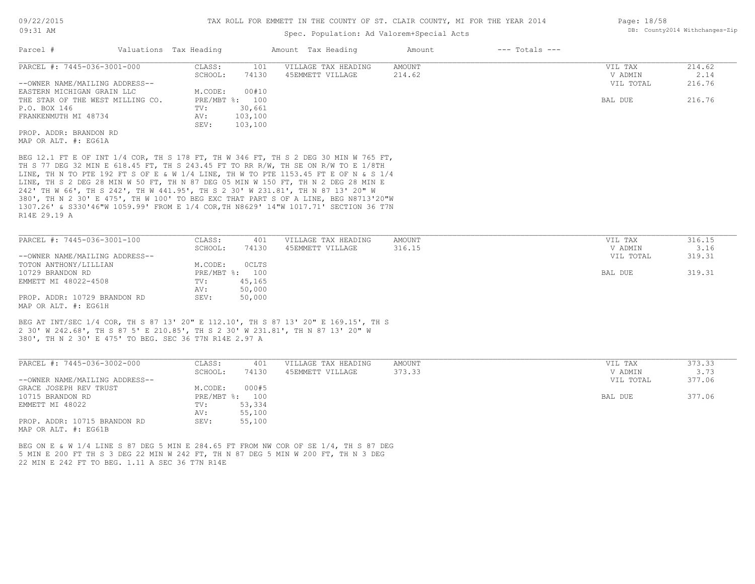# TAX ROLL FOR EMMETT IN THE COUNTY OF ST. CLAIR COUNTY, MI FOR THE YEAR 2014

Spec. Population: Ad Valorem+Special Acts

| Parcel # | Valuations | Tax Heading | Amount | Tax Heading | Amount | --- Totals --- |
|---|---|---|---|---|---|---|

---

PARCEL #: 7445-036-3001-000

| | | | | | |
|---|---|---|---|---|---|
| CLASS: | 101 | VILLAGE TAX HEADING | AMOUNT | VIL TAX | 214.62 |
| SCHOOL: | 74130 | 45EMMETT VILLAGE | 214.62 | V ADMIN | 2.14 |
| | | | | VIL TOTAL | 216.76 |
| M.CODE: | 00#10 | | | | |
| PRE/MBT %: | 100 | | | BAL DUE | 216.76 |
| TV: | 30,661 | | | | |
| AV: | 103,100 | | | | |
| SEV: | 103,100 | | | | |

--OWNER NAME/MAILING ADDRESS--
EASTERN MICHIGAN GRAIN LLC
THE STAR OF THE WEST MILLING CO.
P.O. BOX 146
FRANKENMUTH MI 48734

PROP. ADDR: BRANDON RD
MAP OR ALT. #: EG61A

BEG 12.1 FT E OF INT 1/4 COR, TH S 178 FT, TH W 346 FT, TH S 2 DEG 30 MIN W 765 FT, TH S 77 DEG 32 MIN E 618.45 FT, TH S 243.45 FT TO RR R/W, TH SE ON R/W TO E 1/8TH LINE, TH N TO PTE 192 FT S OF E & W 1/4 LINE, TH W TO PTE 1153.45 FT E OF N & S 1/4 LINE, TH S 2 DEG 28 MIN W 50 FT, TH N 87 DEG 05 MIN W 150 FT, TH N 2 DEG 28 MIN E 242' TH W 66', TH S 242', TH W 441.95', TH S 2 30' W 231.81', TH N 87 13' 20" W 380', TH N 2 30' E 475', TH W 100' TO BEG EXC THAT PART S OF A LINE, BEG N8713'20"W 1307.26' & S330'46"W 1059.99' FROM E 1/4 COR,TH N8629' 14"W 1017.71' SECTION 36 T7N R14E 29.19 A

---

PARCEL #: 7445-036-3001-100

| | | | | | |
|---|---|---|---|---|---|
| CLASS: | 401 | VILLAGE TAX HEADING | AMOUNT | VIL TAX | 316.15 |
| SCHOOL: | 74130 | 45EMMETT VILLAGE | 316.15 | V ADMIN | 3.16 |
| | | | | VIL TOTAL | 319.31 |
| M.CODE: | 0CLTS | | | | |
| PRE/MBT %: | 100 | | | BAL DUE | 319.31 |
| TV: | 45,165 | | | | |
| AV: | 50,000 | | | | |
| SEV: | 50,000 | | | | |

--OWNER NAME/MAILING ADDRESS--
TOTON ANTHONY/LILLIAN
10729 BRANDON RD
EMMETT MI 48022-4508

PROP. ADDR: 10729 BRANDON RD
MAP OR ALT. #: EG61H

BEG AT INT/SEC 1/4 COR, TH S 87 13' 20" E 112.10', TH S 87 13' 20" E 169.15', TH S 2 30' W 242.68', TH S 87 5' E 210.85', TH S 2 30' W 231.81', TH N 87 13' 20" W 380', TH N 2 30' E 475' TO BEG. SEC 36 T7N R14E 2.97 A

---

PARCEL #: 7445-036-3002-000

| | | | | | |
|---|---|---|---|---|---|
| CLASS: | 401 | VILLAGE TAX HEADING | AMOUNT | VIL TAX | 373.33 |
| SCHOOL: | 74130 | 45EMMETT VILLAGE | 373.33 | V ADMIN | 3.73 |
| | | | | VIL TOTAL | 377.06 |
| M.CODE: | 000#5 | | | | |
| PRE/MBT %: | 100 | | | BAL DUE | 377.06 |
| TV: | 53,334 | | | | |
| AV: | 55,100 | | | | |
| SEV: | 55,100 | | | | |

--OWNER NAME/MAILING ADDRESS--
GRACE JOSEPH REV TRUST
10715 BRANDON RD
EMMETT MI 48022

PROP. ADDR: 10715 BRANDON RD
MAP OR ALT. #: EG61B

BEG ON E & W 1/4 LINE S 87 DEG 5 MIN E 284.65 FT FROM NW COR OF SE 1/4, TH S 87 DEG 5 MIN E 200 FT TH S 3 DEG 22 MIN W 242 FT, TH N 87 DEG 5 MIN W 200 FT, TH N 3 DEG 22 MIN E 242 FT TO BEG. 1.11 A SEC 36 T7N R14E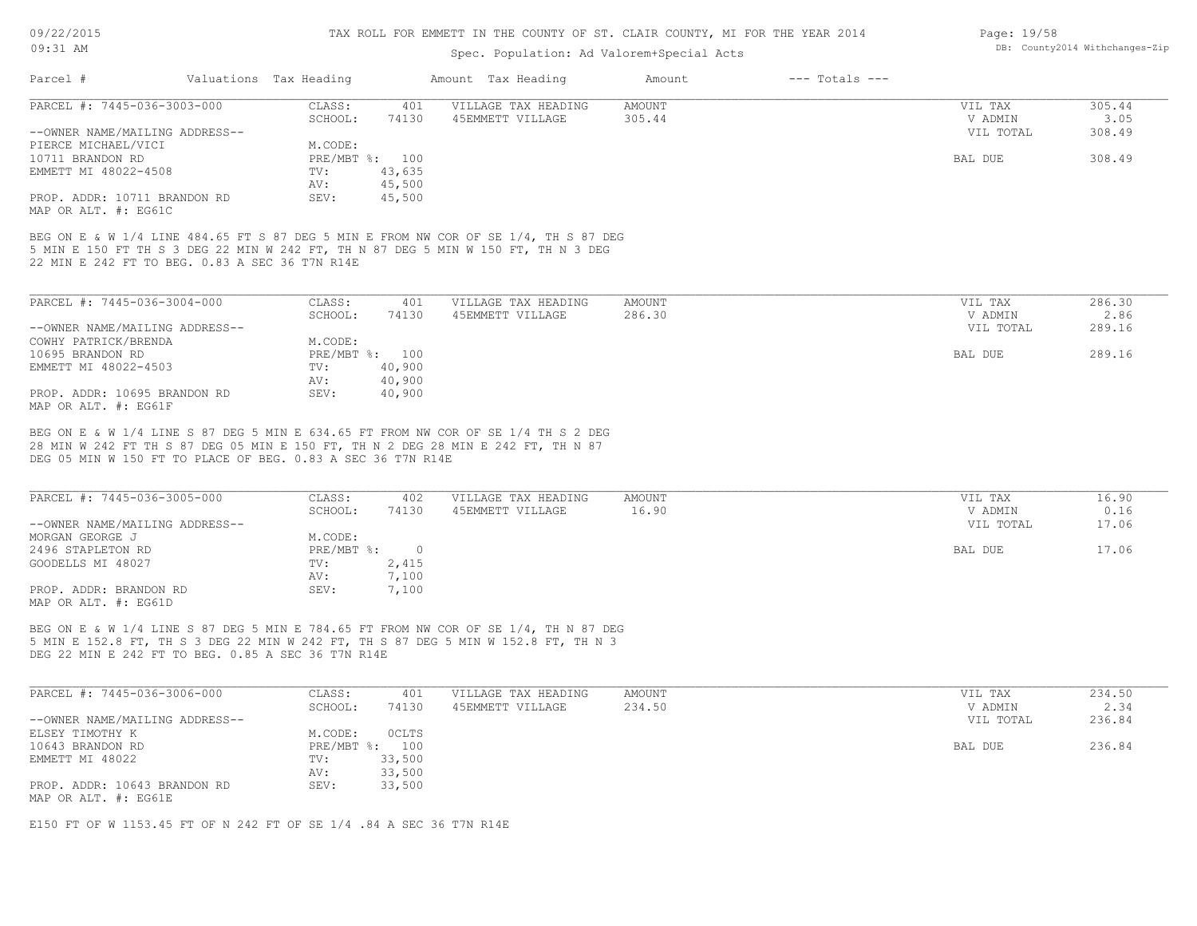# TAX ROLL FOR EMMETT IN THE COUNTY OF ST. CLAIR COUNTY, MI FOR THE YEAR 2014

Spec. Population: Ad Valorem+Special Acts

| Parcel # | Valuations | Tax Heading | Amount | Tax Heading | Amount | --- Totals --- | |
|---|---|---|---|---|---|---|---|

## PARCEL #: 7445-036-3003-000

| | | | | | | |
|---|---|---|---|---|---|---|
| CLASS: | 401 | VILLAGE TAX HEADING | AMOUNT | | VIL TAX | 305.44 |
| SCHOOL: | 74130 | 45EMMETT VILLAGE | 305.44 | | V ADMIN | 3.05 |
| M.CODE: | | | | | VIL TOTAL | 308.49 |
| PRE/MBT %: | 100 | | | | BAL DUE | 308.49 |
| TV: | 43,635 | | | | | |
| AV: | 45,500 | | | | | |
| SEV: | 45,500 | | | | | |

--OWNER NAME/MAILING ADDRESS--
PIERCE MICHAEL/VICI
10711 BRANDON RD
EMMETT MI 48022-4508

PROP. ADDR: 10711 BRANDON RD
MAP OR ALT. #: EG61C

BEG ON E & W 1/4 LINE 484.65 FT S 87 DEG 5 MIN E FROM NW COR OF SE 1/4, TH S 87 DEG 5 MIN E 150 FT TH S 3 DEG 22 MIN W 242 FT, TH N 87 DEG 5 MIN W 150 FT, TH N 3 DEG 22 MIN E 242 FT TO BEG. 0.83 A SEC 36 T7N R14E

## PARCEL #: 7445-036-3004-000

| | | | | | | |
|---|---|---|---|---|---|---|
| CLASS: | 401 | VILLAGE TAX HEADING | AMOUNT | | VIL TAX | 286.30 |
| SCHOOL: | 74130 | 45EMMETT VILLAGE | 286.30 | | V ADMIN | 2.86 |
| M.CODE: | | | | | VIL TOTAL | 289.16 |
| PRE/MBT %: | 100 | | | | BAL DUE | 289.16 |
| TV: | 40,900 | | | | | |
| AV: | 40,900 | | | | | |
| SEV: | 40,900 | | | | | |

--OWNER NAME/MAILING ADDRESS--
COWHY PATRICK/BRENDA
10695 BRANDON RD
EMMETT MI 48022-4503

PROP. ADDR: 10695 BRANDON RD
MAP OR ALT. #: EG61F

BEG ON E & W 1/4 LINE S 87 DEG 5 MIN E 634.65 FT FROM NW COR OF SE 1/4 TH S 2 DEG 28 MIN W 242 FT TH S 87 DEG 05 MIN E 150 FT, TH N 2 DEG 28 MIN E 242 FT, TH N 87 DEG 05 MIN W 150 FT TO PLACE OF BEG. 0.83 A SEC 36 T7N R14E

## PARCEL #: 7445-036-3005-000

| | | | | | | |
|---|---|---|---|---|---|---|
| CLASS: | 402 | VILLAGE TAX HEADING | AMOUNT | | VIL TAX | 16.90 |
| SCHOOL: | 74130 | 45EMMETT VILLAGE | 16.90 | | V ADMIN | 0.16 |
| M.CODE: | | | | | VIL TOTAL | 17.06 |
| PRE/MBT %: | 0 | | | | BAL DUE | 17.06 |
| TV: | 2,415 | | | | | |
| AV: | 7,100 | | | | | |
| SEV: | 7,100 | | | | | |

--OWNER NAME/MAILING ADDRESS--
MORGAN GEORGE J
2496 STAPLETON RD
GOODELLS MI 48027

PROP. ADDR: BRANDON RD
MAP OR ALT. #: EG61D

BEG ON E & W 1/4 LINE S 87 DEG 5 MIN E 784.65 FT FROM NW COR OF SE 1/4, TH N 87 DEG 5 MIN E 152.8 FT, TH S 3 DEG 22 MIN W 242 FT, TH S 87 DEG 5 MIN W 152.8 FT, TH N 3 DEG 22 MIN E 242 FT TO BEG. 0.85 A SEC 36 T7N R14E

## PARCEL #: 7445-036-3006-000

| | | | | | | |
|---|---|---|---|---|---|---|
| CLASS: | 401 | VILLAGE TAX HEADING | AMOUNT | | VIL TAX | 234.50 |
| SCHOOL: | 74130 | 45EMMETT VILLAGE | 234.50 | | V ADMIN | 2.34 |
| M.CODE: | 0CLTS | | | | VIL TOTAL | 236.84 |
| PRE/MBT %: | 100 | | | | BAL DUE | 236.84 |
| TV: | 33,500 | | | | | |
| AV: | 33,500 | | | | | |
| SEV: | 33,500 | | | | | |

--OWNER NAME/MAILING ADDRESS--
ELSEY TIMOTHY K
10643 BRANDON RD
EMMETT MI 48022

PROP. ADDR: 10643 BRANDON RD
MAP OR ALT. #: EG61E

E150 FT OF W 1153.45 FT OF N 242 FT OF SE 1/4 .84 A SEC 36 T7N R14E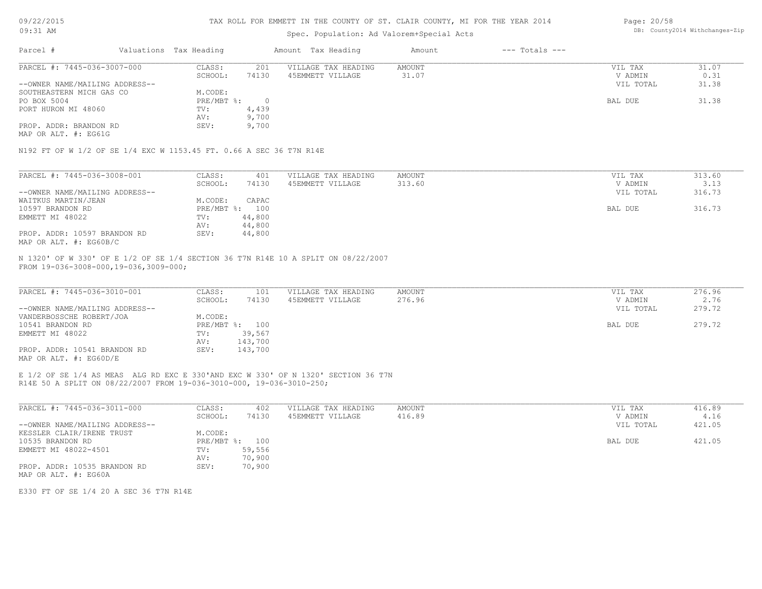TAX ROLL FOR EMMETT IN THE COUNTY OF ST. CLAIR COUNTY, MI FOR THE YEAR 2014

Spec. Population: Ad Valorem+Special Acts

| Parcel # | Valuations | Tax Heading | Amount | Tax Heading | Amount | --- Totals --- | |
|---|---|---|---|---|---|---|---|

---

PARCEL #: 7445-036-3007-000

| | | | | | |
|---|---|---|---|---|---|
| CLASS: | 201 | VILLAGE TAX HEADING | AMOUNT | VIL TAX | 31.07 |
| SCHOOL: | 74130 | 45EMMETT VILLAGE | 31.07 | V ADMIN | 0.31 |
| | | | | VIL TOTAL | 31.38 |
| M.CODE: | | | | | |
| PRE/MBT %: | 0 | | | BAL DUE | 31.38 |
| TV: | 4,439 | | | | |
| AV: | 9,700 | | | | |
| SEV: | 9,700 | | | | |

--OWNER NAME/MAILING ADDRESS--
SOUTHEASTERN MICH GAS CO
PO BOX 5004
PORT HURON MI 48060

PROP. ADDR: BRANDON RD
MAP OR ALT. #: EG61G

N192 FT OF W 1/2 OF SE 1/4 EXC W 1153.45 FT. 0.66 A SEC 36 T7N R14E

---

PARCEL #: 7445-036-3008-001

| | | | | | |
|---|---|---|---|---|---|
| CLASS: | 401 | VILLAGE TAX HEADING | AMOUNT | VIL TAX | 313.60 |
| SCHOOL: | 74130 | 45EMMETT VILLAGE | 313.60 | V ADMIN | 3.13 |
| | | | | VIL TOTAL | 316.73 |
| M.CODE: | CAPAC | | | | |
| PRE/MBT %: | 100 | | | BAL DUE | 316.73 |
| TV: | 44,800 | | | | |
| AV: | 44,800 | | | | |
| SEV: | 44,800 | | | | |

--OWNER NAME/MAILING ADDRESS--
WAITKUS MARTIN/JEAN
10597 BRANDON RD
EMMETT MI 48022

PROP. ADDR: 10597 BRANDON RD
MAP OR ALT. #: EG60B/C

N 1320' OF W 330' OF E 1/2 OF SE 1/4 SECTION 36 T7N R14E 10 A SPLIT ON 08/22/2007
FROM 19-036-3008-000,19-036,3009-000;

---

PARCEL #: 7445-036-3010-001

| | | | | | |
|---|---|---|---|---|---|
| CLASS: | 101 | VILLAGE TAX HEADING | AMOUNT | VIL TAX | 276.96 |
| SCHOOL: | 74130 | 45EMMETT VILLAGE | 276.96 | V ADMIN | 2.76 |
| | | | | VIL TOTAL | 279.72 |
| M.CODE: | | | | | |
| PRE/MBT %: | 100 | | | BAL DUE | 279.72 |
| TV: | 39,567 | | | | |
| AV: | 143,700 | | | | |
| SEV: | 143,700 | | | | |

--OWNER NAME/MAILING ADDRESS--
VANDERBOSSCHE ROBERT/JOA
10541 BRANDON RD
EMMETT MI 48022

PROP. ADDR: 10541 BRANDON RD
MAP OR ALT. #: EG60D/E

E 1/2 OF SE 1/4 AS MEAS ALG RD EXC E 330'AND EXC W 330' OF N 1320' SECTION 36 T7N
R14E 50 A SPLIT ON 08/22/2007 FROM 19-036-3010-000, 19-036-3010-250;

---

PARCEL #: 7445-036-3011-000

| | | | | | |
|---|---|---|---|---|---|
| CLASS: | 402 | VILLAGE TAX HEADING | AMOUNT | VIL TAX | 416.89 |
| SCHOOL: | 74130 | 45EMMETT VILLAGE | 416.89 | V ADMIN | 4.16 |
| | | | | VIL TOTAL | 421.05 |
| M.CODE: | | | | | |
| PRE/MBT %: | 100 | | | BAL DUE | 421.05 |
| TV: | 59,556 | | | | |
| AV: | 70,900 | | | | |
| SEV: | 70,900 | | | | |

--OWNER NAME/MAILING ADDRESS--
KESSLER CLAIR/IRENE TRUST
10535 BRANDON RD
EMMETT MI 48022-4501

PROP. ADDR: 10535 BRANDON RD
MAP OR ALT. #: EG60A

E330 FT OF SE 1/4 20 A SEC 36 T7N R14E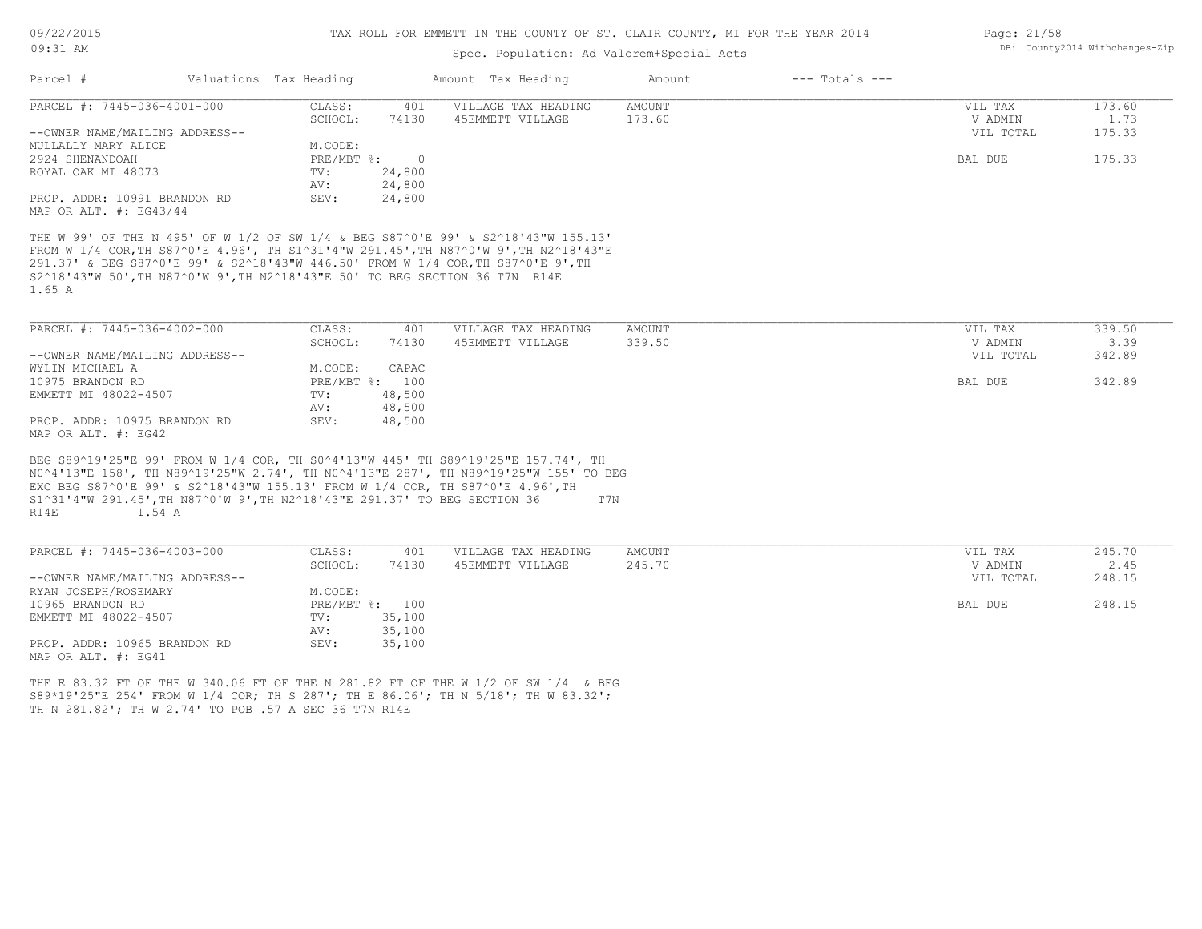TAX ROLL FOR EMMETT IN THE COUNTY OF ST. CLAIR COUNTY, MI FOR THE YEAR 2014

Spec. Population: Ad Valorem+Special Acts

| Parcel # | Valuations | Tax Heading | Amount | Tax Heading | Amount | --- Totals --- | |
|---|---|---|---|---|---|---|---|
| PARCEL #: 7445-036-4001-000 | CLASS: | 401 | VILLAGE TAX HEADING | AMOUNT | | VIL TAX | 173.60 |
| | SCHOOL: | 74130 | 45EMMETT VILLAGE | 173.60 | | V ADMIN | 1.73 |
| --OWNER NAME/MAILING ADDRESS-- | | | | | | VIL TOTAL | 175.33 |
| MULLALLY MARY ALICE | M.CODE: | | | | | | |
| 2924 SHENANDOAH | PRE/MBT %: | 0 | | | | BAL DUE | 175.33 |
| ROYAL OAK MI 48073 | TV: | 24,800 | | | | | |
| | AV: | 24,800 | | | | | |
| PROP. ADDR: 10991 BRANDON RD | SEV: | 24,800 | | | | | |
| MAP OR ALT. #: EG43/44 | | | | | | | |

THE W 99' OF THE N 495' OF W 1/2 OF SW 1/4 & BEG S87^0'E 99' & S2^18'43"W 155.13' FROM W 1/4 COR,TH S87^0'E 4.96', TH S1^31'4"W 291.45',TH N87^0'W 9',TH N2^18'43"E 291.37' & BEG S87^0'E 99' & S2^18'43"W 446.50' FROM W 1/4 COR,TH S87^0'E 9',TH S2^18'43"W 50',TH N87^0'W 9',TH N2^18'43"E 50' TO BEG SECTION 36 T7N R14E 1.65 A

| Parcel # | Valuations | Tax Heading | Amount | Tax Heading | Amount | --- Totals --- | |
|---|---|---|---|---|---|---|---|
| PARCEL #: 7445-036-4002-000 | CLASS: | 401 | VILLAGE TAX HEADING | AMOUNT | | VIL TAX | 339.50 |
| | SCHOOL: | 74130 | 45EMMETT VILLAGE | 339.50 | | V ADMIN | 3.39 |
| --OWNER NAME/MAILING ADDRESS-- | | | | | | VIL TOTAL | 342.89 |
| WYLIN MICHAEL A | M.CODE: | CAPAC | | | | | |
| 10975 BRANDON RD | PRE/MBT %: | 100 | | | | BAL DUE | 342.89 |
| EMMETT MI 48022-4507 | TV: | 48,500 | | | | | |
| | AV: | 48,500 | | | | | |
| PROP. ADDR: 10975 BRANDON RD | SEV: | 48,500 | | | | | |
| MAP OR ALT. #: EG42 | | | | | | | |

BEG S89^19'25"E 99' FROM W 1/4 COR, TH S0^4'13"W 445' TH S89^19'25"E 157.74', TH N0^4'13"E 158', TH N89^19'25"W 2.74', TH N0^4'13"E 287', TH N89^19'25"W 155' TO BEG EXC BEG S87^0'E 99' & S2^18'43"W 155.13' FROM W 1/4 COR, TH S87^0'E 4.96',TH S1^31'4"W 291.45',TH N87^0'W 9',TH N2^18'43"E 291.37' TO BEG SECTION 36 T7N R14E 1.54 A

| Parcel # | Valuations | Tax Heading | Amount | Tax Heading | Amount | --- Totals --- | |
|---|---|---|---|---|---|---|---|
| PARCEL #: 7445-036-4003-000 | CLASS: | 401 | VILLAGE TAX HEADING | AMOUNT | | VIL TAX | 245.70 |
| | SCHOOL: | 74130 | 45EMMETT VILLAGE | 245.70 | | V ADMIN | 2.45 |
| --OWNER NAME/MAILING ADDRESS-- | | | | | | VIL TOTAL | 248.15 |
| RYAN JOSEPH/ROSEMARY | M.CODE: | | | | | | |
| 10965 BRANDON RD | PRE/MBT %: | 100 | | | | BAL DUE | 248.15 |
| EMMETT MI 48022-4507 | TV: | 35,100 | | | | | |
| | AV: | 35,100 | | | | | |
| PROP. ADDR: 10965 BRANDON RD | SEV: | 35,100 | | | | | |
| MAP OR ALT. #: EG41 | | | | | | | |

THE E 83.32 FT OF THE W 340.06 FT OF THE N 281.82 FT OF THE W 1/2 OF SW 1/4 & BEG S89*19'25"E 254' FROM W 1/4 COR; TH S 287'; TH E 86.06'; TH N 5/18'; TH W 83.32'; TH N 281.82'; TH W 2.74' TO POB .57 A SEC 36 T7N R14E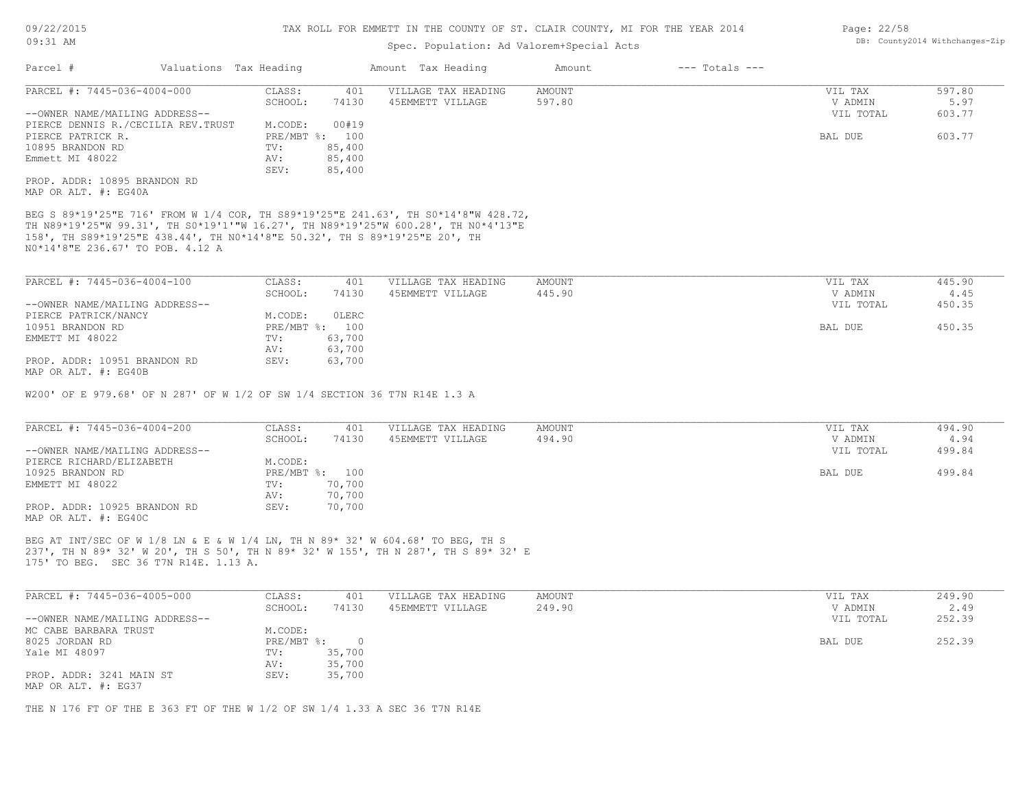| Parcel # | Valuations | Tax Heading | Amount | Tax Heading | Amount | --- Totals --- | | |
|---|---|---|---|---|---|---|---|---|

**PARCEL #: 7445-036-4004-000**

| | | | | | | |
|---|---|---|---|---|---|---|
| CLASS: | 401 | VILLAGE TAX HEADING | AMOUNT | | VIL TAX | 597.80 |
| SCHOOL: | 74130 | 45EMMETT VILLAGE | 597.80 | | V ADMIN | 5.97 |
| | | | | | VIL TOTAL | 603.77 |
| M.CODE: | 00#19 | | | | | |
| PRE/MBT %: | 100 | | | | BAL DUE | 603.77 |
| TV: | 85,400 | | | | | |
| AV: | 85,400 | | | | | |
| SEV: | 85,400 | | | | | |

--OWNER NAME/MAILING ADDRESS--
PIERCE DENNIS R./CECILIA REV.TRUST
PIERCE PATRICK R.
10895 BRANDON RD
Emmett MI 48022

PROP. ADDR: 10895 BRANDON RD
MAP OR ALT. #: EG40A

BEG S 89*19'25"E 716' FROM W 1/4 COR, TH S89*19'25"E 241.63', TH S0*14'8"W 428.72', TH N89*19'25"W 99.31', TH S0*19'1'"W 16.27', TH N89*19'25"W 600.28', TH N0*4'13"E 158', TH S89*19'25"E 438.44', TH N0*14'8"E 50.32', TH S 89*19'25"E 20', TH N0*14'8"E 236.67' TO POB. 4.12 A

**PARCEL #: 7445-036-4004-100**

| | | | | | | |
|---|---|---|---|---|---|---|
| CLASS: | 401 | VILLAGE TAX HEADING | AMOUNT | | VIL TAX | 445.90 |
| SCHOOL: | 74130 | 45EMMETT VILLAGE | 445.90 | | V ADMIN | 4.45 |
| | | | | | VIL TOTAL | 450.35 |
| M.CODE: | 0LERC | | | | | |
| PRE/MBT %: | 100 | | | | BAL DUE | 450.35 |
| TV: | 63,700 | | | | | |
| AV: | 63,700 | | | | | |
| SEV: | 63,700 | | | | | |

--OWNER NAME/MAILING ADDRESS--
PIERCE PATRICK/NANCY
10951 BRANDON RD
EMMETT MI 48022

PROP. ADDR: 10951 BRANDON RD
MAP OR ALT. #: EG40B

W200' OF E 979.68' OF N 287' OF W 1/2 OF SW 1/4 SECTION 36 T7N R14E 1.3 A

**PARCEL #: 7445-036-4004-200**

| | | | | | | |
|---|---|---|---|---|---|---|
| CLASS: | 401 | VILLAGE TAX HEADING | AMOUNT | | VIL TAX | 494.90 |
| SCHOOL: | 74130 | 45EMMETT VILLAGE | 494.90 | | V ADMIN | 4.94 |
| | | | | | VIL TOTAL | 499.84 |
| M.CODE: | | | | | | |
| PRE/MBT %: | 100 | | | | BAL DUE | 499.84 |
| TV: | 70,700 | | | | | |
| AV: | 70,700 | | | | | |
| SEV: | 70,700 | | | | | |

--OWNER NAME/MAILING ADDRESS--
PIERCE RICHARD/ELIZABETH
10925 BRANDON RD
EMMETT MI 48022

PROP. ADDR: 10925 BRANDON RD
MAP OR ALT. #: EG40C

BEG AT INT/SEC OF W 1/8 LN & E & W 1/4 LN, TH N 89* 32' W 604.68' TO BEG, TH S 237', TH N 89* 32' W 20', TH S 50', TH N 89* 32' W 155', TH N 287', TH S 89* 32' E 175' TO BEG. SEC 36 T7N R14E. 1.13 A.

**PARCEL #: 7445-036-4005-000**

| | | | | | | |
|---|---|---|---|---|---|---|
| CLASS: | 401 | VILLAGE TAX HEADING | AMOUNT | | VIL TAX | 249.90 |
| SCHOOL: | 74130 | 45EMMETT VILLAGE | 249.90 | | V ADMIN | 2.49 |
| | | | | | VIL TOTAL | 252.39 |
| M.CODE: | | | | | | |
| PRE/MBT %: | 0 | | | | BAL DUE | 252.39 |
| TV: | 35,700 | | | | | |
| AV: | 35,700 | | | | | |
| SEV: | 35,700 | | | | | |

--OWNER NAME/MAILING ADDRESS--
MC CABE BARBARA TRUST
8025 JORDAN RD
Yale MI 48097

PROP. ADDR: 3241 MAIN ST
MAP OR ALT. #: EG37

THE N 176 FT OF THE E 363 FT OF THE W 1/2 OF SW 1/4 1.33 A SEC 36 T7N R14E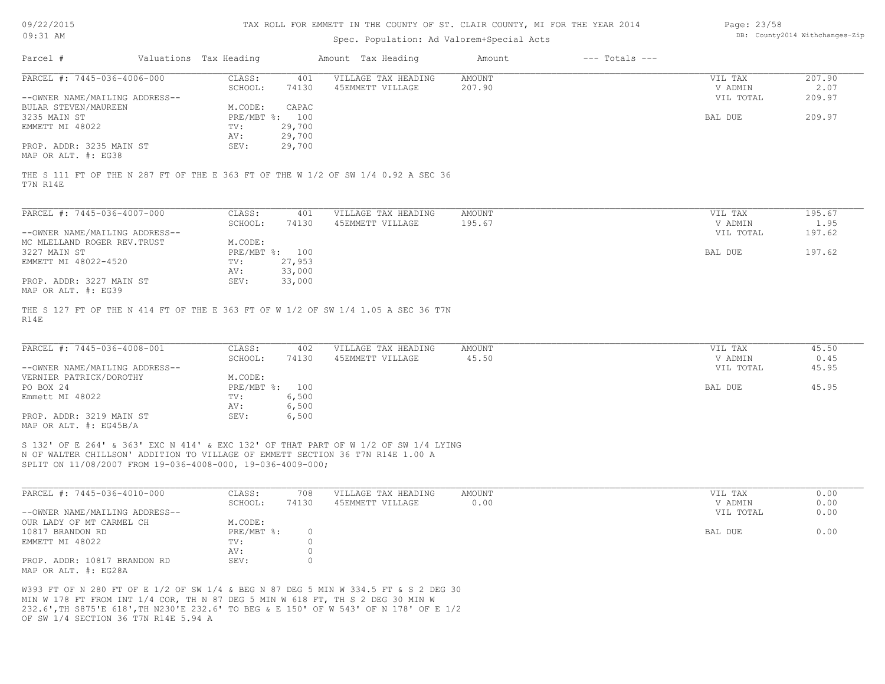# TAX ROLL FOR EMMETT IN THE COUNTY OF ST. CLAIR COUNTY, MI FOR THE YEAR 2014

Spec. Population: Ad Valorem+Special Acts

09/22/2015 09:31 AM

DB: County2014 Withchanges-Zip

| Parcel # | Valuations | Tax Heading | Amount | Tax Heading | Amount | --- Totals --- |
|---|---|---|---|---|---|---|

---

**PARCEL #: 7445-036-4006-000**

| | | | | | |
|---|---|---|---|---|---|
| CLASS: | 401 | VILLAGE TAX HEADING | AMOUNT | VIL TAX | 207.90 |
| SCHOOL: | 74130 | 45EMMETT VILLAGE | 207.90 | V ADMIN | 2.07 |
| | | | | VIL TOTAL | 209.97 |
| M.CODE: | CAPAC | | | | |
| PRE/MBT %: | 100 | | | BAL DUE | 209.97 |
| TV: | 29,700 | | | | |
| AV: | 29,700 | | | | |
| SEV: | 29,700 | | | | |

--OWNER NAME/MAILING ADDRESS--
BULAR STEVEN/MAUREEN
3235 MAIN ST
EMMETT MI 48022

PROP. ADDR: 3235 MAIN ST
MAP OR ALT. #: EG38

THE S 111 FT OF THE N 287 FT OF THE E 363 FT OF THE W 1/2 OF SW 1/4 0.92 A SEC 36 T7N R14E

---

**PARCEL #: 7445-036-4007-000**

| | | | | | |
|---|---|---|---|---|---|
| CLASS: | 401 | VILLAGE TAX HEADING | AMOUNT | VIL TAX | 195.67 |
| SCHOOL: | 74130 | 45EMMETT VILLAGE | 195.67 | V ADMIN | 1.95 |
| | | | | VIL TOTAL | 197.62 |
| M.CODE: | | | | | |
| PRE/MBT %: | 100 | | | BAL DUE | 197.62 |
| TV: | 27,953 | | | | |
| AV: | 33,000 | | | | |
| SEV: | 33,000 | | | | |

--OWNER NAME/MAILING ADDRESS--
MC MLELLAND ROGER REV.TRUST
3227 MAIN ST
EMMETT MI 48022-4520

PROP. ADDR: 3227 MAIN ST
MAP OR ALT. #: EG39

THE S 127 FT OF THE N 414 FT OF THE E 363 FT OF W 1/2 OF SW 1/4 1.05 A SEC 36 T7N R14E

---

**PARCEL #: 7445-036-4008-001**

| | | | | | |
|---|---|---|---|---|---|
| CLASS: | 402 | VILLAGE TAX HEADING | AMOUNT | VIL TAX | 45.50 |
| SCHOOL: | 74130 | 45EMMETT VILLAGE | 45.50 | V ADMIN | 0.45 |
| | | | | VIL TOTAL | 45.95 |
| M.CODE: | | | | | |
| PRE/MBT %: | 100 | | | BAL DUE | 45.95 |
| TV: | 6,500 | | | | |
| AV: | 6,500 | | | | |
| SEV: | 6,500 | | | | |

--OWNER NAME/MAILING ADDRESS--
VERNIER PATRICK/DOROTHY
PO BOX 24
Emmett MI 48022

PROP. ADDR: 3219 MAIN ST
MAP OR ALT. #: EG45B/A

S 132' OF E 264' & 363' EXC N 414' & EXC 132' OF THAT PART OF W 1/2 OF SW 1/4 LYING N OF WALTER CHILLSON' ADDITION TO VILLAGE OF EMMETT SECTION 36 T7N R14E 1.00 A SPLIT ON 11/08/2007 FROM 19-036-4008-000, 19-036-4009-000;

---

**PARCEL #: 7445-036-4010-000**

| | | | | | |
|---|---|---|---|---|---|
| CLASS: | 708 | VILLAGE TAX HEADING | AMOUNT | VIL TAX | 0.00 |
| SCHOOL: | 74130 | 45EMMETT VILLAGE | 0.00 | V ADMIN | 0.00 |
| | | | | VIL TOTAL | 0.00 |
| M.CODE: | | | | | |
| PRE/MBT %: | 0 | | | BAL DUE | 0.00 |
| TV: | 0 | | | | |
| AV: | 0 | | | | |
| SEV: | 0 | | | | |

--OWNER NAME/MAILING ADDRESS--
OUR LADY OF MT CARMEL CH
10817 BRANDON RD
EMMETT MI 48022

PROP. ADDR: 10817 BRANDON RD
MAP OR ALT. #: EG28A

W393 FT OF N 280 FT OF E 1/2 OF SW 1/4 & BEG N 87 DEG 5 MIN W 334.5 FT & S 2 DEG 30 MIN W 178 FT FROM INT 1/4 COR, TH N 87 DEG 5 MIN W 618 FT, TH S 2 DEG 30 MIN W 232.6',TH S875'E 618',TH N230'E 232.6' TO BEG & E 150' OF W 543' OF N 178' OF E 1/2 OF SW 1/4 SECTION 36 T7N R14E 5.94 A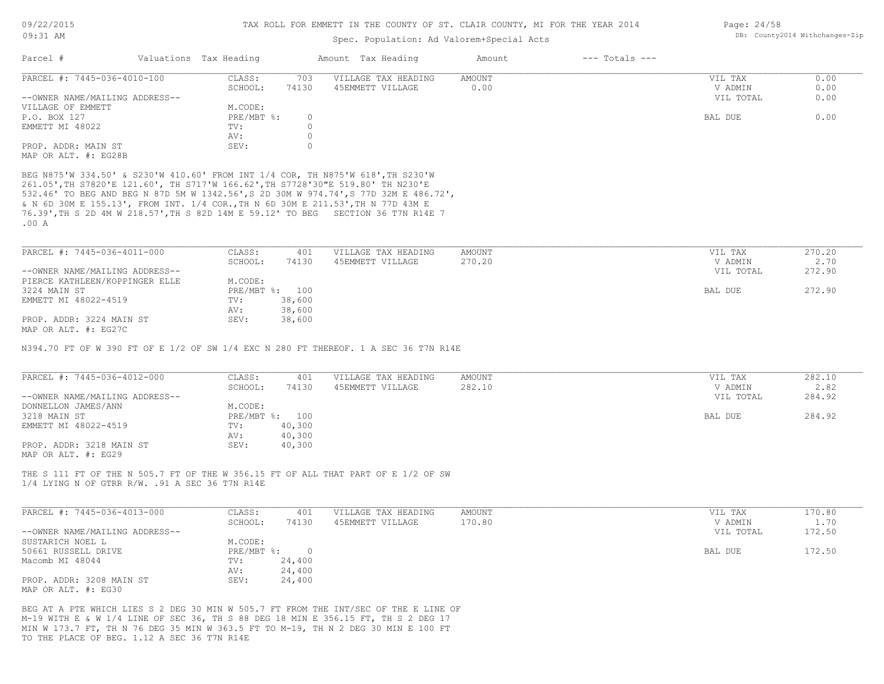TAX ROLL FOR EMMETT IN THE COUNTY OF ST. CLAIR COUNTY, MI FOR THE YEAR 2014

Spec. Population: Ad Valorem+Special Acts

| Parcel # | Valuations | Tax Heading | Amount | Tax Heading | Amount | --- Totals --- | |
|---|---|---|---|---|---|---|---|

---

**PARCEL #: 7445-036-4010-100**

| | | | | | |
|---|---|---|---|---|---|
| CLASS: | 703 | VILLAGE TAX HEADING | AMOUNT | VIL TAX | 0.00 |
| SCHOOL: | 74130 | 45EMMETT VILLAGE | 0.00 | V ADMIN | 0.00 |
| | | | | VIL TOTAL | 0.00 |
| M.CODE: | | | | | |
| PRE/MBT %: | 0 | | | BAL DUE | 0.00 |
| TV: | 0 | | | | |
| AV: | 0 | | | | |
| SEV: | 0 | | | | |

--OWNER NAME/MAILING ADDRESS--
VILLAGE OF EMMETT
P.O. BOX 127
EMMETT MI 48022

PROP. ADDR: MAIN ST
MAP OR ALT. #: EG28B

BEG N875'W 334.50' & S230'W 410.60' FROM INT 1/4 COR, TH N875'W 618',TH S230'W 261.05',TH S7820'E 121.60', TH S717'W 166.62',TH S7728'30"E 519.80' TH N230'E 532.46' TO BEG AND BEG N 87D 5M W 1342.56',S 2D 30M W 974.74',S 77D 32M E 486.72', & N 6D 30M E 155.13', FROM INT. 1/4 COR.,TH N 6D 30M E 211.53',TH N 77D 43M E 76.39',TH S 2D 4M W 218.57',TH S 82D 14M E 59.12' TO BEG SECTION 36 T7N R14E 7 .00 A

---

**PARCEL #: 7445-036-4011-000**

| | | | | | |
|---|---|---|---|---|---|
| CLASS: | 401 | VILLAGE TAX HEADING | AMOUNT | VIL TAX | 270.20 |
| SCHOOL: | 74130 | 45EMMETT VILLAGE | 270.20 | V ADMIN | 2.70 |
| | | | | VIL TOTAL | 272.90 |
| M.CODE: | | | | | |
| PRE/MBT %: | 100 | | | BAL DUE | 272.90 |
| TV: | 38,600 | | | | |
| AV: | 38,600 | | | | |
| SEV: | 38,600 | | | | |

--OWNER NAME/MAILING ADDRESS--
PIERCE KATHLEEN/KOPPINGER ELLE
3224 MAIN ST
EMMETT MI 48022-4519

PROP. ADDR: 3224 MAIN ST
MAP OR ALT. #: EG27C

N394.70 FT OF W 390 FT OF E 1/2 OF SW 1/4 EXC N 280 FT THEREOF. 1 A SEC 36 T7N R14E

---

**PARCEL #: 7445-036-4012-000**

| | | | | | |
|---|---|---|---|---|---|
| CLASS: | 401 | VILLAGE TAX HEADING | AMOUNT | VIL TAX | 282.10 |
| SCHOOL: | 74130 | 45EMMETT VILLAGE | 282.10 | V ADMIN | 2.82 |
| | | | | VIL TOTAL | 284.92 |
| M.CODE: | | | | | |
| PRE/MBT %: | 100 | | | BAL DUE | 284.92 |
| TV: | 40,300 | | | | |
| AV: | 40,300 | | | | |
| SEV: | 40,300 | | | | |

--OWNER NAME/MAILING ADDRESS--
DONNELLON JAMES/ANN
3218 MAIN ST
EMMETT MI 48022-4519

PROP. ADDR: 3218 MAIN ST
MAP OR ALT. #: EG29

THE S 111 FT OF THE N 505.7 FT OF THE W 356.15 FT OF ALL THAT PART OF E 1/2 OF SW 1/4 LYING N OF GTRR R/W. .91 A SEC 36 T7N R14E

---

**PARCEL #: 7445-036-4013-000**

| | | | | | |
|---|---|---|---|---|---|
| CLASS: | 401 | VILLAGE TAX HEADING | AMOUNT | VIL TAX | 170.80 |
| SCHOOL: | 74130 | 45EMMETT VILLAGE | 170.80 | V ADMIN | 1.70 |
| | | | | VIL TOTAL | 172.50 |
| M.CODE: | | | | | |
| PRE/MBT %: | 0 | | | BAL DUE | 172.50 |
| TV: | 24,400 | | | | |
| AV: | 24,400 | | | | |
| SEV: | 24,400 | | | | |

--OWNER NAME/MAILING ADDRESS--
SUSTARICH NOEL L
50661 RUSSELL DRIVE
Macomb MI 48044

PROP. ADDR: 3208 MAIN ST
MAP OR ALT. #: EG30

BEG AT A PTE WHICH LIES S 2 DEG 30 MIN W 505.7 FT FROM THE INT/SEC OF THE E LINE OF M-19 WITH E & W 1/4 LINE OF SEC 36, TH S 88 DEG 18 MIN E 356.15 FT, TH S 2 DEG 17 MIN W 173.7 FT, TH N 76 DEG 35 MIN W 363.5 FT TO M-19, TH N 2 DEG 30 MIN E 100 FT TO THE PLACE OF BEG. 1.12 A SEC 36 T7N R14E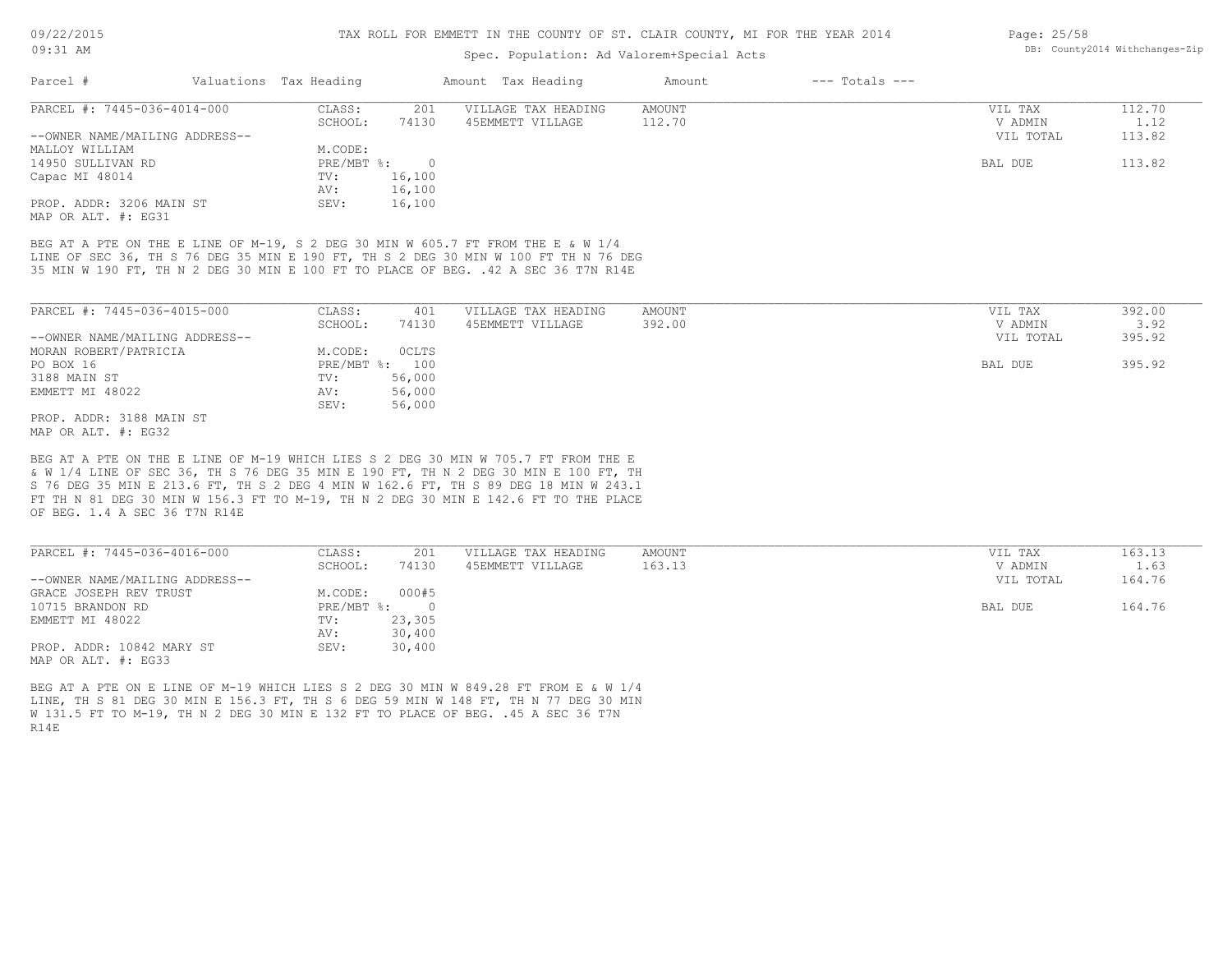TAX ROLL FOR EMMETT IN THE COUNTY OF ST. CLAIR COUNTY, MI FOR THE YEAR 2014

Spec. Population: Ad Valorem+Special Acts

| Parcel # | Valuations | Tax Heading | Amount | Tax Heading | Amount | --- Totals --- |
|---|---|---|---|---|---|---|

---

PARCEL #: 7445-036-4014-000

--OWNER NAME/MAILING ADDRESS--
MALLOY WILLIAM
14950 SULLIVAN RD
Capac MI 48014

PROP. ADDR: 3206 MAIN ST
MAP OR ALT. #: EG31

| | |
|---|---|
| CLASS: | 201 |
| SCHOOL: | 74130 |
| M.CODE: | |
| PRE/MBT %: | 0 |
| TV: | 16,100 |
| AV: | 16,100 |
| SEV: | 16,100 |

| VILLAGE TAX HEADING | AMOUNT |
|---|---|
| 45EMMETT VILLAGE | 112.70 |

| | |
|---|---|
| VIL TAX | 112.70 |
| V ADMIN | 1.12 |
| VIL TOTAL | 113.82 |
| BAL DUE | 113.82 |

BEG AT A PTE ON THE E LINE OF M-19, S 2 DEG 30 MIN W 605.7 FT FROM THE E & W 1/4 LINE OF SEC 36, TH S 76 DEG 35 MIN E 190 FT, TH S 2 DEG 30 MIN W 100 FT TH N 76 DEG 35 MIN W 190 FT, TH N 2 DEG 30 MIN E 100 FT TO PLACE OF BEG. .42 A SEC 36 T7N R14E

---

PARCEL #: 7445-036-4015-000

--OWNER NAME/MAILING ADDRESS--
MORAN ROBERT/PATRICIA
PO BOX 16
3188 MAIN ST
EMMETT MI 48022

PROP. ADDR: 3188 MAIN ST
MAP OR ALT. #: EG32

| | |
|---|---|
| CLASS: | 401 |
| SCHOOL: | 74130 |
| M.CODE: | 0CLTS |
| PRE/MBT %: | 100 |
| TV: | 56,000 |
| AV: | 56,000 |
| SEV: | 56,000 |

| VILLAGE TAX HEADING | AMOUNT |
|---|---|
| 45EMMETT VILLAGE | 392.00 |

| | |
|---|---|
| VIL TAX | 392.00 |
| V ADMIN | 3.92 |
| VIL TOTAL | 395.92 |
| BAL DUE | 395.92 |

BEG AT A PTE ON THE E LINE OF M-19 WHICH LIES S 2 DEG 30 MIN W 705.7 FT FROM THE E & W 1/4 LINE OF SEC 36, TH S 76 DEG 35 MIN E 190 FT, TH N 2 DEG 30 MIN E 100 FT, TH S 76 DEG 35 MIN E 213.6 FT, TH S 2 DEG 4 MIN W 162.6 FT, TH S 89 DEG 18 MIN W 243.1 FT TH N 81 DEG 30 MIN W 156.3 FT TO M-19, TH N 2 DEG 30 MIN E 142.6 FT TO THE PLACE OF BEG. 1.4 A SEC 36 T7N R14E

---

PARCEL #: 7445-036-4016-000

--OWNER NAME/MAILING ADDRESS--
GRACE JOSEPH REV TRUST
10715 BRANDON RD
EMMETT MI 48022

PROP. ADDR: 10842 MARY ST
MAP OR ALT. #: EG33

| | |
|---|---|
| CLASS: | 201 |
| SCHOOL: | 74130 |
| M.CODE: | 000#5 |
| PRE/MBT %: | 0 |
| TV: | 23,305 |
| AV: | 30,400 |
| SEV: | 30,400 |

| VILLAGE TAX HEADING | AMOUNT |
|---|---|
| 45EMMETT VILLAGE | 163.13 |

| | |
|---|---|
| VIL TAX | 163.13 |
| V ADMIN | 1.63 |
| VIL TOTAL | 164.76 |
| BAL DUE | 164.76 |

BEG AT A PTE ON E LINE OF M-19 WHICH LIES S 2 DEG 30 MIN W 849.28 FT FROM E & W 1/4 LINE, TH S 81 DEG 30 MIN E 156.3 FT, TH S 6 DEG 59 MIN W 148 FT, TH N 77 DEG 30 MIN W 131.5 FT TO M-19, TH N 2 DEG 30 MIN E 132 FT TO PLACE OF BEG. .45 A SEC 36 T7N R14E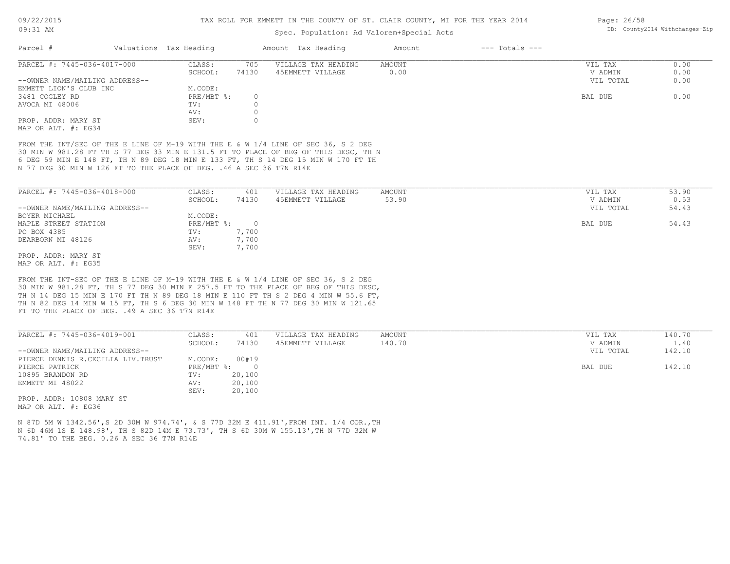TAX ROLL FOR EMMETT IN THE COUNTY OF ST. CLAIR COUNTY, MI FOR THE YEAR 2014

Spec. Population: Ad Valorem+Special Acts

| Parcel # | Valuations | Tax Heading | Amount | Tax Heading | Amount | --- Totals --- | |
|---|---|---|---|---|---|---|---|

**PARCEL #: 7445-036-4017-000**

| | | | | | |
|---|---|---|---|---|---|
| CLASS: | 705 | VILLAGE TAX HEADING | AMOUNT | VIL TAX | 0.00 |
| SCHOOL: | 74130 | 45EMMETT VILLAGE | 0.00 | V ADMIN | 0.00 |
| M.CODE: | | | | VIL TOTAL | 0.00 |
| PRE/MBT %: | 0 | | | BAL DUE | 0.00 |
| TV: | 0 | | | | |
| AV: | 0 | | | | |
| SEV: | 0 | | | | |

--OWNER NAME/MAILING ADDRESS--
EMMETT LION'S CLUB INC
3481 COGLEY RD
AVOCA MI 48006

PROP. ADDR: MARY ST
MAP OR ALT. #: EG34

FROM THE INT/SEC OF THE E LINE OF M-19 WITH THE E & W 1/4 LINE OF SEC 36, S 2 DEG 30 MIN W 981.28 FT TH S 77 DEG 33 MIN E 131.5 FT TO PLACE OF BEG OF THIS DESC, TH N 6 DEG 59 MIN E 148 FT, TH N 89 DEG 18 MIN E 133 FT, TH S 14 DEG 15 MIN W 170 FT TH N 77 DEG 30 MIN W 126 FT TO THE PLACE OF BEG. .46 A SEC 36 T7N R14E

**PARCEL #: 7445-036-4018-000**

| | | | | | |
|---|---|---|---|---|---|
| CLASS: | 401 | VILLAGE TAX HEADING | AMOUNT | VIL TAX | 53.90 |
| SCHOOL: | 74130 | 45EMMETT VILLAGE | 53.90 | V ADMIN | 0.53 |
| M.CODE: | | | | VIL TOTAL | 54.43 |
| PRE/MBT %: | 0 | | | BAL DUE | 54.43 |
| TV: | 7,700 | | | | |
| AV: | 7,700 | | | | |
| SEV: | 7,700 | | | | |

--OWNER NAME/MAILING ADDRESS--
BOYER MICHAEL
MAPLE STREET STATION
PO BOX 4385
DEARBORN MI 48126

PROP. ADDR: MARY ST
MAP OR ALT. #: EG35

FROM THE INT-SEC OF THE E LINE OF M-19 WITH THE E & W 1/4 LINE OF SEC 36, S 2 DEG 30 MIN W 981.28 FT, TH S 77 DEG 30 MIN E 257.5 FT TO THE PLACE OF BEG OF THIS DESC, TH N 14 DEG 15 MIN E 170 FT TH N 89 DEG 18 MIN E 110 FT TH S 2 DEG 4 MIN W 55.6 FT, TH N 82 DEG 14 MIN W 15 FT, TH S 6 DEG 30 MIN W 148 FT TH N 77 DEG 30 MIN W 121.65 FT TO THE PLACE OF BEG. .49 A SEC 36 T7N R14E

**PARCEL #: 7445-036-4019-001**

| | | | | | |
|---|---|---|---|---|---|
| CLASS: | 401 | VILLAGE TAX HEADING | AMOUNT | VIL TAX | 140.70 |
| SCHOOL: | 74130 | 45EMMETT VILLAGE | 140.70 | V ADMIN | 1.40 |
| M.CODE: | 00#19 | | | VIL TOTAL | 142.10 |
| PRE/MBT %: | 0 | | | BAL DUE | 142.10 |
| TV: | 20,100 | | | | |
| AV: | 20,100 | | | | |
| SEV: | 20,100 | | | | |

--OWNER NAME/MAILING ADDRESS--
PIERCE DENNIS R.CECILIA LIV.TRUST
PIERCE PATRICK
10895 BRANDON RD
EMMETT MI 48022

PROP. ADDR: 10808 MARY ST
MAP OR ALT. #: EG36

N 87D 5M W 1342.56',S 2D 30M W 974.74', & S 77D 32M E 411.91',FROM INT. 1/4 COR.,TH N 6D 46M 1S E 148.98', TH S 82D 14M E 73.73', TH S 6D 30M W 155.13',TH N 77D 32M W 74.81' TO THE BEG. 0.26 A SEC 36 T7N R14E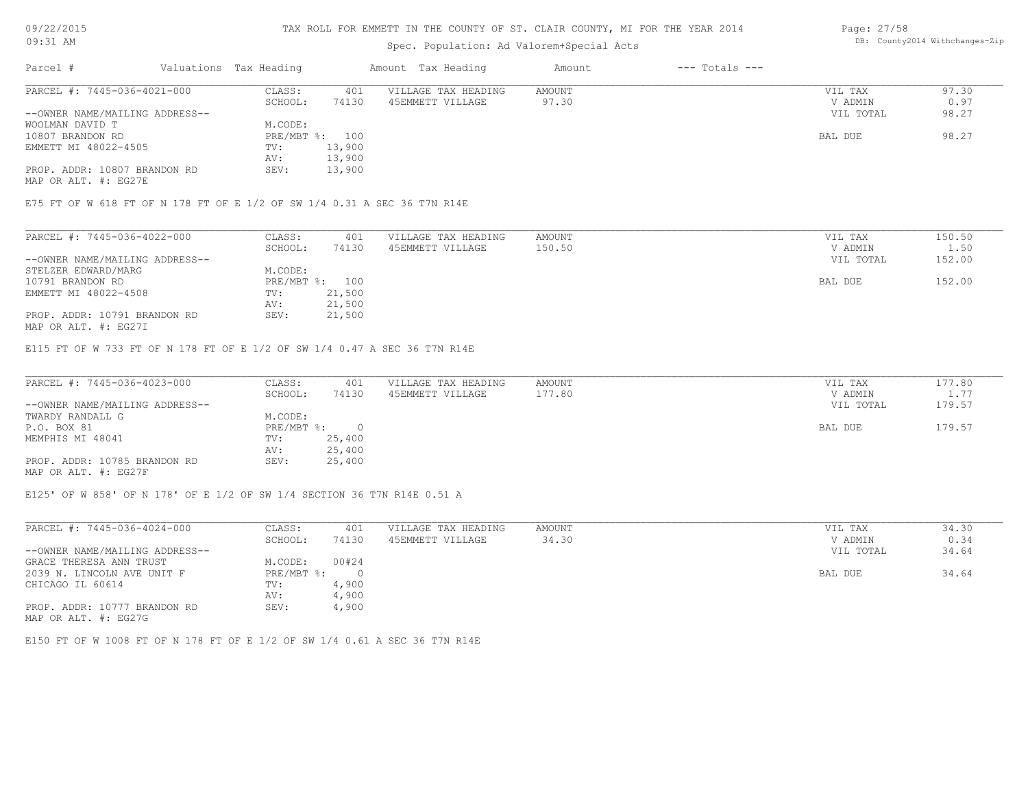# TAX ROLL FOR EMMETT IN THE COUNTY OF ST. CLAIR COUNTY, MI FOR THE YEAR 2014

Spec. Population: Ad Valorem+Special Acts

| Parcel # | Valuations | Tax Heading | Amount | Tax Heading | Amount | --- Totals --- | |
|---|---|---|---|---|---|---|---|
| PARCEL #: 7445-036-4021-000 | CLASS: | 401 | VILLAGE TAX HEADING | AMOUNT | | VIL TAX | 97.30 |
| | SCHOOL: | 74130 | 45EMMETT VILLAGE | 97.30 | | V ADMIN | 0.97 |
| --OWNER NAME/MAILING ADDRESS-- | | | | | | VIL TOTAL | 98.27 |
| WOOLMAN DAVID T | M.CODE: | | | | | | |
| 10807 BRANDON RD | PRE/MBT %: | 100 | | | | BAL DUE | 98.27 |
| EMMETT MI 48022-4505 | TV: | 13,900 | | | | | |
| | AV: | 13,900 | | | | | |
| PROP. ADDR: 10807 BRANDON RD | SEV: | 13,900 | | | | | |
| MAP OR ALT. #: EG27E | | | | | | | |

E75 FT OF W 618 FT OF N 178 FT OF E 1/2 OF SW 1/4 0.31 A SEC 36 T7N R14E

| Parcel # | Valuations | Tax Heading | Amount | Tax Heading | Amount | --- Totals --- | |
|---|---|---|---|---|---|---|---|
| PARCEL #: 7445-036-4022-000 | CLASS: | 401 | VILLAGE TAX HEADING | AMOUNT | | VIL TAX | 150.50 |
| | SCHOOL: | 74130 | 45EMMETT VILLAGE | 150.50 | | V ADMIN | 1.50 |
| --OWNER NAME/MAILING ADDRESS-- | | | | | | VIL TOTAL | 152.00 |
| STELZER EDWARD/MARG | M.CODE: | | | | | | |
| 10791 BRANDON RD | PRE/MBT %: | 100 | | | | BAL DUE | 152.00 |
| EMMETT MI 48022-4508 | TV: | 21,500 | | | | | |
| | AV: | 21,500 | | | | | |
| PROP. ADDR: 10791 BRANDON RD | SEV: | 21,500 | | | | | |
| MAP OR ALT. #: EG27I | | | | | | | |

E115 FT OF W 733 FT OF N 178 FT OF E 1/2 OF SW 1/4 0.47 A SEC 36 T7N R14E

| Parcel # | Valuations | Tax Heading | Amount | Tax Heading | Amount | --- Totals --- | |
|---|---|---|---|---|---|---|---|
| PARCEL #: 7445-036-4023-000 | CLASS: | 401 | VILLAGE TAX HEADING | AMOUNT | | VIL TAX | 177.80 |
| | SCHOOL: | 74130 | 45EMMETT VILLAGE | 177.80 | | V ADMIN | 1.77 |
| --OWNER NAME/MAILING ADDRESS-- | | | | | | VIL TOTAL | 179.57 |
| TWARDY RANDALL G | M.CODE: | | | | | | |
| P.O. BOX 81 | PRE/MBT %: | 0 | | | | BAL DUE | 179.57 |
| MEMPHIS MI 48041 | TV: | 25,400 | | | | | |
| | AV: | 25,400 | | | | | |
| PROP. ADDR: 10785 BRANDON RD | SEV: | 25,400 | | | | | |
| MAP OR ALT. #: EG27F | | | | | | | |

E125' OF W 858' OF N 178' OF E 1/2 OF SW 1/4 SECTION 36 T7N R14E 0.51 A

| Parcel # | Valuations | Tax Heading | Amount | Tax Heading | Amount | --- Totals --- | |
|---|---|---|---|---|---|---|---|
| PARCEL #: 7445-036-4024-000 | CLASS: | 401 | VILLAGE TAX HEADING | AMOUNT | | VIL TAX | 34.30 |
| | SCHOOL: | 74130 | 45EMMETT VILLAGE | 34.30 | | V ADMIN | 0.34 |
| --OWNER NAME/MAILING ADDRESS-- | | | | | | VIL TOTAL | 34.64 |
| GRACE THERESA ANN TRUST | M.CODE: | 00#24 | | | | | |
| 2039 N. LINCOLN AVE UNIT F | PRE/MBT %: | 0 | | | | BAL DUE | 34.64 |
| CHICAGO IL 60614 | TV: | 4,900 | | | | | |
| | AV: | 4,900 | | | | | |
| PROP. ADDR: 10777 BRANDON RD | SEV: | 4,900 | | | | | |
| MAP OR ALT. #: EG27G | | | | | | | |

E150 FT OF W 1008 FT OF N 178 FT OF E 1/2 OF SW 1/4 0.61 A SEC 36 T7N R14E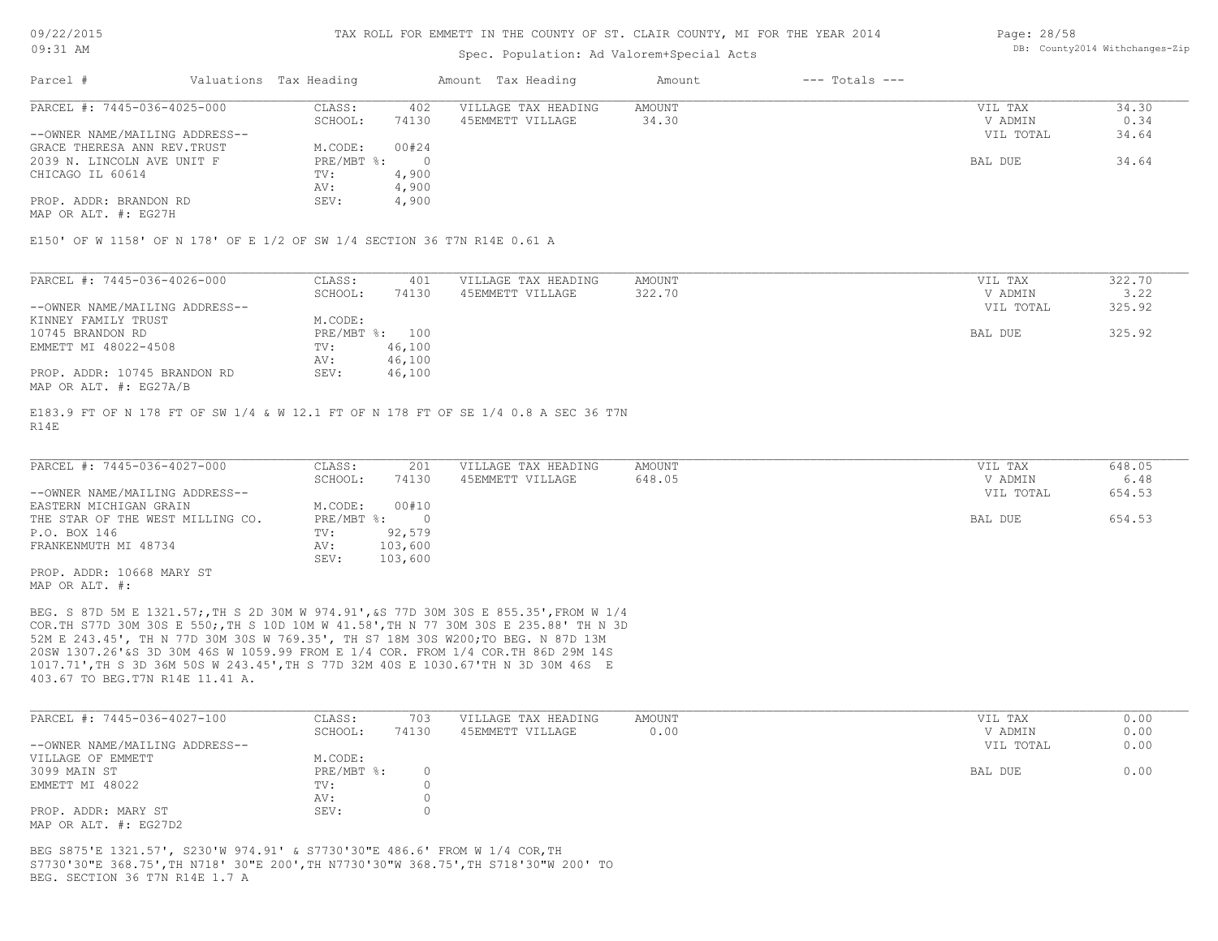TAX ROLL FOR EMMETT IN THE COUNTY OF ST. CLAIR COUNTY, MI FOR THE YEAR 2014

Spec. Population: Ad Valorem+Special Acts

09/22/2015 09:31 AM

DB: County2014 Withchanges-Zip

| Parcel # | Valuations | Tax Heading | Amount | Tax Heading | Amount | --- Totals --- | |
|---|---|---|---|---|---|---|---|

**PARCEL #: 7445-036-4025-000**

| | | | | | |
|---|---|---|---|---|---|
| CLASS: | 402 | VILLAGE TAX HEADING | AMOUNT | VIL TAX | 34.30 |
| SCHOOL: | 74130 | 45EMMETT VILLAGE | 34.30 | V ADMIN | 0.34 |
| M.CODE: | 00#24 | | | VIL TOTAL | 34.64 |
| PRE/MBT %: | 0 | | | BAL DUE | 34.64 |
| TV: | 4,900 | | | | |
| AV: | 4,900 | | | | |
| SEV: | 4,900 | | | | |

--OWNER NAME/MAILING ADDRESS--
GRACE THERESA ANN REV.TRUST
2039 N. LINCOLN AVE UNIT F
CHICAGO IL 60614

PROP. ADDR: BRANDON RD
MAP OR ALT. #: EG27H

E150' OF W 1158' OF N 178' OF E 1/2 OF SW 1/4 SECTION 36 T7N R14E 0.61 A

**PARCEL #: 7445-036-4026-000**

| | | | | | |
|---|---|---|---|---|---|
| CLASS: | 401 | VILLAGE TAX HEADING | AMOUNT | VIL TAX | 322.70 |
| SCHOOL: | 74130 | 45EMMETT VILLAGE | 322.70 | V ADMIN | 3.22 |
| M.CODE: | | | | VIL TOTAL | 325.92 |
| PRE/MBT %: | 100 | | | BAL DUE | 325.92 |
| TV: | 46,100 | | | | |
| AV: | 46,100 | | | | |
| SEV: | 46,100 | | | | |

--OWNER NAME/MAILING ADDRESS--
KINNEY FAMILY TRUST
10745 BRANDON RD
EMMETT MI 48022-4508

PROP. ADDR: 10745 BRANDON RD
MAP OR ALT. #: EG27A/B

E183.9 FT OF N 178 FT OF SW 1/4 & W 12.1 FT OF N 178 FT OF SE 1/4 0.8 A SEC 36 T7N R14E

**PARCEL #: 7445-036-4027-000**

| | | | | | |
|---|---|---|---|---|---|
| CLASS: | 201 | VILLAGE TAX HEADING | AMOUNT | VIL TAX | 648.05 |
| SCHOOL: | 74130 | 45EMMETT VILLAGE | 648.05 | V ADMIN | 6.48 |
| M.CODE: | 00#10 | | | VIL TOTAL | 654.53 |
| PRE/MBT %: | 0 | | | BAL DUE | 654.53 |
| TV: | 92,579 | | | | |
| AV: | 103,600 | | | | |
| SEV: | 103,600 | | | | |

--OWNER NAME/MAILING ADDRESS--
EASTERN MICHIGAN GRAIN
THE STAR OF THE WEST MILLING CO.
P.O. BOX 146
FRANKENMUTH MI 48734

PROP. ADDR: 10668 MARY ST
MAP OR ALT. #:

BEG. S 87D 5M E 1321.57;,TH S 2D 30M W 974.91',&S 77D 30M 30S E 855.35',FROM W 1/4 COR.TH S77D 30M 30S E 550;,TH S 10D 10M W 41.58',TH N 77 30M 30S E 235.88' TH N 3D 52M E 243.45', TH N 77D 30M 30S W 769.35', TH S7 18M 30S W200;TO BEG. N 87D 13M 20SW 1307.26'&S 3D 30M 46S W 1059.99 FROM E 1/4 COR. FROM 1/4 COR.TH 86D 29M 14S 1017.71',TH S 3D 36M 50S W 243.45',TH S 77D 32M 40S E 1030.67'TH N 3D 30M 46S E 403.67 TO BEG.T7N R14E 11.41 A.

**PARCEL #: 7445-036-4027-100**

| | | | | | |
|---|---|---|---|---|---|
| CLASS: | 703 | VILLAGE TAX HEADING | AMOUNT | VIL TAX | 0.00 |
| SCHOOL: | 74130 | 45EMMETT VILLAGE | 0.00 | V ADMIN | 0.00 |
| M.CODE: | | | | VIL TOTAL | 0.00 |
| PRE/MBT %: | 0 | | | BAL DUE | 0.00 |
| TV: | 0 | | | | |
| AV: | 0 | | | | |
| SEV: | 0 | | | | |

--OWNER NAME/MAILING ADDRESS--
VILLAGE OF EMMETT
3099 MAIN ST
EMMETT MI 48022

PROP. ADDR: MARY ST
MAP OR ALT. #: EG27D2

BEG S875'E 1321.57', S230'W 974.91' & S7730'30"E 486.6' FROM W 1/4 COR,TH S7730'30"E 368.75',TH N718' 30"E 200',TH N7730'30"W 368.75',TH S718'30"W 200' TO BEG. SECTION 36 T7N R14E 1.7 A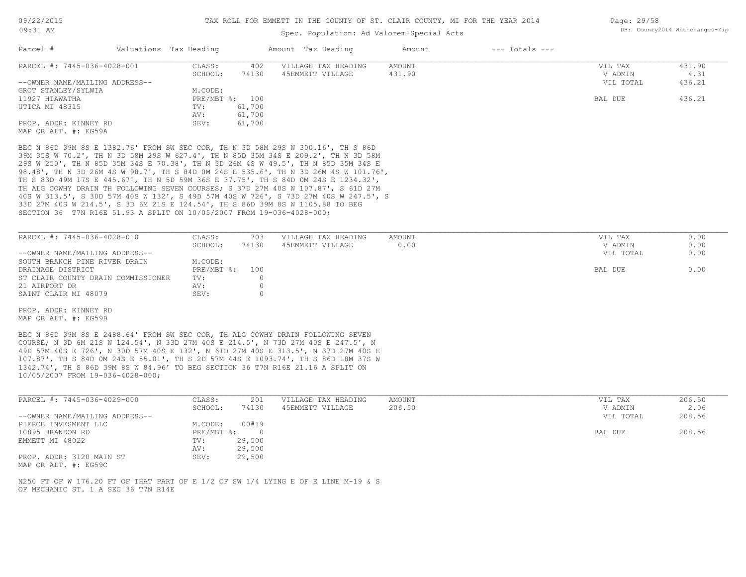TAX ROLL FOR EMMETT IN THE COUNTY OF ST. CLAIR COUNTY, MI FOR THE YEAR 2014

Spec. Population: Ad Valorem+Special Acts

| Parcel # | Valuations | Tax Heading | Amount | Tax Heading | Amount | --- Totals --- | |
|---|---|---|---|---|---|---|---|

**PARCEL #: 7445-036-4028-001**

| | | | | | |
|---|---|---|---|---|---|
| CLASS: | 402 | VILLAGE TAX HEADING | AMOUNT | VIL TAX | 431.90 |
| SCHOOL: | 74130 | 45EMMETT VILLAGE | 431.90 | V ADMIN | 4.31 |
| M.CODE: | | | | VIL TOTAL | 436.21 |
| PRE/MBT %: | 100 | | | BAL DUE | 436.21 |
| TV: | 61,700 | | | | |
| AV: | 61,700 | | | | |
| SEV: | 61,700 | | | | |

--OWNER NAME/MAILING ADDRESS--
GROT STANLEY/SYLWIA
11927 HIAWATHA
UTICA MI 48315

PROP. ADDR: KINNEY RD
MAP OR ALT. #: EG59A

BEG N 86D 39M 8S E 1382.76' FROM SW SEC COR, TH N 3D 58M 29S W 300.16', TH S 86D 39M 35S W 70.2', TH N 3D 58M 29S W 627.4', TH N 85D 35M 34S E 209.2', TH N 3D 58M 29S W 250', TH N 85D 35M 34S E 70.38', TH N 3D 26M 4S W 49.5', TH N 85D 35M 34S E 98.48', TH N 3D 26M 4S W 98.7', TH S 84D 0M 24S E 535.6', TH N 3D 26M 4S W 101.76', TH S 83D 49M 17S E 445.67', TH N 5D 59M 36S E 37.75', TH S 84D 0M 24S E 1234.32', TH ALG COWHY DRAIN TH FOLLOWING SEVEN COURSES; S 37D 27M 40S W 107.87', S 61D 27M 40S W 313.5', S 30D 57M 40S W 132', S 49D 57M 40S W 726', S 73D 27M 40S W 247.5', S 33D 27M 40S W 214.5', S 3D 6M 21S E 124.54', TH S 86D 39M 8S W 1105.88 TO BEG SECTION 36 T7N R16E 51.93 A SPLIT ON 10/05/2007 FROM 19-036-4028-000;

**PARCEL #: 7445-036-4028-010**

| | | | | | |
|---|---|---|---|---|---|
| CLASS: | 703 | VILLAGE TAX HEADING | AMOUNT | VIL TAX | 0.00 |
| SCHOOL: | 74130 | 45EMMETT VILLAGE | 0.00 | V ADMIN | 0.00 |
| M.CODE: | | | | VIL TOTAL | 0.00 |
| PRE/MBT %: | 100 | | | BAL DUE | 0.00 |
| TV: | 0 | | | | |
| AV: | 0 | | | | |
| SEV: | 0 | | | | |

--OWNER NAME/MAILING ADDRESS--
SOUTH BRANCH PINE RIVER DRAIN
DRAINAGE DISTRICT
ST CLAIR COUNTY DRAIN COMMISSIONER
21 AIRPORT DR
SAINT CLAIR MI 48079

PROP. ADDR: KINNEY RD
MAP OR ALT. #: EG59B

BEG N 86D 39M 8S E 2488.64' FROM SW SEC COR, TH ALG COWHY DRAIN FOLLOWING SEVEN COURSE; N 3D 6M 21S W 124.54', N 33D 27M 40S E 214.5', N 73D 27M 40S E 247.5', N 49D 57M 40S E 726', N 30D 57M 40S E 132', N 61D 27M 40S E 313.5', N 37D 27M 40S E 107.87', TH S 84D 0M 24S E 55.01', TH S 2D 57M 44S E 1093.74', TH S 86D 18M 37S W 1342.74', TH S 86D 39M 8S W 84.96' TO BEG SECTION 36 T7N R16E 21.16 A SPLIT ON 10/05/2007 FROM 19-036-4028-000;

**PARCEL #: 7445-036-4029-000**

| | | | | | |
|---|---|---|---|---|---|
| CLASS: | 201 | VILLAGE TAX HEADING | AMOUNT | VIL TAX | 206.50 |
| SCHOOL: | 74130 | 45EMMETT VILLAGE | 206.50 | V ADMIN | 2.06 |
| M.CODE: | 00#19 | | | VIL TOTAL | 208.56 |
| PRE/MBT %: | 0 | | | BAL DUE | 208.56 |
| TV: | 29,500 | | | | |
| AV: | 29,500 | | | | |
| SEV: | 29,500 | | | | |

--OWNER NAME/MAILING ADDRESS--
PIERCE INVESMENT LLC
10895 BRANDON RD
EMMETT MI 48022

PROP. ADDR: 3120 MAIN ST
MAP OR ALT. #: EG59C

N250 FT OF W 176.20 FT OF THAT PART OF E 1/2 OF SW 1/4 LYING E OF E LINE M-19 & S OF MECHANIC ST. 1 A SEC 36 T7N R14E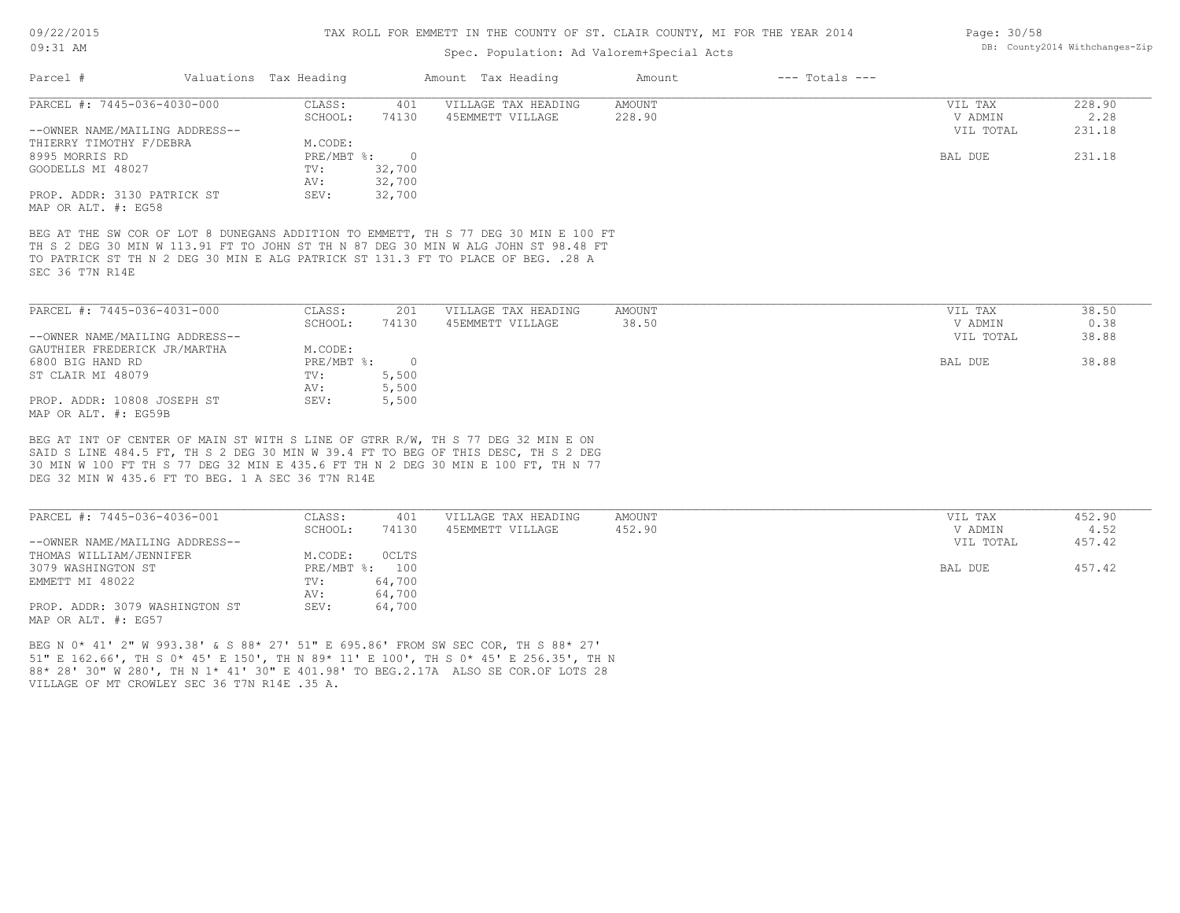TAX ROLL FOR EMMETT IN THE COUNTY OF ST. CLAIR COUNTY, MI FOR THE YEAR 2014

Spec. Population: Ad Valorem+Special Acts

| Parcel # | Valuations | Tax Heading | Amount | Tax Heading | Amount | --- Totals --- | |
|---|---|---|---|---|---|---|---|
| PARCEL #: 7445-036-4030-000 | CLASS: | 401 | VILLAGE TAX HEADING | AMOUNT | | VIL TAX | 228.90 |
| | SCHOOL: | 74130 | 45EMMETT VILLAGE | 228.90 | | V ADMIN | 2.28 |
| --OWNER NAME/MAILING ADDRESS-- | | | | | | VIL TOTAL | 231.18 |
| THIERRY TIMOTHY F/DEBRA | M.CODE: | | | | | | |
| 8995 MORRIS RD | PRE/MBT %: | 0 | | | | BAL DUE | 231.18 |
| GOODELLS MI 48027 | TV: | 32,700 | | | | | |
| | AV: | 32,700 | | | | | |
| PROP. ADDR: 3130 PATRICK ST | SEV: | 32,700 | | | | | |
| MAP OR ALT. #: EG58 | | | | | | | |

BEG AT THE SW COR OF LOT 8 DUNEGANS ADDITION TO EMMETT, TH S 77 DEG 30 MIN E 100 FT TH S 2 DEG 30 MIN W 113.91 FT TO JOHN ST TH N 87 DEG 30 MIN W ALG JOHN ST 98.48 FT TO PATRICK ST TH N 2 DEG 30 MIN E ALG PATRICK ST 131.3 FT TO PLACE OF BEG. .28 A SEC 36 T7N R14E

| Parcel # | Valuations | Tax Heading | Amount | Tax Heading | Amount | --- Totals --- | |
|---|---|---|---|---|---|---|---|
| PARCEL #: 7445-036-4031-000 | CLASS: | 201 | VILLAGE TAX HEADING | AMOUNT | | VIL TAX | 38.50 |
| | SCHOOL: | 74130 | 45EMMETT VILLAGE | 38.50 | | V ADMIN | 0.38 |
| --OWNER NAME/MAILING ADDRESS-- | | | | | | VIL TOTAL | 38.88 |
| GAUTHIER FREDERICK JR/MARTHA | M.CODE: | | | | | | |
| 6800 BIG HAND RD | PRE/MBT %: | 0 | | | | BAL DUE | 38.88 |
| ST CLAIR MI 48079 | TV: | 5,500 | | | | | |
| | AV: | 5,500 | | | | | |
| PROP. ADDR: 10808 JOSEPH ST | SEV: | 5,500 | | | | | |
| MAP OR ALT. #: EG59B | | | | | | | |

BEG AT INT OF CENTER OF MAIN ST WITH S LINE OF GTRR R/W, TH S 77 DEG 32 MIN E ON SAID S LINE 484.5 FT, TH S 2 DEG 30 MIN W 39.4 FT TO BEG OF THIS DESC, TH S 2 DEG 30 MIN W 100 FT TH S 77 DEG 32 MIN E 435.6 FT TH N 2 DEG 30 MIN E 100 FT, TH N 77 DEG 32 MIN W 435.6 FT TO BEG. 1 A SEC 36 T7N R14E

| Parcel # | Valuations | Tax Heading | Amount | Tax Heading | Amount | --- Totals --- | |
|---|---|---|---|---|---|---|---|
| PARCEL #: 7445-036-4036-001 | CLASS: | 401 | VILLAGE TAX HEADING | AMOUNT | | VIL TAX | 452.90 |
| | SCHOOL: | 74130 | 45EMMETT VILLAGE | 452.90 | | V ADMIN | 4.52 |
| --OWNER NAME/MAILING ADDRESS-- | | | | | | VIL TOTAL | 457.42 |
| THOMAS WILLIAM/JENNIFER | M.CODE: | 0CLTS | | | | | |
| 3079 WASHINGTON ST | PRE/MBT %: | 100 | | | | BAL DUE | 457.42 |
| EMMETT MI 48022 | TV: | 64,700 | | | | | |
| | AV: | 64,700 | | | | | |
| PROP. ADDR: 3079 WASHINGTON ST | SEV: | 64,700 | | | | | |
| MAP OR ALT. #: EG57 | | | | | | | |

BEG N 0* 41' 2" W 993.38' & S 88* 27' 51" E 695.86' FROM SW SEC COR, TH S 88* 27' 51" E 162.66', TH S 0* 45' E 150', TH N 89* 11' E 100', TH S 0* 45' E 256.35', TH N 88* 28' 30" W 280', TH N 1* 41' 30" E 401.98' TO BEG.2.17A ALSO SE COR.OF LOTS 28 VILLAGE OF MT CROWLEY SEC 36 T7N R14E .35 A.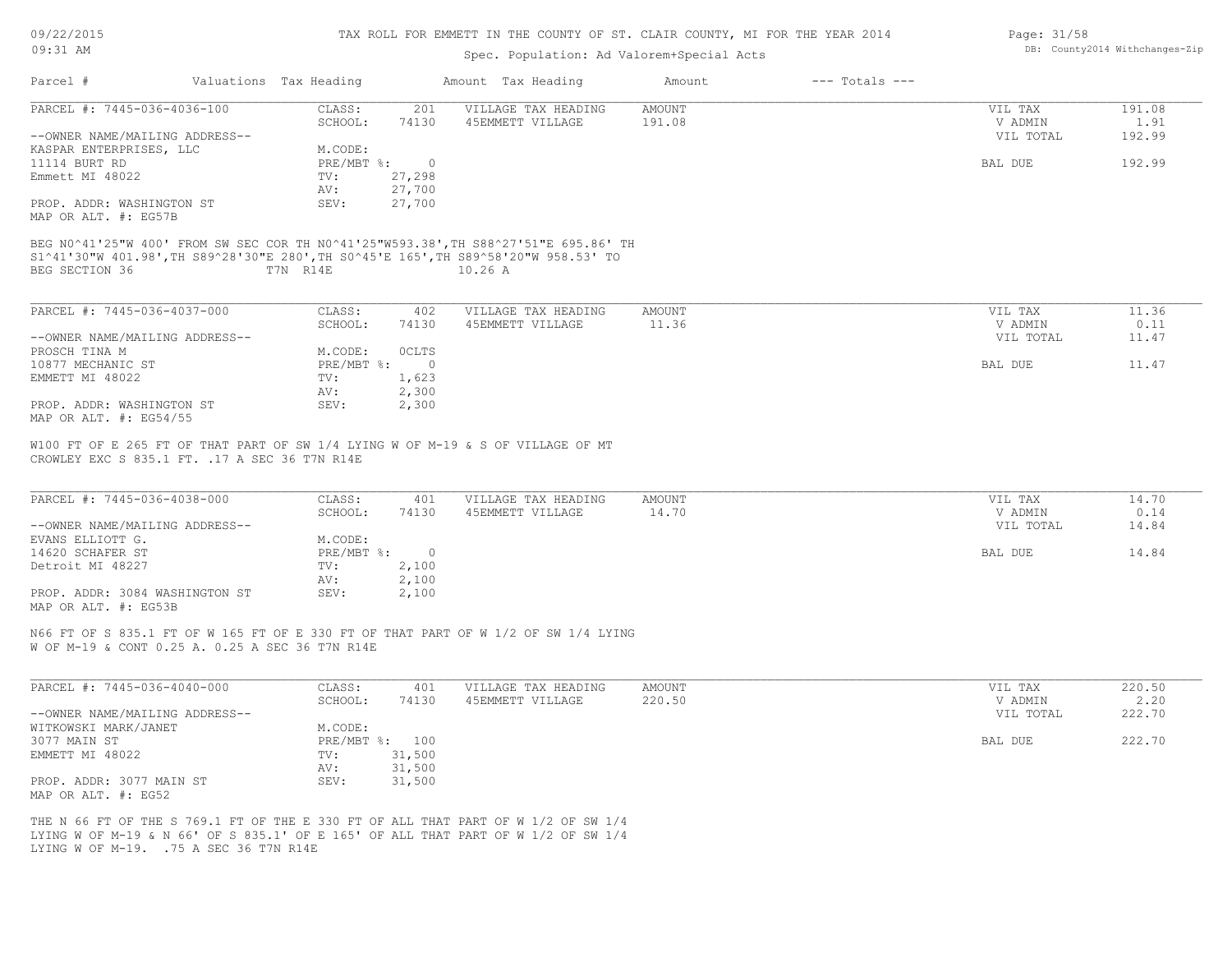TAX ROLL FOR EMMETT IN THE COUNTY OF ST. CLAIR COUNTY, MI FOR THE YEAR 2014

Spec. Population: Ad Valorem+Special Acts

09/22/2015
09:31 AM

DB: County2014 Withchanges-Zip

| Parcel # | Valuations | Tax Heading | Amount | Tax Heading | Amount | --- Totals --- | |
|---|---|---|---|---|---|---|---|

---

PARCEL #: 7445-036-4036-100

--OWNER NAME/MAILING ADDRESS--
KASPAR ENTERPRISES, LLC
11114 BURT RD
Emmett MI 48022

PROP. ADDR: WASHINGTON ST
MAP OR ALT. #: EG57B

| | | | | | |
|---|---|---|---|---|---|
| CLASS: | 201 | VILLAGE TAX HEADING | AMOUNT | VIL TAX | 191.08 |
| SCHOOL: | 74130 | 45EMMETT VILLAGE | 191.08 | V ADMIN | 1.91 |
| M.CODE: | | | | VIL TOTAL | 192.99 |
| PRE/MBT %: | 0 | | | BAL DUE | 192.99 |
| TV: | 27,298 | | | | |
| AV: | 27,700 | | | | |
| SEV: | 27,700 | | | | |

BEG N0^41'25"W 400' FROM SW SEC COR TH N0^41'25"W593.38',TH S88^27'51"E 695.86' TH S1^41'30"W 401.98',TH S89^28'30"E 280',TH S0^45'E 165',TH S89^58'20"W 958.53' TO BEG SECTION 36 T7N R14E 10.26 A

---

PARCEL #: 7445-036-4037-000

--OWNER NAME/MAILING ADDRESS--
PROSCH TINA M
10877 MECHANIC ST
EMMETT MI 48022

PROP. ADDR: WASHINGTON ST
MAP OR ALT. #: EG54/55

| | | | | | |
|---|---|---|---|---|---|
| CLASS: | 402 | VILLAGE TAX HEADING | AMOUNT | VIL TAX | 11.36 |
| SCHOOL: | 74130 | 45EMMETT VILLAGE | 11.36 | V ADMIN | 0.11 |
| M.CODE: | 0CLTS | | | VIL TOTAL | 11.47 |
| PRE/MBT %: | 0 | | | BAL DUE | 11.47 |
| TV: | 1,623 | | | | |
| AV: | 2,300 | | | | |
| SEV: | 2,300 | | | | |

W100 FT OF E 265 FT OF THAT PART OF SW 1/4 LYING W OF M-19 & S OF VILLAGE OF MT CROWLEY EXC S 835.1 FT. .17 A SEC 36 T7N R14E

---

PARCEL #: 7445-036-4038-000

--OWNER NAME/MAILING ADDRESS--
EVANS ELLIOTT G.
14620 SCHAFER ST
Detroit MI 48227

PROP. ADDR: 3084 WASHINGTON ST
MAP OR ALT. #: EG53B

| | | | | | |
|---|---|---|---|---|---|
| CLASS: | 401 | VILLAGE TAX HEADING | AMOUNT | VIL TAX | 14.70 |
| SCHOOL: | 74130 | 45EMMETT VILLAGE | 14.70 | V ADMIN | 0.14 |
| M.CODE: | | | | VIL TOTAL | 14.84 |
| PRE/MBT %: | 0 | | | BAL DUE | 14.84 |
| TV: | 2,100 | | | | |
| AV: | 2,100 | | | | |
| SEV: | 2,100 | | | | |

N66 FT OF S 835.1 FT OF W 165 FT OF E 330 FT OF THAT PART OF W 1/2 OF SW 1/4 LYING W OF M-19 & CONT 0.25 A. 0.25 A SEC 36 T7N R14E

---

PARCEL #: 7445-036-4040-000

--OWNER NAME/MAILING ADDRESS--
WITKOWSKI MARK/JANET
3077 MAIN ST
EMMETT MI 48022

PROP. ADDR: 3077 MAIN ST
MAP OR ALT. #: EG52

| | | | | | |
|---|---|---|---|---|---|
| CLASS: | 401 | VILLAGE TAX HEADING | AMOUNT | VIL TAX | 220.50 |
| SCHOOL: | 74130 | 45EMMETT VILLAGE | 220.50 | V ADMIN | 2.20 |
| M.CODE: | | | | VIL TOTAL | 222.70 |
| PRE/MBT %: | 100 | | | BAL DUE | 222.70 |
| TV: | 31,500 | | | | |
| AV: | 31,500 | | | | |
| SEV: | 31,500 | | | | |

THE N 66 FT OF THE S 769.1 FT OF THE E 330 FT OF ALL THAT PART OF W 1/2 OF SW 1/4 LYING W OF M-19 & N 66' OF S 835.1' OF E 165' OF ALL THAT PART OF W 1/2 OF SW 1/4 LYING W OF M-19. .75 A SEC 36 T7N R14E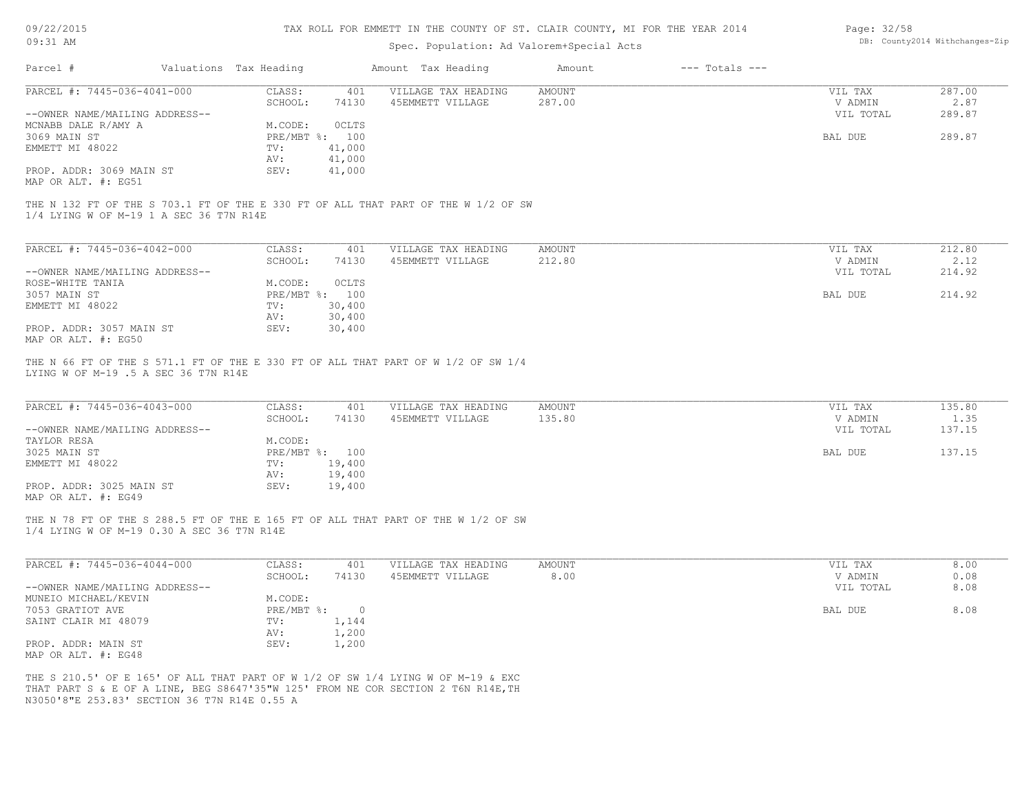TAX ROLL FOR EMMETT IN THE COUNTY OF ST. CLAIR COUNTY, MI FOR THE YEAR 2014

Spec. Population: Ad Valorem+Special Acts

09/22/2015
09:31 AM

DB: County2014 Withchanges-Zip

| Parcel # | Valuations | Tax Heading | Amount | Tax Heading | Amount | --- Totals --- | |
|---|---|---|---|---|---|---|---|

---

**PARCEL #: 7445-036-4041-000**

| | | | | | |
|---|---|---|---|---|---|
| CLASS: | 401 | VILLAGE TAX HEADING | AMOUNT | VIL TAX | 287.00 |
| SCHOOL: | 74130 | 45EMMETT VILLAGE | 287.00 | V ADMIN | 2.87 |
| M.CODE: | 0CLTS | | | VIL TOTAL | 289.87 |
| PRE/MBT %: | 100 | | | BAL DUE | 289.87 |
| TV: | 41,000 | | | | |
| AV: | 41,000 | | | | |
| SEV: | 41,000 | | | | |

--OWNER NAME/MAILING ADDRESS--
MCNABB DALE R/AMY A
3069 MAIN ST
EMMETT MI 48022

PROP. ADDR: 3069 MAIN ST
MAP OR ALT. #: EG51

THE N 132 FT OF THE S 703.1 FT OF THE E 330 FT OF ALL THAT PART OF THE W 1/2 OF SW 1/4 LYING W OF M-19 1 A SEC 36 T7N R14E

---

**PARCEL #: 7445-036-4042-000**

| | | | | | |
|---|---|---|---|---|---|
| CLASS: | 401 | VILLAGE TAX HEADING | AMOUNT | VIL TAX | 212.80 |
| SCHOOL: | 74130 | 45EMMETT VILLAGE | 212.80 | V ADMIN | 2.12 |
| M.CODE: | 0CLTS | | | VIL TOTAL | 214.92 |
| PRE/MBT %: | 100 | | | BAL DUE | 214.92 |
| TV: | 30,400 | | | | |
| AV: | 30,400 | | | | |
| SEV: | 30,400 | | | | |

--OWNER NAME/MAILING ADDRESS--
ROSE-WHITE TANIA
3057 MAIN ST
EMMETT MI 48022

PROP. ADDR: 3057 MAIN ST
MAP OR ALT. #: EG50

THE N 66 FT OF THE S 571.1 FT OF THE E 330 FT OF ALL THAT PART OF W 1/2 OF SW 1/4 LYING W OF M-19 .5 A SEC 36 T7N R14E

---

**PARCEL #: 7445-036-4043-000**

| | | | | | |
|---|---|---|---|---|---|
| CLASS: | 401 | VILLAGE TAX HEADING | AMOUNT | VIL TAX | 135.80 |
| SCHOOL: | 74130 | 45EMMETT VILLAGE | 135.80 | V ADMIN | 1.35 |
| M.CODE: | | | | VIL TOTAL | 137.15 |
| PRE/MBT %: | 100 | | | BAL DUE | 137.15 |
| TV: | 19,400 | | | | |
| AV: | 19,400 | | | | |
| SEV: | 19,400 | | | | |

--OWNER NAME/MAILING ADDRESS--
TAYLOR RESA
3025 MAIN ST
EMMETT MI 48022

PROP. ADDR: 3025 MAIN ST
MAP OR ALT. #: EG49

THE N 78 FT OF THE S 288.5 FT OF THE E 165 FT OF ALL THAT PART OF THE W 1/2 OF SW 1/4 LYING W OF M-19 0.30 A SEC 36 T7N R14E

---

**PARCEL #: 7445-036-4044-000**

| | | | | | |
|---|---|---|---|---|---|
| CLASS: | 401 | VILLAGE TAX HEADING | AMOUNT | VIL TAX | 8.00 |
| SCHOOL: | 74130 | 45EMMETT VILLAGE | 8.00 | V ADMIN | 0.08 |
| M.CODE: | | | | VIL TOTAL | 8.08 |
| PRE/MBT %: | 0 | | | BAL DUE | 8.08 |
| TV: | 1,144 | | | | |
| AV: | 1,200 | | | | |
| SEV: | 1,200 | | | | |

--OWNER NAME/MAILING ADDRESS--
MUNEIO MICHAEL/KEVIN
7053 GRATIOT AVE
SAINT CLAIR MI 48079

PROP. ADDR: MAIN ST
MAP OR ALT. #: EG48

THE S 210.5' OF E 165' OF ALL THAT PART OF W 1/2 OF SW 1/4 LYING W OF M-19 & EXC THAT PART S & E OF A LINE, BEG S8647'35"W 125' FROM NE COR SECTION 2 T6N R14E,TH N3050'8"E 253.83' SECTION 36 T7N R14E 0.55 A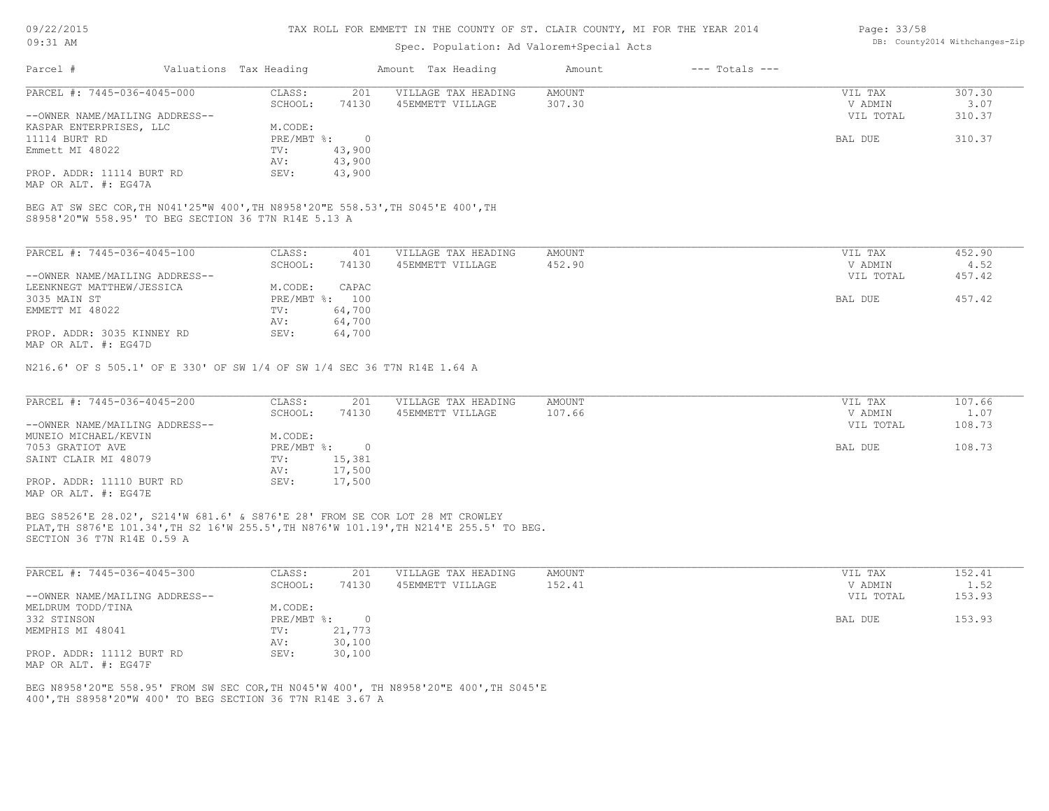# TAX ROLL FOR EMMETT IN THE COUNTY OF ST. CLAIR COUNTY, MI FOR THE YEAR 2014

Spec. Population: Ad Valorem+Special Acts

| Parcel # | Valuations | Tax Heading | Amount | Tax Heading | Amount | --- Totals --- |
|---|---|---|---|---|---|---|

---

**PARCEL #: 7445-036-4045-000**

| | | | | | |
|---|---|---|---|---|---|
| CLASS: | 201 | VILLAGE TAX HEADING | AMOUNT | VIL TAX | 307.30 |
| SCHOOL: | 74130 | 45EMMETT VILLAGE | 307.30 | V ADMIN | 3.07 |
| M.CODE: | | | | VIL TOTAL | 310.37 |
| PRE/MBT %: | 0 | | | BAL DUE | 310.37 |
| TV: | 43,900 | | | | |
| AV: | 43,900 | | | | |
| SEV: | 43,900 | | | | |

--OWNER NAME/MAILING ADDRESS--
KASPAR ENTERPRISES, LLC
11114 BURT RD
Emmett MI 48022

PROP. ADDR: 11114 BURT RD
MAP OR ALT. #: EG47A

BEG AT SW SEC COR,TH N041'25"W 400',TH N8958'20"E 558.53',TH S045'E 400',TH S8958'20"W 558.95' TO BEG SECTION 36 T7N R14E 5.13 A

---

**PARCEL #: 7445-036-4045-100**

| | | | | | |
|---|---|---|---|---|---|
| CLASS: | 401 | VILLAGE TAX HEADING | AMOUNT | VIL TAX | 452.90 |
| SCHOOL: | 74130 | 45EMMETT VILLAGE | 452.90 | V ADMIN | 4.52 |
| M.CODE: | CAPAC | | | VIL TOTAL | 457.42 |
| PRE/MBT %: | 100 | | | BAL DUE | 457.42 |
| TV: | 64,700 | | | | |
| AV: | 64,700 | | | | |
| SEV: | 64,700 | | | | |

--OWNER NAME/MAILING ADDRESS--
LEENKNEGT MATTHEW/JESSICA
3035 MAIN ST
EMMETT MI 48022

PROP. ADDR: 3035 KINNEY RD
MAP OR ALT. #: EG47D

N216.6' OF S 505.1' OF E 330' OF SW 1/4 OF SW 1/4 SEC 36 T7N R14E 1.64 A

---

**PARCEL #: 7445-036-4045-200**

| | | | | | |
|---|---|---|---|---|---|
| CLASS: | 201 | VILLAGE TAX HEADING | AMOUNT | VIL TAX | 107.66 |
| SCHOOL: | 74130 | 45EMMETT VILLAGE | 107.66 | V ADMIN | 1.07 |
| M.CODE: | | | | VIL TOTAL | 108.73 |
| PRE/MBT %: | 0 | | | BAL DUE | 108.73 |
| TV: | 15,381 | | | | |
| AV: | 17,500 | | | | |
| SEV: | 17,500 | | | | |

--OWNER NAME/MAILING ADDRESS--
MUNEIO MICHAEL/KEVIN
7053 GRATIOT AVE
SAINT CLAIR MI 48079

PROP. ADDR: 11110 BURT RD
MAP OR ALT. #: EG47E

BEG S8526'E 28.02', S214'W 681.6' & S876'E 28' FROM SE COR LOT 28 MT CROWLEY PLAT,TH S876'E 101.34',TH S2 16'W 255.5',TH N876'W 101.19',TH N214'E 255.5' TO BEG. SECTION 36 T7N R14E 0.59 A

---

**PARCEL #: 7445-036-4045-300**

| | | | | | |
|---|---|---|---|---|---|
| CLASS: | 201 | VILLAGE TAX HEADING | AMOUNT | VIL TAX | 152.41 |
| SCHOOL: | 74130 | 45EMMETT VILLAGE | 152.41 | V ADMIN | 1.52 |
| M.CODE: | | | | VIL TOTAL | 153.93 |
| PRE/MBT %: | 0 | | | BAL DUE | 153.93 |
| TV: | 21,773 | | | | |
| AV: | 30,100 | | | | |
| SEV: | 30,100 | | | | |

--OWNER NAME/MAILING ADDRESS--
MELDRUM TODD/TINA
332 STINSON
MEMPHIS MI 48041

PROP. ADDR: 11112 BURT RD
MAP OR ALT. #: EG47F

BEG N8958'20"E 558.95' FROM SW SEC COR,TH N045'W 400', TH N8958'20"E 400',TH S045'E 400',TH S8958'20"W 400' TO BEG SECTION 36 T7N R14E 3.67 A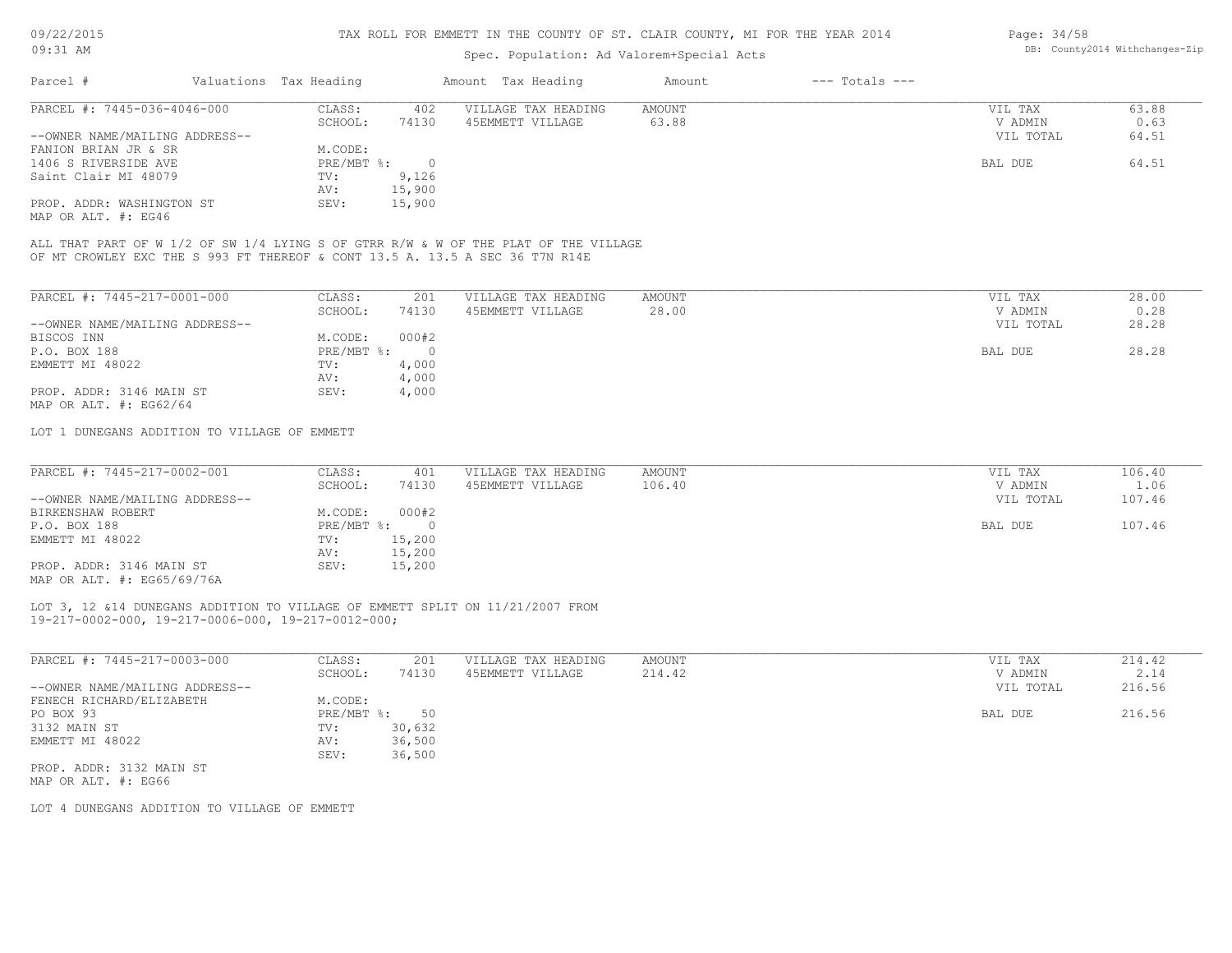TAX ROLL FOR EMMETT IN THE COUNTY OF ST. CLAIR COUNTY, MI FOR THE YEAR 2014

Spec. Population: Ad Valorem+Special Acts

| Parcel # | Valuations | Tax Heading | Amount | Tax Heading | Amount | --- Totals --- | |
|---|---|---|---|---|---|---|---|
| PARCEL #: 7445-036-4046-000 | CLASS: | 402 | VILLAGE TAX HEADING | AMOUNT | | VIL TAX | 63.88 |
| | SCHOOL: | 74130 | 45EMMETT VILLAGE | 63.88 | | V ADMIN | 0.63 |
| --OWNER NAME/MAILING ADDRESS-- | | | | | | VIL TOTAL | 64.51 |
| FANION BRIAN JR & SR | M.CODE: | | | | | | |
| 1406 S RIVERSIDE AVE | PRE/MBT %: | 0 | | | | BAL DUE | 64.51 |
| Saint Clair MI 48079 | TV: | 9,126 | | | | | |
| | AV: | 15,900 | | | | | |
| PROP. ADDR: WASHINGTON ST | SEV: | 15,900 | | | | | |
| MAP OR ALT. #: EG46 | | | | | | | |

ALL THAT PART OF W 1/2 OF SW 1/4 LYING S OF GTRR R/W & W OF THE PLAT OF THE VILLAGE OF MT CROWLEY EXC THE S 993 FT THEREOF & CONT 13.5 A. 13.5 A SEC 36 T7N R14E

| Parcel # | Valuations | Tax Heading | Amount | Tax Heading | Amount | --- Totals --- | |
|---|---|---|---|---|---|---|---|
| PARCEL #: 7445-217-0001-000 | CLASS: | 201 | VILLAGE TAX HEADING | AMOUNT | | VIL TAX | 28.00 |
| | SCHOOL: | 74130 | 45EMMETT VILLAGE | 28.00 | | V ADMIN | 0.28 |
| --OWNER NAME/MAILING ADDRESS-- | | | | | | VIL TOTAL | 28.28 |
| BISCOS INN | M.CODE: | 000#2 | | | | | |
| P.O. BOX 188 | PRE/MBT %: | 0 | | | | BAL DUE | 28.28 |
| EMMETT MI 48022 | TV: | 4,000 | | | | | |
| | AV: | 4,000 | | | | | |
| PROP. ADDR: 3146 MAIN ST | SEV: | 4,000 | | | | | |
| MAP OR ALT. #: EG62/64 | | | | | | | |

LOT 1 DUNEGANS ADDITION TO VILLAGE OF EMMETT

| Parcel # | Valuations | Tax Heading | Amount | Tax Heading | Amount | --- Totals --- | |
|---|---|---|---|---|---|---|---|
| PARCEL #: 7445-217-0002-001 | CLASS: | 401 | VILLAGE TAX HEADING | AMOUNT | | VIL TAX | 106.40 |
| | SCHOOL: | 74130 | 45EMMETT VILLAGE | 106.40 | | V ADMIN | 1.06 |
| --OWNER NAME/MAILING ADDRESS-- | | | | | | VIL TOTAL | 107.46 |
| BIRKENSHAW ROBERT | M.CODE: | 000#2 | | | | | |
| P.O. BOX 188 | PRE/MBT %: | 0 | | | | BAL DUE | 107.46 |
| EMMETT MI 48022 | TV: | 15,200 | | | | | |
| | AV: | 15,200 | | | | | |
| PROP. ADDR: 3146 MAIN ST | SEV: | 15,200 | | | | | |
| MAP OR ALT. #: EG65/69/76A | | | | | | | |

LOT 3, 12 &14 DUNEGANS ADDITION TO VILLAGE OF EMMETT SPLIT ON 11/21/2007 FROM 19-217-0002-000, 19-217-0006-000, 19-217-0012-000;

| Parcel # | Valuations | Tax Heading | Amount | Tax Heading | Amount | --- Totals --- | |
|---|---|---|---|---|---|---|---|
| PARCEL #: 7445-217-0003-000 | CLASS: | 201 | VILLAGE TAX HEADING | AMOUNT | | VIL TAX | 214.42 |
| | SCHOOL: | 74130 | 45EMMETT VILLAGE | 214.42 | | V ADMIN | 2.14 |
| --OWNER NAME/MAILING ADDRESS-- | | | | | | VIL TOTAL | 216.56 |
| FENECH RICHARD/ELIZABETH | M.CODE: | | | | | | |
| PO BOX 93 | PRE/MBT %: | 50 | | | | BAL DUE | 216.56 |
| 3132 MAIN ST | TV: | 30,632 | | | | | |
| EMMETT MI 48022 | AV: | 36,500 | | | | | |
| | SEV: | 36,500 | | | | | |
| PROP. ADDR: 3132 MAIN ST | | | | | | | |
| MAP OR ALT. #: EG66 | | | | | | | |

LOT 4 DUNEGANS ADDITION TO VILLAGE OF EMMETT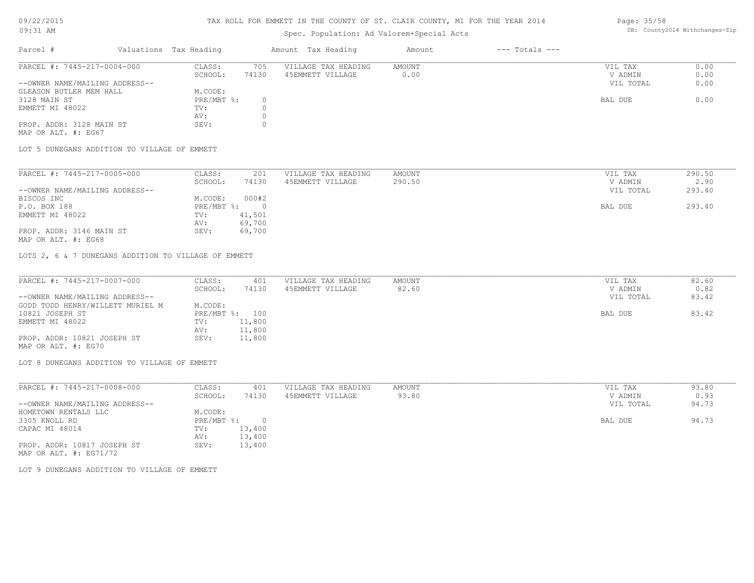# TAX ROLL FOR EMMETT IN THE COUNTY OF ST. CLAIR COUNTY, MI FOR THE YEAR 2014

Spec. Population: Ad Valorem+Special Acts

| Parcel # | Valuations | Tax Heading | Amount | Tax Heading | Amount | --- Totals --- | |
|---|---|---|---|---|---|---|---|
| PARCEL #: 7445-217-0004-000 | CLASS: | 705 | VILLAGE TAX HEADING | AMOUNT | | VIL TAX | 0.00 |
| | SCHOOL: | 74130 | 45EMMETT VILLAGE | 0.00 | | V ADMIN | 0.00 |
| --OWNER NAME/MAILING ADDRESS-- | | | | | | VIL TOTAL | 0.00 |
| GLEASON BUTLER MEM HALL | M.CODE: | | | | | | |
| 3128 MAIN ST | PRE/MBT %: | 0 | | | | BAL DUE | 0.00 |
| EMMETT MI 48022 | TV: | 0 | | | | | |
| | AV: | 0 | | | | | |
| PROP. ADDR: 3128 MAIN ST | SEV: | 0 | | | | | |
| MAP OR ALT. #: EG67 | | | | | | | |

LOT 5 DUNEGANS ADDITION TO VILLAGE OF EMMETT

| Parcel # | Valuations | Tax Heading | Amount | Tax Heading | Amount | --- Totals --- | |
|---|---|---|---|---|---|---|---|
| PARCEL #: 7445-217-0005-000 | CLASS: | 201 | VILLAGE TAX HEADING | AMOUNT | | VIL TAX | 290.50 |
| | SCHOOL: | 74130 | 45EMMETT VILLAGE | 290.50 | | V ADMIN | 2.90 |
| --OWNER NAME/MAILING ADDRESS-- | | | | | | VIL TOTAL | 293.40 |
| BISCOS INC | M.CODE: | 000#2 | | | | | |
| P.O. BOX 188 | PRE/MBT %: | 0 | | | | BAL DUE | 293.40 |
| EMMETT MI 48022 | TV: | 41,501 | | | | | |
| | AV: | 69,700 | | | | | |
| PROP. ADDR: 3146 MAIN ST | SEV: | 69,700 | | | | | |
| MAP OR ALT. #: EG68 | | | | | | | |

LOTS 2, 6 & 7 DUNEGANS ADDITION TO VILLAGE OF EMMETT

| Parcel # | Valuations | Tax Heading | Amount | Tax Heading | Amount | --- Totals --- | |
|---|---|---|---|---|---|---|---|
| PARCEL #: 7445-217-0007-000 | CLASS: | 401 | VILLAGE TAX HEADING | AMOUNT | | VIL TAX | 82.60 |
| | SCHOOL: | 74130 | 45EMMETT VILLAGE | 82.60 | | V ADMIN | 0.82 |
| --OWNER NAME/MAILING ADDRESS-- | | | | | | VIL TOTAL | 83.42 |
| GODD TODD HENRY/WILLETT MURIEL M | M.CODE: | | | | | | |
| 10821 JOSEPH ST | PRE/MBT %: | 100 | | | | BAL DUE | 83.42 |
| EMMETT MI 48022 | TV: | 11,800 | | | | | |
| | AV: | 11,800 | | | | | |
| PROP. ADDR: 10821 JOSEPH ST | SEV: | 11,800 | | | | | |
| MAP OR ALT. #: EG70 | | | | | | | |

LOT 8 DUNEGANS ADDITION TO VILLAGE OF EMMETT

| Parcel # | Valuations | Tax Heading | Amount | Tax Heading | Amount | --- Totals --- | |
|---|---|---|---|---|---|---|---|
| PARCEL #: 7445-217-0008-000 | CLASS: | 401 | VILLAGE TAX HEADING | AMOUNT | | VIL TAX | 93.80 |
| | SCHOOL: | 74130 | 45EMMETT VILLAGE | 93.80 | | V ADMIN | 0.93 |
| --OWNER NAME/MAILING ADDRESS-- | | | | | | VIL TOTAL | 94.73 |
| HOMETOWN RENTALS LLC | M.CODE: | | | | | | |
| 3305 KNOLL RD | PRE/MBT %: | 0 | | | | BAL DUE | 94.73 |
| CAPAC MI 48014 | TV: | 13,400 | | | | | |
| | AV: | 13,400 | | | | | |
| PROP. ADDR: 10817 JOSEPH ST | SEV: | 13,400 | | | | | |
| MAP OR ALT. #: EG71/72 | | | | | | | |

LOT 9 DUNEGANS ADDITION TO VILLAGE OF EMMETT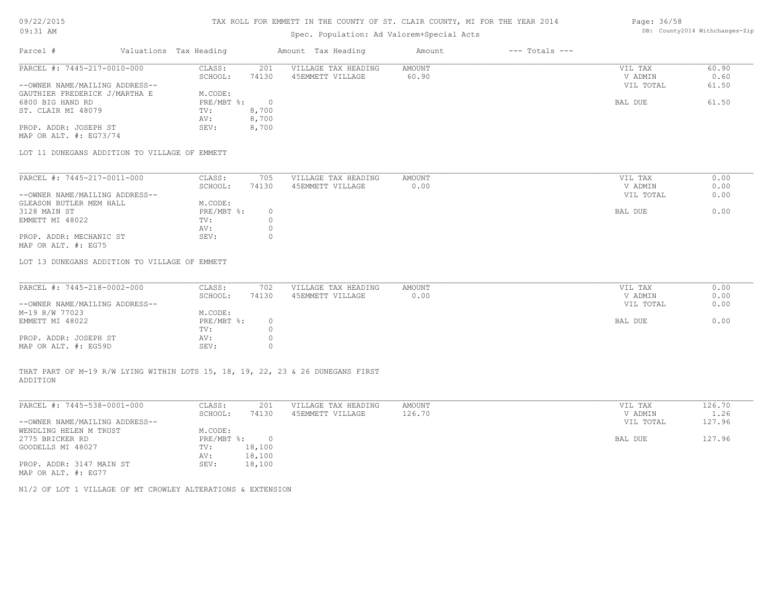TAX ROLL FOR EMMETT IN THE COUNTY OF ST. CLAIR COUNTY, MI FOR THE YEAR 2014

Spec. Population: Ad Valorem+Special Acts

| Parcel # | Valuations | Tax Heading | Amount | Tax Heading | Amount | --- Totals --- | |
|---|---|---|---|---|---|---|---|

---

PARCEL #: 7445-217-0010-000

| | | | | | |
|---|---|---|---|---|---|
| CLASS: | 201 | VILLAGE TAX HEADING | AMOUNT | VIL TAX | 60.90 |
| SCHOOL: | 74130 | 45EMMETT VILLAGE | 60.90 | V ADMIN | 0.60 |
| | | | | VIL TOTAL | 61.50 |
| M.CODE: | | | | | |
| PRE/MBT %: | 0 | | | BAL DUE | 61.50 |
| TV: | 8,700 | | | | |
| AV: | 8,700 | | | | |
| SEV: | 8,700 | | | | |

--OWNER NAME/MAILING ADDRESS--
GAUTHIER FREDERICK J/MARTHA E
6800 BIG HAND RD
ST. CLAIR MI 48079

PROP. ADDR: JOSEPH ST
MAP OR ALT. #: EG73/74

LOT 11 DUNEGANS ADDITION TO VILLAGE OF EMMETT

---

PARCEL #: 7445-217-0011-000

| | | | | | |
|---|---|---|---|---|---|
| CLASS: | 705 | VILLAGE TAX HEADING | AMOUNT | VIL TAX | 0.00 |
| SCHOOL: | 74130 | 45EMMETT VILLAGE | 0.00 | V ADMIN | 0.00 |
| | | | | VIL TOTAL | 0.00 |
| M.CODE: | | | | | |
| PRE/MBT %: | 0 | | | BAL DUE | 0.00 |
| TV: | 0 | | | | |
| AV: | 0 | | | | |
| SEV: | 0 | | | | |

--OWNER NAME/MAILING ADDRESS--
GLEASON BUTLER MEM HALL
3128 MAIN ST
EMMETT MI 48022

PROP. ADDR: MECHANIC ST
MAP OR ALT. #: EG75

LOT 13 DUNEGANS ADDITION TO VILLAGE OF EMMETT

---

PARCEL #: 7445-218-0002-000

| | | | | | |
|---|---|---|---|---|---|
| CLASS: | 702 | VILLAGE TAX HEADING | AMOUNT | VIL TAX | 0.00 |
| SCHOOL: | 74130 | 45EMMETT VILLAGE | 0.00 | V ADMIN | 0.00 |
| | | | | VIL TOTAL | 0.00 |
| M.CODE: | | | | | |
| PRE/MBT %: | 0 | | | BAL DUE | 0.00 |
| TV: | 0 | | | | |
| AV: | 0 | | | | |
| SEV: | 0 | | | | |

--OWNER NAME/MAILING ADDRESS--
M-19 R/W 77023
EMMETT MI 48022

PROP. ADDR: JOSEPH ST
MAP OR ALT. #: EG59D

THAT PART OF M-19 R/W LYING WITHIN LOTS 15, 18, 19, 22, 23 & 26 DUNEGANS FIRST ADDITION

---

PARCEL #: 7445-538-0001-000

| | | | | | |
|---|---|---|---|---|---|
| CLASS: | 201 | VILLAGE TAX HEADING | AMOUNT | VIL TAX | 126.70 |
| SCHOOL: | 74130 | 45EMMETT VILLAGE | 126.70 | V ADMIN | 1.26 |
| | | | | VIL TOTAL | 127.96 |
| M.CODE: | | | | | |
| PRE/MBT %: | 0 | | | BAL DUE | 127.96 |
| TV: | 18,100 | | | | |
| AV: | 18,100 | | | | |
| SEV: | 18,100 | | | | |

--OWNER NAME/MAILING ADDRESS--
WENDLING HELEN M TRUST
2775 BRICKER RD
GOODELLS MI 48027

PROP. ADDR: 3147 MAIN ST
MAP OR ALT. #: EG77

N1/2 OF LOT 1 VILLAGE OF MT CROWLEY ALTERATIONS & EXTENSION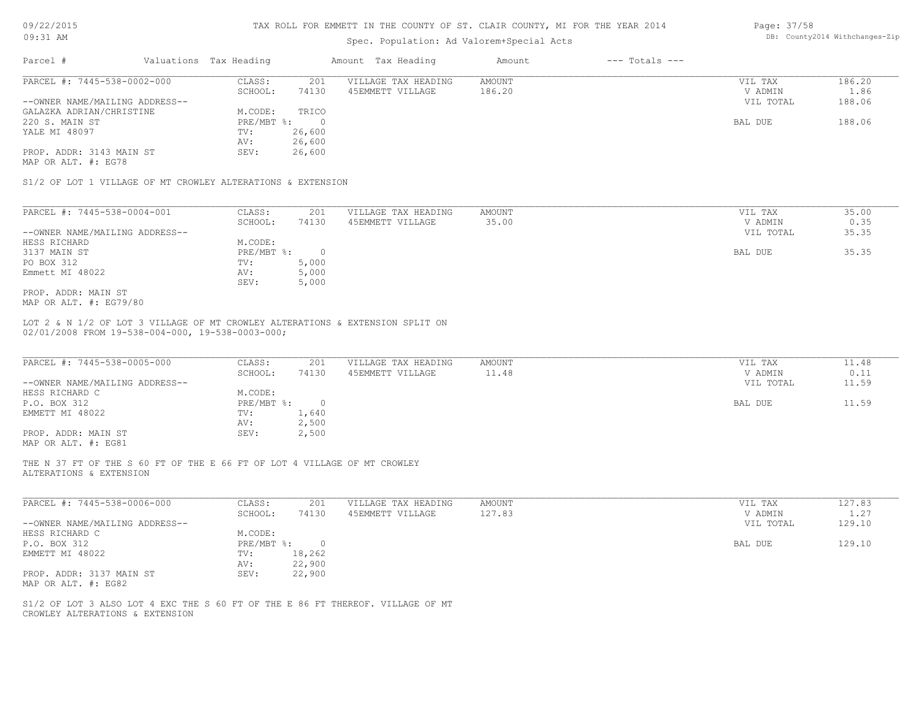# TAX ROLL FOR EMMETT IN THE COUNTY OF ST. CLAIR COUNTY, MI FOR THE YEAR 2014

Spec. Population: Ad Valorem+Special Acts

09/22/2015 09:31 AM

DB: County2014 Withchanges-Zip

| Parcel # | Valuations | Tax Heading | Amount | Tax Heading | Amount | --- Totals --- |
|---|---|---|---|---|---|---|

---

**PARCEL #: 7445-538-0002-000**

| | | | | | |
|---|---|---|---|---|---|
| CLASS: | 201 | VILLAGE TAX HEADING | AMOUNT | VIL TAX | 186.20 |
| SCHOOL: | 74130 | 45EMMETT VILLAGE | 186.20 | V ADMIN | 1.86 |
| M.CODE: | TRICO | | | VIL TOTAL | 188.06 |
| PRE/MBT %: | 0 | | | BAL DUE | 188.06 |
| TV: | 26,600 | | | | |
| AV: | 26,600 | | | | |
| SEV: | 26,600 | | | | |

--OWNER NAME/MAILING ADDRESS--
GALAZKA ADRIAN/CHRISTINE
220 S. MAIN ST
YALE MI 48097

PROP. ADDR: 3143 MAIN ST
MAP OR ALT. #: EG78

S1/2 OF LOT 1 VILLAGE OF MT CROWLEY ALTERATIONS & EXTENSION

---

**PARCEL #: 7445-538-0004-001**

| | | | | | |
|---|---|---|---|---|---|
| CLASS: | 201 | VILLAGE TAX HEADING | AMOUNT | VIL TAX | 35.00 |
| SCHOOL: | 74130 | 45EMMETT VILLAGE | 35.00 | V ADMIN | 0.35 |
| M.CODE: | | | | VIL TOTAL | 35.35 |
| PRE/MBT %: | 0 | | | BAL DUE | 35.35 |
| TV: | 5,000 | | | | |
| AV: | 5,000 | | | | |
| SEV: | 5,000 | | | | |

--OWNER NAME/MAILING ADDRESS--
HESS RICHARD
3137 MAIN ST
PO BOX 312
Emmett MI 48022

PROP. ADDR: MAIN ST
MAP OR ALT. #: EG79/80

LOT 2 & N 1/2 OF LOT 3 VILLAGE OF MT CROWLEY ALTERATIONS & EXTENSION SPLIT ON 02/01/2008 FROM 19-538-004-000, 19-538-0003-000;

---

**PARCEL #: 7445-538-0005-000**

| | | | | | |
|---|---|---|---|---|---|
| CLASS: | 201 | VILLAGE TAX HEADING | AMOUNT | VIL TAX | 11.48 |
| SCHOOL: | 74130 | 45EMMETT VILLAGE | 11.48 | V ADMIN | 0.11 |
| M.CODE: | | | | VIL TOTAL | 11.59 |
| PRE/MBT %: | 0 | | | BAL DUE | 11.59 |
| TV: | 1,640 | | | | |
| AV: | 2,500 | | | | |
| SEV: | 2,500 | | | | |

--OWNER NAME/MAILING ADDRESS--
HESS RICHARD C
P.O. BOX 312
EMMETT MI 48022

PROP. ADDR: MAIN ST
MAP OR ALT. #: EG81

THE N 37 FT OF THE S 60 FT OF THE E 66 FT OF LOT 4 VILLAGE OF MT CROWLEY ALTERATIONS & EXTENSION

---

**PARCEL #: 7445-538-0006-000**

| | | | | | |
|---|---|---|---|---|---|
| CLASS: | 201 | VILLAGE TAX HEADING | AMOUNT | VIL TAX | 127.83 |
| SCHOOL: | 74130 | 45EMMETT VILLAGE | 127.83 | V ADMIN | 1.27 |
| M.CODE: | | | | VIL TOTAL | 129.10 |
| PRE/MBT %: | 0 | | | BAL DUE | 129.10 |
| TV: | 18,262 | | | | |
| AV: | 22,900 | | | | |
| SEV: | 22,900 | | | | |

--OWNER NAME/MAILING ADDRESS--
HESS RICHARD C
P.O. BOX 312
EMMETT MI 48022

PROP. ADDR: 3137 MAIN ST
MAP OR ALT. #: EG82

S1/2 OF LOT 3 ALSO LOT 4 EXC THE S 60 FT OF THE E 86 FT THEREOF. VILLAGE OF MT CROWLEY ALTERATIONS & EXTENSION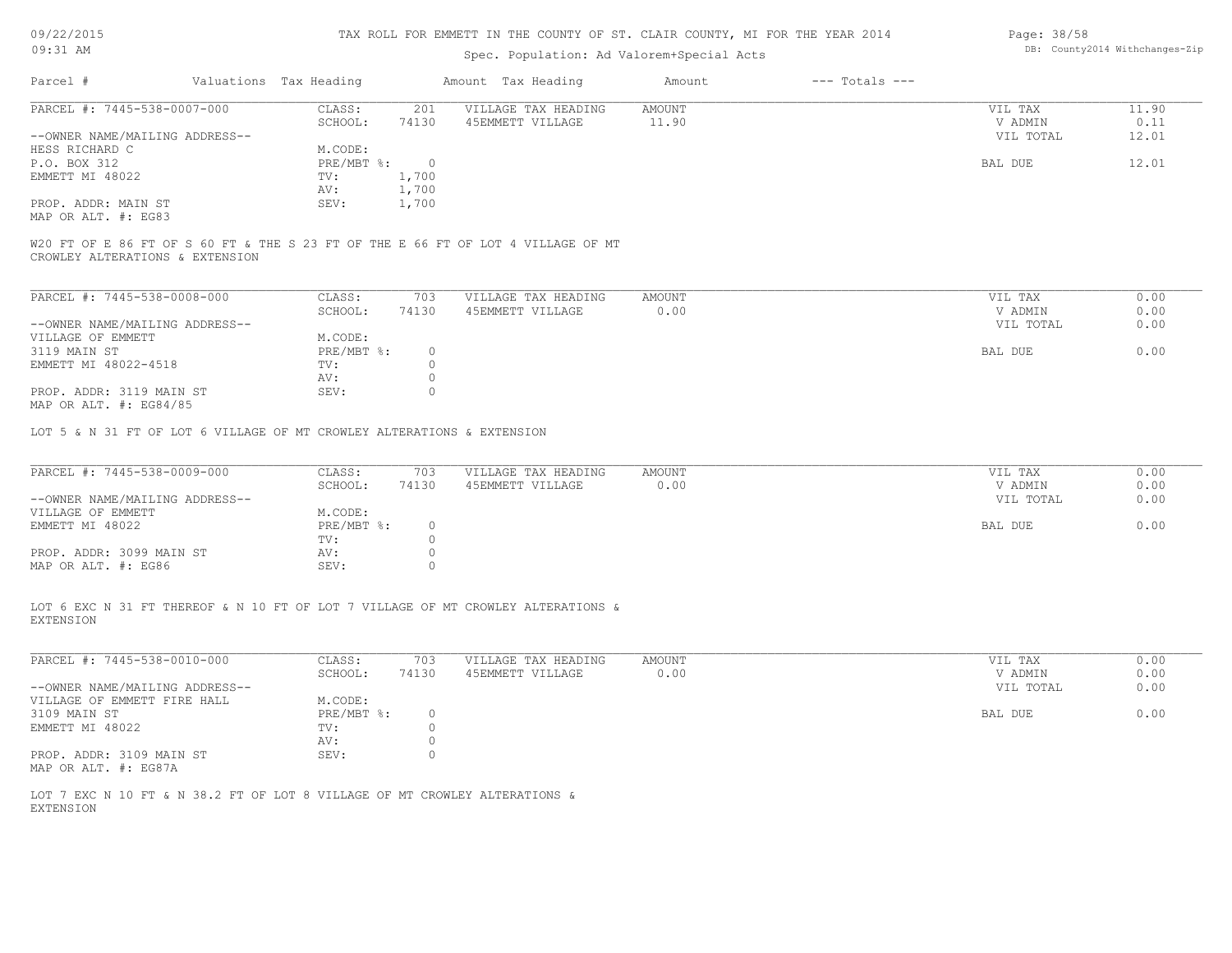# TAX ROLL FOR EMMETT IN THE COUNTY OF ST. CLAIR COUNTY, MI FOR THE YEAR 2014

Spec. Population: Ad Valorem+Special Acts

| Parcel # | Valuations | Tax Heading | Amount | Tax Heading | Amount | --- Totals --- | |
|---|---|---|---|---|---|---|---|

**PARCEL #: 7445-538-0007-000**

| | | | | | |
|---|---|---|---|---|---|
| CLASS: | 201 | VILLAGE TAX HEADING | AMOUNT | VIL TAX | 11.90 |
| SCHOOL: | 74130 | 45EMMETT VILLAGE | 11.90 | V ADMIN | 0.11 |
| | | | | VIL TOTAL | 12.01 |
| M.CODE: | | | | | |
| PRE/MBT %: | 0 | | | BAL DUE | 12.01 |
| TV: | 1,700 | | | | |
| AV: | 1,700 | | | | |
| SEV: | 1,700 | | | | |

--OWNER NAME/MAILING ADDRESS--
HESS RICHARD C
P.O. BOX 312
EMMETT MI 48022

PROP. ADDR: MAIN ST
MAP OR ALT. #: EG83

W20 FT OF E 86 FT OF S 60 FT & THE S 23 FT OF THE E 66 FT OF LOT 4 VILLAGE OF MT CROWLEY ALTERATIONS & EXTENSION

**PARCEL #: 7445-538-0008-000**

| | | | | | |
|---|---|---|---|---|---|
| CLASS: | 703 | VILLAGE TAX HEADING | AMOUNT | VIL TAX | 0.00 |
| SCHOOL: | 74130 | 45EMMETT VILLAGE | 0.00 | V ADMIN | 0.00 |
| | | | | VIL TOTAL | 0.00 |
| M.CODE: | | | | | |
| PRE/MBT %: | 0 | | | BAL DUE | 0.00 |
| TV: | 0 | | | | |
| AV: | 0 | | | | |
| SEV: | 0 | | | | |

--OWNER NAME/MAILING ADDRESS--
VILLAGE OF EMMETT
3119 MAIN ST
EMMETT MI 48022-4518

PROP. ADDR: 3119 MAIN ST
MAP OR ALT. #: EG84/85

LOT 5 & N 31 FT OF LOT 6 VILLAGE OF MT CROWLEY ALTERATIONS & EXTENSION

**PARCEL #: 7445-538-0009-000**

| | | | | | |
|---|---|---|---|---|---|
| CLASS: | 703 | VILLAGE TAX HEADING | AMOUNT | VIL TAX | 0.00 |
| SCHOOL: | 74130 | 45EMMETT VILLAGE | 0.00 | V ADMIN | 0.00 |
| | | | | VIL TOTAL | 0.00 |
| M.CODE: | | | | | |
| PRE/MBT %: | 0 | | | BAL DUE | 0.00 |
| TV: | 0 | | | | |
| AV: | 0 | | | | |
| SEV: | 0 | | | | |

--OWNER NAME/MAILING ADDRESS--
VILLAGE OF EMMETT
EMMETT MI 48022

PROP. ADDR: 3099 MAIN ST
MAP OR ALT. #: EG86

LOT 6 EXC N 31 FT THEREOF & N 10 FT OF LOT 7 VILLAGE OF MT CROWLEY ALTERATIONS & EXTENSION

**PARCEL #: 7445-538-0010-000**

| | | | | | |
|---|---|---|---|---|---|
| CLASS: | 703 | VILLAGE TAX HEADING | AMOUNT | VIL TAX | 0.00 |
| SCHOOL: | 74130 | 45EMMETT VILLAGE | 0.00 | V ADMIN | 0.00 |
| | | | | VIL TOTAL | 0.00 |
| M.CODE: | | | | | |
| PRE/MBT %: | 0 | | | BAL DUE | 0.00 |
| TV: | 0 | | | | |
| AV: | 0 | | | | |
| SEV: | 0 | | | | |

--OWNER NAME/MAILING ADDRESS--
VILLAGE OF EMMETT FIRE HALL
3109 MAIN ST
EMMETT MI 48022

PROP. ADDR: 3109 MAIN ST
MAP OR ALT. #: EG87A

LOT 7 EXC N 10 FT & N 38.2 FT OF LOT 8 VILLAGE OF MT CROWLEY ALTERATIONS & EXTENSION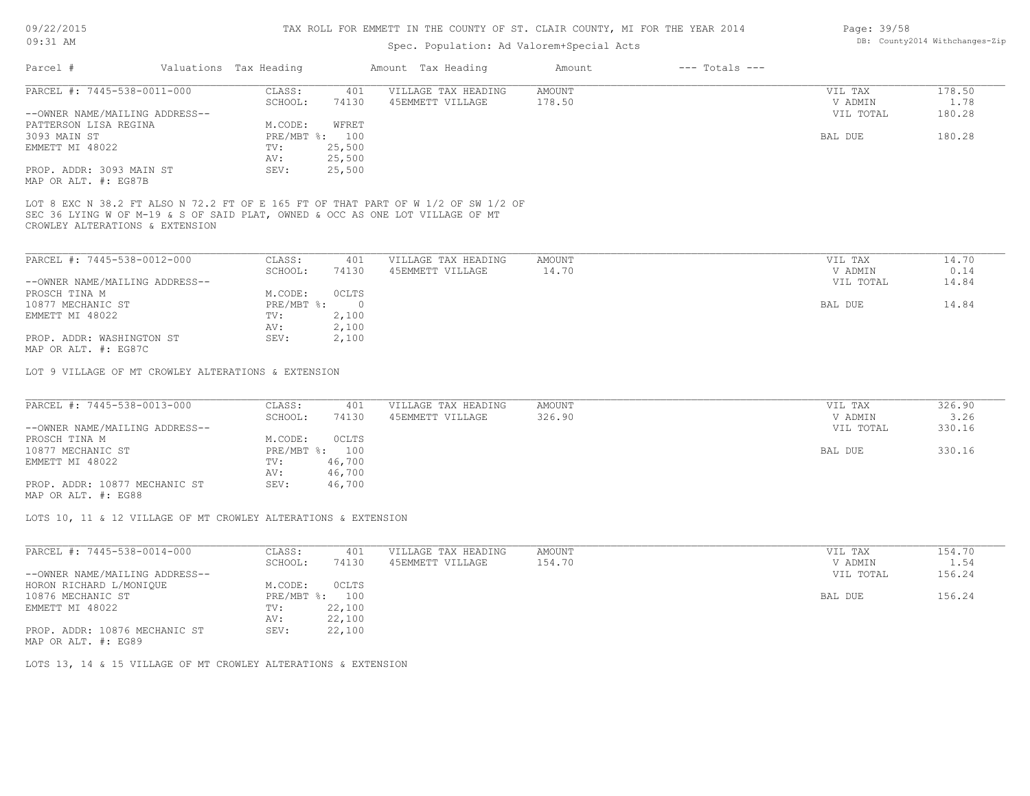# TAX ROLL FOR EMMETT IN THE COUNTY OF ST. CLAIR COUNTY, MI FOR THE YEAR 2014

Spec. Population: Ad Valorem+Special Acts

09/22/2015
09:31 AM

DB: County2014 Withchanges-Zip

| Parcel # | Valuations Tax Heading | | Amount Tax Heading | Amount | --- Totals --- | |
|---|---|---|---|---|---|---|

---

PARCEL #: 7445-538-0011-000

--OWNER NAME/MAILING ADDRESS--
PATTERSON LISA REGINA
3093 MAIN ST
EMMETT MI 48022

PROP. ADDR: 3093 MAIN ST
MAP OR ALT. #: EG87B

| | |
|---|---|
| CLASS: | 401 |
| SCHOOL: | 74130 |
| M.CODE: | WFRET |
| PRE/MBT %: | 100 |
| TV: | 25,500 |
| AV: | 25,500 |
| SEV: | 25,500 |

| VILLAGE TAX HEADING | AMOUNT |
|---|---|
| 45EMMETT VILLAGE | 178.50 |

| | |
|---|---|
| VIL TAX | 178.50 |
| V ADMIN | 1.78 |
| VIL TOTAL | 180.28 |
| BAL DUE | 180.28 |

LOT 8 EXC N 38.2 FT ALSO N 72.2 FT OF E 165 FT OF THAT PART OF W 1/2 OF SW 1/2 OF SEC 36 LYING W OF M-19 & S OF SAID PLAT, OWNED & OCC AS ONE LOT VILLAGE OF MT CROWLEY ALTERATIONS & EXTENSION

---

PARCEL #: 7445-538-0012-000

--OWNER NAME/MAILING ADDRESS--
PROSCH TINA M
10877 MECHANIC ST
EMMETT MI 48022

PROP. ADDR: WASHINGTON ST
MAP OR ALT. #: EG87C

| | |
|---|---|
| CLASS: | 401 |
| SCHOOL: | 74130 |
| M.CODE: | 0CLTS |
| PRE/MBT %: | 0 |
| TV: | 2,100 |
| AV: | 2,100 |
| SEV: | 2,100 |

| VILLAGE TAX HEADING | AMOUNT |
|---|---|
| 45EMMETT VILLAGE | 14.70 |

| | |
|---|---|
| VIL TAX | 14.70 |
| V ADMIN | 0.14 |
| VIL TOTAL | 14.84 |
| BAL DUE | 14.84 |

LOT 9 VILLAGE OF MT CROWLEY ALTERATIONS & EXTENSION

---

PARCEL #: 7445-538-0013-000

--OWNER NAME/MAILING ADDRESS--
PROSCH TINA M
10877 MECHANIC ST
EMMETT MI 48022

PROP. ADDR: 10877 MECHANIC ST
MAP OR ALT. #: EG88

| | |
|---|---|
| CLASS: | 401 |
| SCHOOL: | 74130 |
| M.CODE: | 0CLTS |
| PRE/MBT %: | 100 |
| TV: | 46,700 |
| AV: | 46,700 |
| SEV: | 46,700 |

| VILLAGE TAX HEADING | AMOUNT |
|---|---|
| 45EMMETT VILLAGE | 326.90 |

| | |
|---|---|
| VIL TAX | 326.90 |
| V ADMIN | 3.26 |
| VIL TOTAL | 330.16 |
| BAL DUE | 330.16 |

LOTS 10, 11 & 12 VILLAGE OF MT CROWLEY ALTERATIONS & EXTENSION

---

PARCEL #: 7445-538-0014-000

--OWNER NAME/MAILING ADDRESS--
HORON RICHARD L/MONIQUE
10876 MECHANIC ST
EMMETT MI 48022

PROP. ADDR: 10876 MECHANIC ST
MAP OR ALT. #: EG89

| | |
|---|---|
| CLASS: | 401 |
| SCHOOL: | 74130 |
| M.CODE: | 0CLTS |
| PRE/MBT %: | 100 |
| TV: | 22,100 |
| AV: | 22,100 |
| SEV: | 22,100 |

| VILLAGE TAX HEADING | AMOUNT |
|---|---|
| 45EMMETT VILLAGE | 154.70 |

| | |
|---|---|
| VIL TAX | 154.70 |
| V ADMIN | 1.54 |
| VIL TOTAL | 156.24 |
| BAL DUE | 156.24 |

LOTS 13, 14 & 15 VILLAGE OF MT CROWLEY ALTERATIONS & EXTENSION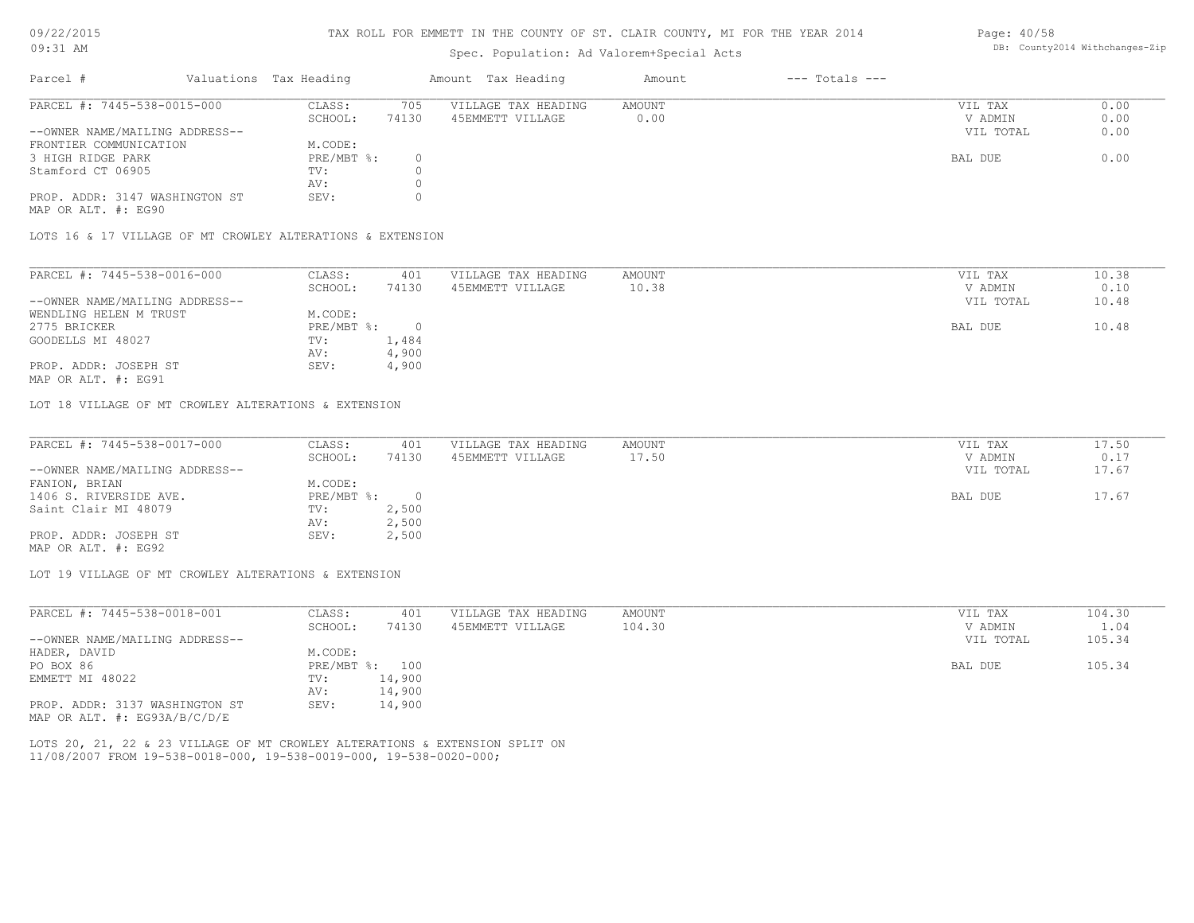# TAX ROLL FOR EMMETT IN THE COUNTY OF ST. CLAIR COUNTY, MI FOR THE YEAR 2014

09/22/2015
09:31 AM

Spec. Population: Ad Valorem+Special Acts

DB: County2014 Withchanges-Zip

| Parcel # | Valuations | Tax Heading | Amount | Tax Heading | Amount | --- Totals --- | |
|---|---|---|---|---|---|---|---|

---

PARCEL #: 7445-538-0015-000

| | | | | | | |
|---|---|---|---|---|---|---|
| CLASS: | 705 | VILLAGE TAX HEADING | AMOUNT | | VIL TAX | 0.00 |
| SCHOOL: | 74130 | 45EMMETT VILLAGE | 0.00 | | V ADMIN | 0.00 |
| | | | | | VIL TOTAL | 0.00 |
| M.CODE: | | | | | | |
| PRE/MBT %: | 0 | | | | BAL DUE | 0.00 |
| TV: | 0 | | | | | |
| AV: | 0 | | | | | |
| SEV: | 0 | | | | | |

--OWNER NAME/MAILING ADDRESS--
FRONTIER COMMUNICATION
3 HIGH RIDGE PARK
Stamford CT 06905

PROP. ADDR: 3147 WASHINGTON ST
MAP OR ALT. #: EG90

LOTS 16 & 17 VILLAGE OF MT CROWLEY ALTERATIONS & EXTENSION

---

PARCEL #: 7445-538-0016-000

| | | | | | | |
|---|---|---|---|---|---|---|
| CLASS: | 401 | VILLAGE TAX HEADING | AMOUNT | | VIL TAX | 10.38 |
| SCHOOL: | 74130 | 45EMMETT VILLAGE | 10.38 | | V ADMIN | 0.10 |
| | | | | | VIL TOTAL | 10.48 |
| M.CODE: | | | | | | |
| PRE/MBT %: | 0 | | | | BAL DUE | 10.48 |
| TV: | 1,484 | | | | | |
| AV: | 4,900 | | | | | |
| SEV: | 4,900 | | | | | |

--OWNER NAME/MAILING ADDRESS--
WENDLING HELEN M TRUST
2775 BRICKER
GOODELLS MI 48027

PROP. ADDR: JOSEPH ST
MAP OR ALT. #: EG91

LOT 18 VILLAGE OF MT CROWLEY ALTERATIONS & EXTENSION

---

PARCEL #: 7445-538-0017-000

| | | | | | | |
|---|---|---|---|---|---|---|
| CLASS: | 401 | VILLAGE TAX HEADING | AMOUNT | | VIL TAX | 17.50 |
| SCHOOL: | 74130 | 45EMMETT VILLAGE | 17.50 | | V ADMIN | 0.17 |
| | | | | | VIL TOTAL | 17.67 |
| M.CODE: | | | | | | |
| PRE/MBT %: | 0 | | | | BAL DUE | 17.67 |
| TV: | 2,500 | | | | | |
| AV: | 2,500 | | | | | |
| SEV: | 2,500 | | | | | |

--OWNER NAME/MAILING ADDRESS--
FANION, BRIAN
1406 S. RIVERSIDE AVE.
Saint Clair MI 48079

PROP. ADDR: JOSEPH ST
MAP OR ALT. #: EG92

LOT 19 VILLAGE OF MT CROWLEY ALTERATIONS & EXTENSION

---

PARCEL #: 7445-538-0018-001

| | | | | | | |
|---|---|---|---|---|---|---|
| CLASS: | 401 | VILLAGE TAX HEADING | AMOUNT | | VIL TAX | 104.30 |
| SCHOOL: | 74130 | 45EMMETT VILLAGE | 104.30 | | V ADMIN | 1.04 |
| | | | | | VIL TOTAL | 105.34 |
| M.CODE: | | | | | | |
| PRE/MBT %: | 100 | | | | BAL DUE | 105.34 |
| TV: | 14,900 | | | | | |
| AV: | 14,900 | | | | | |
| SEV: | 14,900 | | | | | |

--OWNER NAME/MAILING ADDRESS--
HADER, DAVID
PO BOX 86
EMMETT MI 48022

PROP. ADDR: 3137 WASHINGTON ST
MAP OR ALT. #: EG93A/B/C/D/E

LOTS 20, 21, 22 & 23 VILLAGE OF MT CROWLEY ALTERATIONS & EXTENSION SPLIT ON 11/08/2007 FROM 19-538-0018-000, 19-538-0019-000, 19-538-0020-000;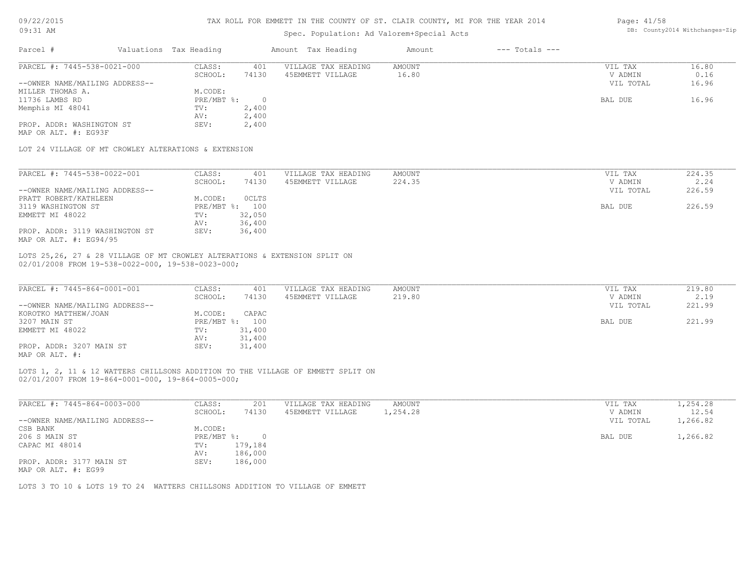TAX ROLL FOR EMMETT IN THE COUNTY OF ST. CLAIR COUNTY, MI FOR THE YEAR 2014

Spec. Population: Ad Valorem+Special Acts

| Parcel # | Valuations | Tax Heading | Amount | Tax Heading | Amount | --- Totals --- | |
|---|---|---|---|---|---|---|---|

**PARCEL #: 7445-538-0021-000**

| | | | | | |
|---|---|---|---|---|---|
| CLASS: | 401 | VILLAGE TAX HEADING | AMOUNT | VIL TAX | 16.80 |
| SCHOOL: | 74130 | 45EMMETT VILLAGE | 16.80 | V ADMIN | 0.16 |
| M.CODE: | | | | VIL TOTAL | 16.96 |
| PRE/MBT %: | 0 | | | BAL DUE | 16.96 |
| TV: | 2,400 | | | | |
| AV: | 2,400 | | | | |
| SEV: | 2,400 | | | | |

--OWNER NAME/MAILING ADDRESS--
MILLER THOMAS A.
11736 LAMBS RD
Memphis MI 48041

PROP. ADDR: WASHINGTON ST
MAP OR ALT. #: EG93F

LOT 24 VILLAGE OF MT CROWLEY ALTERATIONS & EXTENSION

**PARCEL #: 7445-538-0022-001**

| | | | | | |
|---|---|---|---|---|---|
| CLASS: | 401 | VILLAGE TAX HEADING | AMOUNT | VIL TAX | 224.35 |
| SCHOOL: | 74130 | 45EMMETT VILLAGE | 224.35 | V ADMIN | 2.24 |
| M.CODE: | OCLTS | | | VIL TOTAL | 226.59 |
| PRE/MBT %: | 100 | | | BAL DUE | 226.59 |
| TV: | 32,050 | | | | |
| AV: | 36,400 | | | | |
| SEV: | 36,400 | | | | |

--OWNER NAME/MAILING ADDRESS--
PRATT ROBERT/KATHLEEN
3119 WASHINGTON ST
EMMETT MI 48022

PROP. ADDR: 3119 WASHINGTON ST
MAP OR ALT. #: EG94/95

LOTS 25,26, 27 & 28 VILLAGE OF MT CROWLEY ALTERATIONS & EXTENSION SPLIT ON 02/01/2008 FROM 19-538-0022-000, 19-538-0023-000;

**PARCEL #: 7445-864-0001-001**

| | | | | | |
|---|---|---|---|---|---|
| CLASS: | 401 | VILLAGE TAX HEADING | AMOUNT | VIL TAX | 219.80 |
| SCHOOL: | 74130 | 45EMMETT VILLAGE | 219.80 | V ADMIN | 2.19 |
| M.CODE: | CAPAC | | | VIL TOTAL | 221.99 |
| PRE/MBT %: | 100 | | | BAL DUE | 221.99 |
| TV: | 31,400 | | | | |
| AV: | 31,400 | | | | |
| SEV: | 31,400 | | | | |

--OWNER NAME/MAILING ADDRESS--
KOROTKO MATTHEW/JOAN
3207 MAIN ST
EMMETT MI 48022

PROP. ADDR: 3207 MAIN ST
MAP OR ALT. #:

LOTS 1, 2, 11 & 12 WATTERS CHILLSONS ADDITION TO THE VILLAGE OF EMMETT SPLIT ON 02/01/2007 FROM 19-864-0001-000, 19-864-0005-000;

**PARCEL #: 7445-864-0003-000**

| | | | | | |
|---|---|---|---|---|---|
| CLASS: | 201 | VILLAGE TAX HEADING | AMOUNT | VIL TAX | 1,254.28 |
| SCHOOL: | 74130 | 45EMMETT VILLAGE | 1,254.28 | V ADMIN | 12.54 |
| M.CODE: | | | | VIL TOTAL | 1,266.82 |
| PRE/MBT %: | 0 | | | BAL DUE | 1,266.82 |
| TV: | 179,184 | | | | |
| AV: | 186,000 | | | | |
| SEV: | 186,000 | | | | |

--OWNER NAME/MAILING ADDRESS--
CSB BANK
206 S MAIN ST
CAPAC MI 48014

PROP. ADDR: 3177 MAIN ST
MAP OR ALT. #: EG99

LOTS 3 TO 10 & LOTS 19 TO 24 WATTERS CHILLSONS ADDITION TO VILLAGE OF EMMETT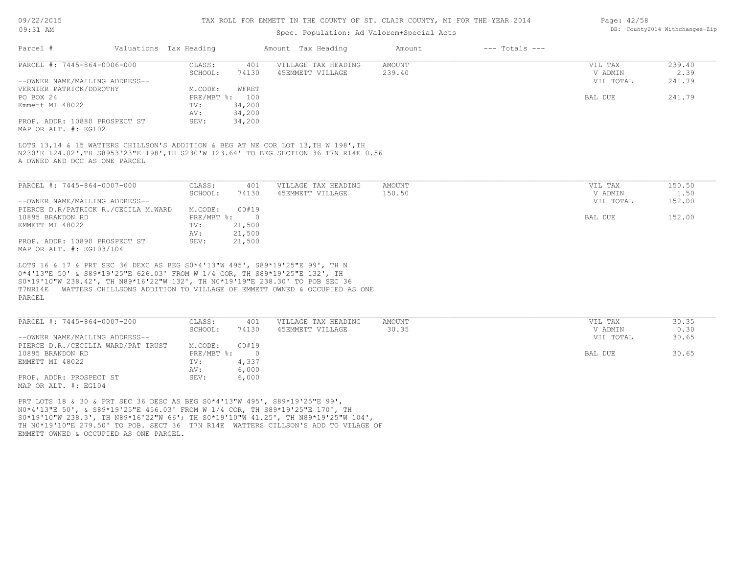TAX ROLL FOR EMMETT IN THE COUNTY OF ST. CLAIR COUNTY, MI FOR THE YEAR 2014

Spec. Population: Ad Valorem+Special Acts

| Parcel # | Valuations | Tax Heading | Amount | Tax Heading | Amount | --- Totals --- |
|---|---|---|---|---|---|---|

---

PARCEL #: 7445-864-0006-000

--OWNER NAME/MAILING ADDRESS--
VERNIER PATRICK/DOROTHY
PO BOX 24
Emmett MI 48022

PROP. ADDR: 10880 PROSPECT ST
MAP OR ALT. #: EG102

| | | | | | |
|---|---|---|---|---|---|
| CLASS: | 401 | VILLAGE TAX HEADING | AMOUNT | VIL TAX | 239.40 |
| SCHOOL: | 74130 | 45EMMETT VILLAGE | 239.40 | V ADMIN | 2.39 |
| M.CODE: | WFRET | | | VIL TOTAL | 241.79 |
| PRE/MBT %: | 100 | | | BAL DUE | 241.79 |
| TV: | 34,200 | | | | |
| AV: | 34,200 | | | | |
| SEV: | 34,200 | | | | |

LOTS 13,14 & 15 WATTERS CHILLSON'S ADDITION & BEG AT NE COR LOT 13,TH W 198',TH N230'E 124.02',TH S8953'23"E 198',TH S230'W 123.64' TO BEG SECTION 36 T7N R14E 0.56 A OWNED AND OCC AS ONE PARCEL

---

PARCEL #: 7445-864-0007-000

--OWNER NAME/MAILING ADDRESS--
PIERCE D.R/PATRICK R./CECILA M.WARD
10895 BRANDON RD
EMMETT MI 48022

PROP. ADDR: 10890 PROSPECT ST
MAP OR ALT. #: EG103/104

| | | | | | |
|---|---|---|---|---|---|
| CLASS: | 401 | VILLAGE TAX HEADING | AMOUNT | VIL TAX | 150.50 |
| SCHOOL: | 74130 | 45EMMETT VILLAGE | 150.50 | V ADMIN | 1.50 |
| M.CODE: | 00#19 | | | VIL TOTAL | 152.00 |
| PRE/MBT %: | 0 | | | BAL DUE | 152.00 |
| TV: | 21,500 | | | | |
| AV: | 21,500 | | | | |
| SEV: | 21,500 | | | | |

LOTS 16 & 17 & PRT SEC 36 DEXC AS BEG S0*4'13"W 495', S89*19'25"E 99', TH N 0*4'13"E 50' & S89*19'25"E 626.03' FROM W 1/4 COR, TH S89*19'25"E 132', TH S0*19'10"W 238.42', TH N89*16'22"W 132', TH N0*19'19"E 238.30' TO POB SEC 36 T7NR14E WATTERS CHILLSONS ADDITION TO VILLAGE OF EMMETT OWNED & OCCUPIED AS ONE PARCEL

---

PARCEL #: 7445-864-0007-200

--OWNER NAME/MAILING ADDRESS--
PIERCE D.R./CECILIA WARD/PAT TRUST
10895 BRANDON RD
EMMETT MI 48022

PROP. ADDR: PROSPECT ST
MAP OR ALT. #: EG104

| | | | | | |
|---|---|---|---|---|---|
| CLASS: | 401 | VILLAGE TAX HEADING | AMOUNT | VIL TAX | 30.35 |
| SCHOOL: | 74130 | 45EMMETT VILLAGE | 30.35 | V ADMIN | 0.30 |
| M.CODE: | 00#19 | | | VIL TOTAL | 30.65 |
| PRE/MBT %: | 0 | | | BAL DUE | 30.65 |
| TV: | 4,337 | | | | |
| AV: | 6,000 | | | | |
| SEV: | 6,000 | | | | |

PRT LOTS 18 & 30 & PRT SEC 36 DESC AS BEG S0*4'13"W 495', S89*19'25"E 99', N0*4'13"E 50', & S89*19'25"E 456.03' FROM W 1/4 COR, TH S89*19'25"E 170', TH S0*19'10"W 238.3', TH N89*16'22"W 66'; TH S0*19'10"W 41.25', TH N89*19'25"W 104', TH N0*19'10"E 279.50' TO POB. SECT 36 T7N R14E WATTERS CILLSON'S ADD TO VILAGE OF EMMETT OWNED & OCCUPIED AS ONE PARCEL.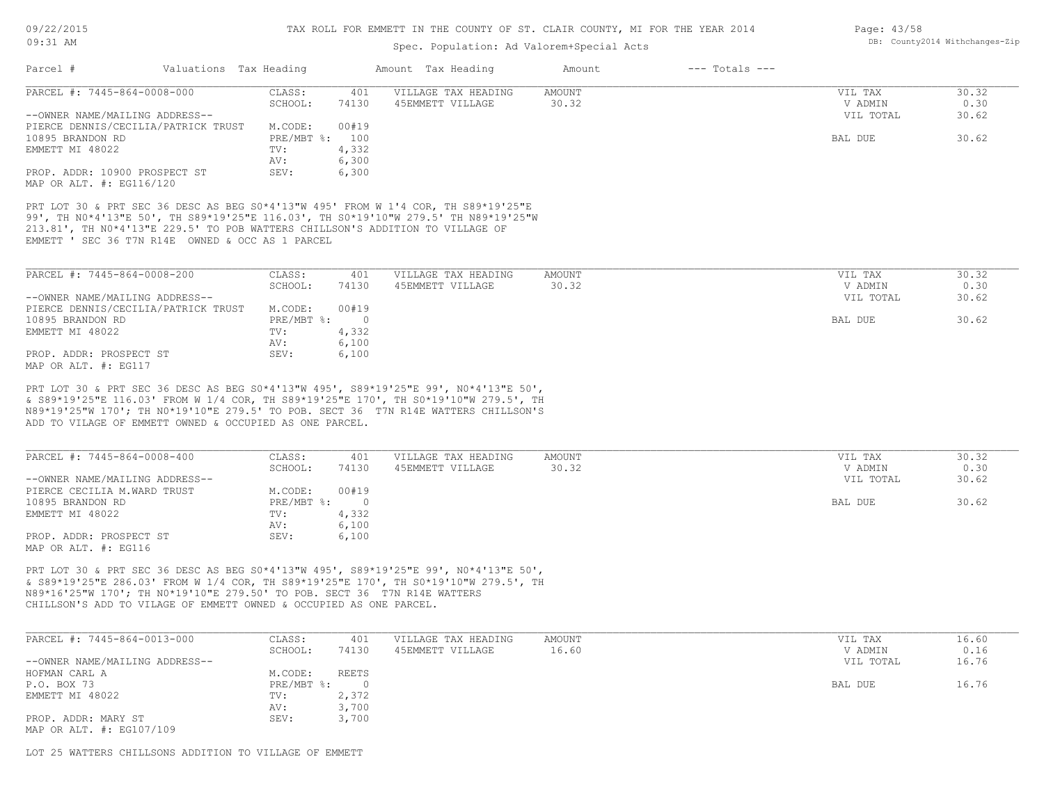# TAX ROLL FOR EMMETT IN THE COUNTY OF ST. CLAIR COUNTY, MI FOR THE YEAR 2014

Spec. Population: Ad Valorem+Special Acts

| Parcel # | Valuations | Tax Heading | Amount | Tax Heading | Amount | --- Totals --- | |
|---|---|---|---|---|---|---|---|

---

**PARCEL #: 7445-864-0008-000**

| | | | | | |
|---|---|---|---|---|---|
| CLASS: | 401 | VILLAGE TAX HEADING | AMOUNT | VIL TAX | 30.32 |
| SCHOOL: | 74130 | 45EMMETT VILLAGE | 30.32 | V ADMIN | 0.30 |
| | | | | VIL TOTAL | 30.62 |
| M.CODE: | 00#19 | | | | |
| PRE/MBT %: | 100 | | | BAL DUE | 30.62 |
| TV: | 4,332 | | | | |
| AV: | 6,300 | | | | |
| SEV: | 6,300 | | | | |

--OWNER NAME/MAILING ADDRESS--
PIERCE DENNIS/CECILIA/PATRICK TRUST
10895 BRANDON RD
EMMETT MI 48022

PROP. ADDR: 10900 PROSPECT ST
MAP OR ALT. #: EG116/120

PRT LOT 30 & PRT SEC 36 DESC AS BEG S0*4'13"W 495' FROM W 1'4 COR, TH S89*19'25"E 99', TH N0*4'13"E 50', TH S89*19'25"E 116.03', TH S0*19'10"W 279.5' TH N89*19'25"W 213.81', TH N0*4'13"E 229.5' TO POB WATTERS CHILLSON'S ADDITION TO VILLAGE OF EMMETT ' SEC 36 T7N R14E OWNED & OCC AS 1 PARCEL

---

**PARCEL #: 7445-864-0008-200**

| | | | | | |
|---|---|---|---|---|---|
| CLASS: | 401 | VILLAGE TAX HEADING | AMOUNT | VIL TAX | 30.32 |
| SCHOOL: | 74130 | 45EMMETT VILLAGE | 30.32 | V ADMIN | 0.30 |
| | | | | VIL TOTAL | 30.62 |
| M.CODE: | 00#19 | | | | |
| PRE/MBT %: | 0 | | | BAL DUE | 30.62 |
| TV: | 4,332 | | | | |
| AV: | 6,100 | | | | |
| SEV: | 6,100 | | | | |

--OWNER NAME/MAILING ADDRESS--
PIERCE DENNIS/CECILIA/PATRICK TRUST
10895 BRANDON RD
EMMETT MI 48022

PROP. ADDR: PROSPECT ST
MAP OR ALT. #: EG117

PRT LOT 30 & PRT SEC 36 DESC AS BEG S0*4'13"W 495', S89*19'25"E 99', N0*4'13"E 50', & S89*19'25"E 116.03' FROM W 1/4 COR, TH S89*19'25"E 170', TH S0*19'10"W 279.5', TH N89*19'25"W 170'; TH N0*19'10"E 279.5' TO POB. SECT 36 T7N R14E WATTERS CHILLSON'S ADD TO VILAGE OF EMMETT OWNED & OCCUPIED AS ONE PARCEL.

---

**PARCEL #: 7445-864-0008-400**

| | | | | | |
|---|---|---|---|---|---|
| CLASS: | 401 | VILLAGE TAX HEADING | AMOUNT | VIL TAX | 30.32 |
| SCHOOL: | 74130 | 45EMMETT VILLAGE | 30.32 | V ADMIN | 0.30 |
| | | | | VIL TOTAL | 30.62 |
| M.CODE: | 00#19 | | | | |
| PRE/MBT %: | 0 | | | BAL DUE | 30.62 |
| TV: | 4,332 | | | | |
| AV: | 6,100 | | | | |
| SEV: | 6,100 | | | | |

--OWNER NAME/MAILING ADDRESS--
PIERCE CECILIA M.WARD TRUST
10895 BRANDON RD
EMMETT MI 48022

PROP. ADDR: PROSPECT ST
MAP OR ALT. #: EG116

PRT LOT 30 & PRT SEC 36 DESC AS BEG S0*4'13"W 495', S89*19'25"E 99', N0*4'13"E 50', & S89*19'25"E 286.03' FROM W 1/4 COR, TH S89*19'25"E 170', TH S0*19'10"W 279.5', TH N89*16'25"W 170'; TH N0*19'10"E 279.50' TO POB. SECT 36 T7N R14E WATTERS CHILLSON'S ADD TO VILAGE OF EMMETT OWNED & OCCUPIED AS ONE PARCEL.

---

**PARCEL #: 7445-864-0013-000**

| | | | | | |
|---|---|---|---|---|---|
| CLASS: | 401 | VILLAGE TAX HEADING | AMOUNT | VIL TAX | 16.60 |
| SCHOOL: | 74130 | 45EMMETT VILLAGE | 16.60 | V ADMIN | 0.16 |
| | | | | VIL TOTAL | 16.76 |
| M.CODE: | REETS | | | | |
| PRE/MBT %: | 0 | | | BAL DUE | 16.76 |
| TV: | 2,372 | | | | |
| AV: | 3,700 | | | | |
| SEV: | 3,700 | | | | |

--OWNER NAME/MAILING ADDRESS--
HOFMAN CARL A
P.O. BOX 73
EMMETT MI 48022

PROP. ADDR: MARY ST
MAP OR ALT. #: EG107/109

LOT 25 WATTERS CHILLSONS ADDITION TO VILLAGE OF EMMETT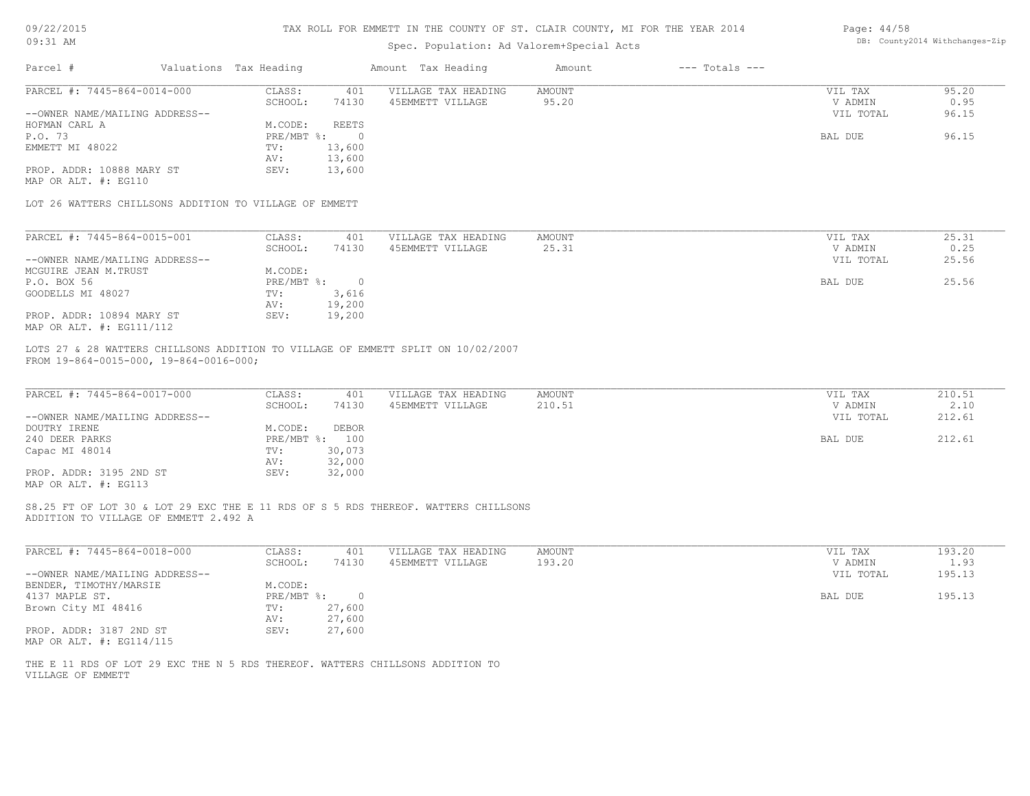TAX ROLL FOR EMMETT IN THE COUNTY OF ST. CLAIR COUNTY, MI FOR THE YEAR 2014

Spec. Population: Ad Valorem+Special Acts

| Parcel # | Valuations | Tax Heading | Amount | Tax Heading | Amount | --- Totals --- | |
|---|---|---|---|---|---|---|---|
| PARCEL #: 7445-864-0014-000 | CLASS: | 401 | VILLAGE TAX HEADING | AMOUNT | | VIL TAX | 95.20 |
| | SCHOOL: | 74130 | 45EMMETT VILLAGE | 95.20 | | V ADMIN | 0.95 |
| --OWNER NAME/MAILING ADDRESS-- | | | | | | VIL TOTAL | 96.15 |
| HOFMAN CARL A | M.CODE: | REETS | | | | | |
| P.O. 73 | PRE/MBT %: | 0 | | | | BAL DUE | 96.15 |
| EMMETT MI 48022 | TV: | 13,600 | | | | | |
| | AV: | 13,600 | | | | | |
| PROP. ADDR: 10888 MARY ST | SEV: | 13,600 | | | | | |
| MAP OR ALT. #: EG110 | | | | | | | |

LOT 26 WATTERS CHILLSONS ADDITION TO VILLAGE OF EMMETT

| Parcel # | Valuations | Tax Heading | Amount | Tax Heading | Amount | --- Totals --- | |
|---|---|---|---|---|---|---|---|
| PARCEL #: 7445-864-0015-001 | CLASS: | 401 | VILLAGE TAX HEADING | AMOUNT | | VIL TAX | 25.31 |
| | SCHOOL: | 74130 | 45EMMETT VILLAGE | 25.31 | | V ADMIN | 0.25 |
| --OWNER NAME/MAILING ADDRESS-- | | | | | | VIL TOTAL | 25.56 |
| MCGUIRE JEAN M.TRUST | M.CODE: | | | | | | |
| P.O. BOX 56 | PRE/MBT %: | 0 | | | | BAL DUE | 25.56 |
| GOODELLS MI 48027 | TV: | 3,616 | | | | | |
| | AV: | 19,200 | | | | | |
| PROP. ADDR: 10894 MARY ST | SEV: | 19,200 | | | | | |
| MAP OR ALT. #: EG111/112 | | | | | | | |

LOTS 27 & 28 WATTERS CHILLSONS ADDITION TO VILLAGE OF EMMETT SPLIT ON 10/02/2007
FROM 19-864-0015-000, 19-864-0016-000;

| Parcel # | Valuations | Tax Heading | Amount | Tax Heading | Amount | --- Totals --- | |
|---|---|---|---|---|---|---|---|
| PARCEL #: 7445-864-0017-000 | CLASS: | 401 | VILLAGE TAX HEADING | AMOUNT | | VIL TAX | 210.51 |
| | SCHOOL: | 74130 | 45EMMETT VILLAGE | 210.51 | | V ADMIN | 2.10 |
| --OWNER NAME/MAILING ADDRESS-- | | | | | | VIL TOTAL | 212.61 |
| DOUTRY IRENE | M.CODE: | DEBOR | | | | | |
| 240 DEER PARKS | PRE/MBT %: | 100 | | | | BAL DUE | 212.61 |
| Capac MI 48014 | TV: | 30,073 | | | | | |
| | AV: | 32,000 | | | | | |
| PROP. ADDR: 3195 2ND ST | SEV: | 32,000 | | | | | |
| MAP OR ALT. #: EG113 | | | | | | | |

S8.25 FT OF LOT 30 & LOT 29 EXC THE E 11 RDS OF S 5 RDS THEREOF. WATTERS CHILLSONS
ADDITION TO VILLAGE OF EMMETT 2.492 A

| Parcel # | Valuations | Tax Heading | Amount | Tax Heading | Amount | --- Totals --- | |
|---|---|---|---|---|---|---|---|
| PARCEL #: 7445-864-0018-000 | CLASS: | 401 | VILLAGE TAX HEADING | AMOUNT | | VIL TAX | 193.20 |
| | SCHOOL: | 74130 | 45EMMETT VILLAGE | 193.20 | | V ADMIN | 1.93 |
| --OWNER NAME/MAILING ADDRESS-- | | | | | | VIL TOTAL | 195.13 |
| BENDER, TIMOTHY/MARSIE | M.CODE: | | | | | | |
| 4137 MAPLE ST. | PRE/MBT %: | 0 | | | | BAL DUE | 195.13 |
| Brown City MI 48416 | TV: | 27,600 | | | | | |
| | AV: | 27,600 | | | | | |
| PROP. ADDR: 3187 2ND ST | SEV: | 27,600 | | | | | |
| MAP OR ALT. #: EG114/115 | | | | | | | |

THE E 11 RDS OF LOT 29 EXC THE N 5 RDS THEREOF. WATTERS CHILLSONS ADDITION TO
VILLAGE OF EMMETT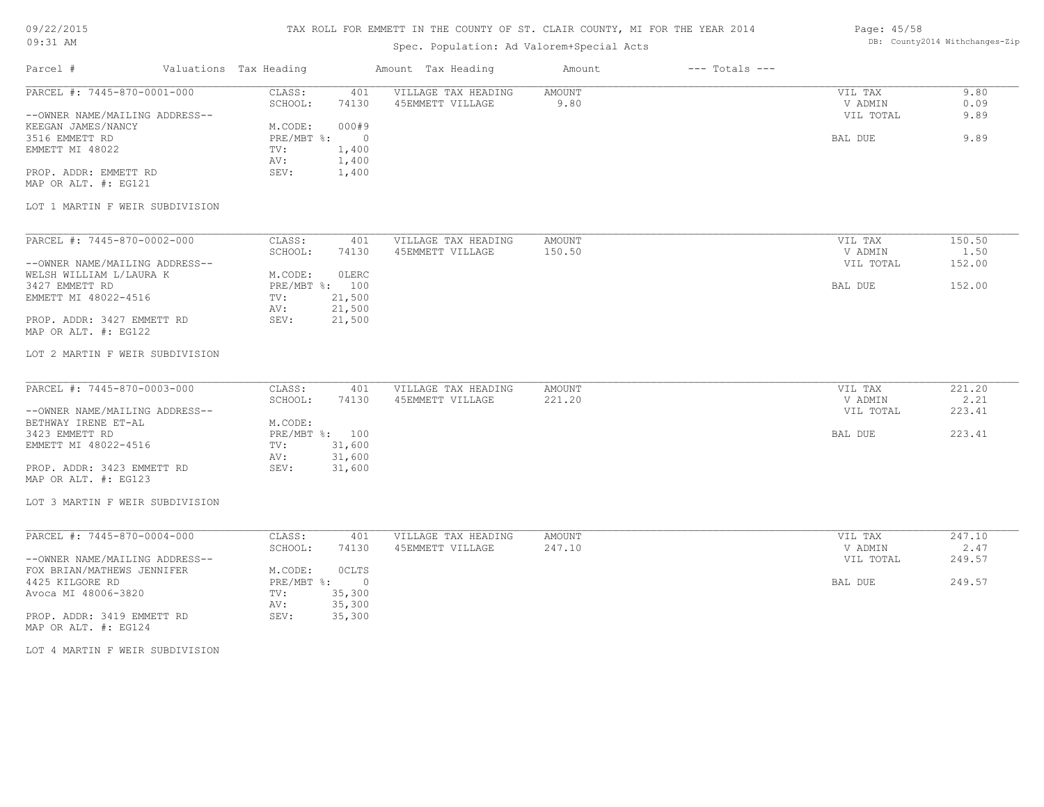TAX ROLL FOR EMMETT IN THE COUNTY OF ST. CLAIR COUNTY, MI FOR THE YEAR 2014

Spec. Population: Ad Valorem+Special Acts

| Parcel # | Valuations | Tax Heading | Amount | Tax Heading | Amount | --- Totals --- | |
|---|---|---|---|---|---|---|---|
| PARCEL #: 7445-870-0001-000 | CLASS: | 401 | VILLAGE TAX HEADING | AMOUNT | | VIL TAX | 9.80 |
| | SCHOOL: | 74130 | 45EMMETT VILLAGE | 9.80 | | V ADMIN | 0.09 |
| --OWNER NAME/MAILING ADDRESS-- | | | | | | VIL TOTAL | 9.89 |
| KEEGAN JAMES/NANCY | M.CODE: | 000#9 | | | | | |
| 3516 EMMETT RD | PRE/MBT %: | 0 | | | | BAL DUE | 9.89 |
| EMMETT MI 48022 | TV: | 1,400 | | | | | |
| | AV: | 1,400 | | | | | |
| PROP. ADDR: EMMETT RD | SEV: | 1,400 | | | | | |
| MAP OR ALT. #: EG121 | | | | | | | |
| LOT 1 MARTIN F WEIR SUBDIVISION | | | | | | | |
| PARCEL #: 7445-870-0002-000 | CLASS: | 401 | VILLAGE TAX HEADING | AMOUNT | | VIL TAX | 150.50 |
| | SCHOOL: | 74130 | 45EMMETT VILLAGE | 150.50 | | V ADMIN | 1.50 |
| --OWNER NAME/MAILING ADDRESS-- | | | | | | VIL TOTAL | 152.00 |
| WELSH WILLIAM L/LAURA K | M.CODE: | 0LERC | | | | | |
| 3427 EMMETT RD | PRE/MBT %: | 100 | | | | BAL DUE | 152.00 |
| EMMETT MI 48022-4516 | TV: | 21,500 | | | | | |
| | AV: | 21,500 | | | | | |
| PROP. ADDR: 3427 EMMETT RD | SEV: | 21,500 | | | | | |
| MAP OR ALT. #: EG122 | | | | | | | |
| LOT 2 MARTIN F WEIR SUBDIVISION | | | | | | | |
| PARCEL #: 7445-870-0003-000 | CLASS: | 401 | VILLAGE TAX HEADING | AMOUNT | | VIL TAX | 221.20 |
| | SCHOOL: | 74130 | 45EMMETT VILLAGE | 221.20 | | V ADMIN | 2.21 |
| --OWNER NAME/MAILING ADDRESS-- | | | | | | VIL TOTAL | 223.41 |
| BETHWAY IRENE ET-AL | M.CODE: | | | | | | |
| 3423 EMMETT RD | PRE/MBT %: | 100 | | | | BAL DUE | 223.41 |
| EMMETT MI 48022-4516 | TV: | 31,600 | | | | | |
| | AV: | 31,600 | | | | | |
| PROP. ADDR: 3423 EMMETT RD | SEV: | 31,600 | | | | | |
| MAP OR ALT. #: EG123 | | | | | | | |
| LOT 3 MARTIN F WEIR SUBDIVISION | | | | | | | |
| PARCEL #: 7445-870-0004-000 | CLASS: | 401 | VILLAGE TAX HEADING | AMOUNT | | VIL TAX | 247.10 |
| | SCHOOL: | 74130 | 45EMMETT VILLAGE | 247.10 | | V ADMIN | 2.47 |
| --OWNER NAME/MAILING ADDRESS-- | | | | | | VIL TOTAL | 249.57 |
| FOX BRIAN/MATHEWS JENNIFER | M.CODE: | 0CLTS | | | | | |
| 4425 KILGORE RD | PRE/MBT %: | 0 | | | | BAL DUE | 249.57 |
| Avoca MI 48006-3820 | TV: | 35,300 | | | | | |
| | AV: | 35,300 | | | | | |
| PROP. ADDR: 3419 EMMETT RD | SEV: | 35,300 | | | | | |
| MAP OR ALT. #: EG124 | | | | | | | |
| LOT 4 MARTIN F WEIR SUBDIVISION | | | | | | | |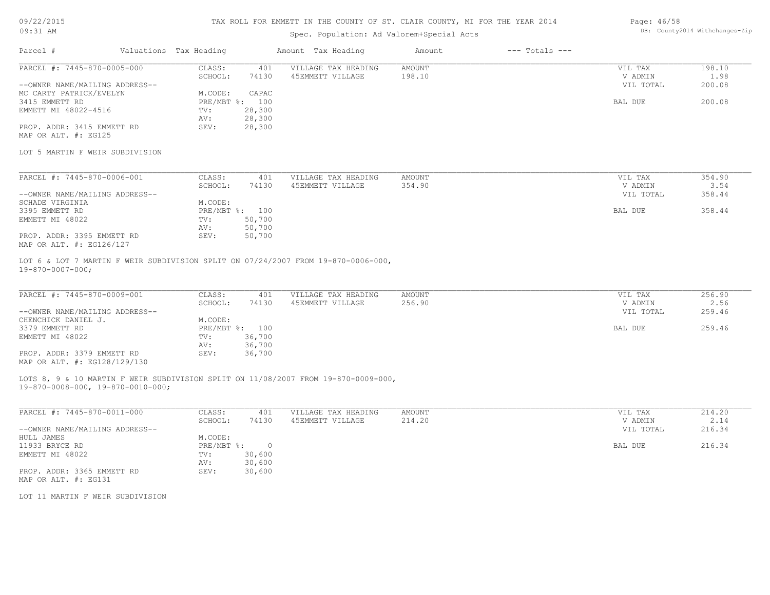TAX ROLL FOR EMMETT IN THE COUNTY OF ST. CLAIR COUNTY, MI FOR THE YEAR 2014

Spec. Population: Ad Valorem+Special Acts

| Parcel # | Valuations | Tax Heading | Amount | Tax Heading | Amount | --- Totals --- | |
|---|---|---|---|---|---|---|---|
| PARCEL #: 7445-870-0005-000 | CLASS: | 401 | VILLAGE TAX HEADING | AMOUNT | | VIL TAX | 198.10 |
| | SCHOOL: | 74130 | 45EMMETT VILLAGE | 198.10 | | V ADMIN | 1.98 |
| --OWNER NAME/MAILING ADDRESS-- | | | | | | VIL TOTAL | 200.08 |
| MC CARTY PATRICK/EVELYN | M.CODE: | CAPAC | | | | | |
| 3415 EMMETT RD | PRE/MBT %: | 100 | | | | BAL DUE | 200.08 |
| EMMETT MI 48022-4516 | TV: | 28,300 | | | | | |
| | AV: | 28,300 | | | | | |
| PROP. ADDR: 3415 EMMETT RD | SEV: | 28,300 | | | | | |
| MAP OR ALT. #: EG125 | | | | | | | |

LOT 5 MARTIN F WEIR SUBDIVISION

| Parcel # | Valuations | Tax Heading | Amount | Tax Heading | Amount | --- Totals --- | |
|---|---|---|---|---|---|---|---|
| PARCEL #: 7445-870-0006-001 | CLASS: | 401 | VILLAGE TAX HEADING | AMOUNT | | VIL TAX | 354.90 |
| | SCHOOL: | 74130 | 45EMMETT VILLAGE | 354.90 | | V ADMIN | 3.54 |
| --OWNER NAME/MAILING ADDRESS-- | | | | | | VIL TOTAL | 358.44 |
| SCHADE VIRGINIA | M.CODE: | | | | | | |
| 3395 EMMETT RD | PRE/MBT %: | 100 | | | | BAL DUE | 358.44 |
| EMMETT MI 48022 | TV: | 50,700 | | | | | |
| | AV: | 50,700 | | | | | |
| PROP. ADDR: 3395 EMMETT RD | SEV: | 50,700 | | | | | |
| MAP OR ALT. #: EG126/127 | | | | | | | |

LOT 6 & LOT 7 MARTIN F WEIR SUBDIVISION SPLIT ON 07/24/2007 FROM 19-870-0006-000, 19-870-0007-000;

| Parcel # | Valuations | Tax Heading | Amount | Tax Heading | Amount | --- Totals --- | |
|---|---|---|---|---|---|---|---|
| PARCEL #: 7445-870-0009-001 | CLASS: | 401 | VILLAGE TAX HEADING | AMOUNT | | VIL TAX | 256.90 |
| | SCHOOL: | 74130 | 45EMMETT VILLAGE | 256.90 | | V ADMIN | 2.56 |
| --OWNER NAME/MAILING ADDRESS-- | | | | | | VIL TOTAL | 259.46 |
| CHENCHICK DANIEL J. | M.CODE: | | | | | | |
| 3379 EMMETT RD | PRE/MBT %: | 100 | | | | BAL DUE | 259.46 |
| EMMETT MI 48022 | TV: | 36,700 | | | | | |
| | AV: | 36,700 | | | | | |
| PROP. ADDR: 3379 EMMETT RD | SEV: | 36,700 | | | | | |
| MAP OR ALT. #: EG128/129/130 | | | | | | | |

LOTS 8, 9 & 10 MARTIN F WEIR SUBDIVISION SPLIT ON 11/08/2007 FROM 19-870-0009-000, 19-870-0008-000, 19-870-0010-000;

| Parcel # | Valuations | Tax Heading | Amount | Tax Heading | Amount | --- Totals --- | |
|---|---|---|---|---|---|---|---|
| PARCEL #: 7445-870-0011-000 | CLASS: | 401 | VILLAGE TAX HEADING | AMOUNT | | VIL TAX | 214.20 |
| | SCHOOL: | 74130 | 45EMMETT VILLAGE | 214.20 | | V ADMIN | 2.14 |
| --OWNER NAME/MAILING ADDRESS-- | | | | | | VIL TOTAL | 216.34 |
| HULL JAMES | M.CODE: | | | | | | |
| 11933 BRYCE RD | PRE/MBT %: | 0 | | | | BAL DUE | 216.34 |
| EMMETT MI 48022 | TV: | 30,600 | | | | | |
| | AV: | 30,600 | | | | | |
| PROP. ADDR: 3365 EMMETT RD | SEV: | 30,600 | | | | | |
| MAP OR ALT. #: EG131 | | | | | | | |

LOT 11 MARTIN F WEIR SUBDIVISION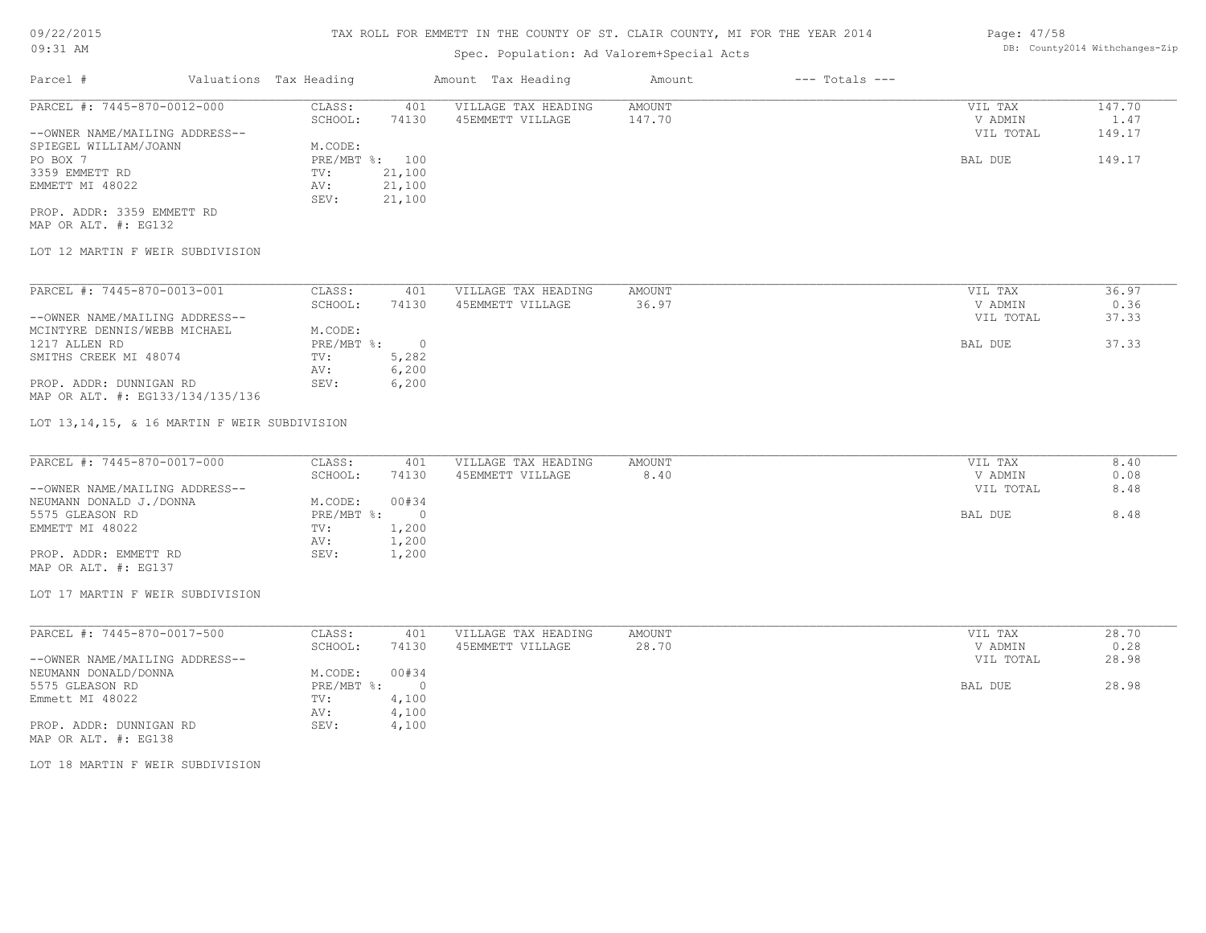# TAX ROLL FOR EMMETT IN THE COUNTY OF ST. CLAIR COUNTY, MI FOR THE YEAR 2014

09/22/2015
09:31 AM

Spec. Population: Ad Valorem+Special Acts

DB: County2014 Withchanges-Zip

| Parcel # | Valuations | Tax Heading | Amount | Tax Heading | Amount | --- Totals --- | |
|---|---|---|---|---|---|---|---|
| PARCEL #: 7445-870-0012-000 | CLASS: | 401 | VILLAGE TAX HEADING | AMOUNT | | VIL TAX | 147.70 |
| | SCHOOL: | 74130 | 45EMMETT VILLAGE | 147.70 | | V ADMIN | 1.47 |
| --OWNER NAME/MAILING ADDRESS-- | | | | | | VIL TOTAL | 149.17 |
| SPIEGEL WILLIAM/JOANN | M.CODE: | | | | | | |
| PO BOX 7 | PRE/MBT %: | 100 | | | | BAL DUE | 149.17 |
| 3359 EMMETT RD | TV: | 21,100 | | | | | |
| EMMETT MI 48022 | AV: | 21,100 | | | | | |
| | SEV: | 21,100 | | | | | |
| PROP. ADDR: 3359 EMMETT RD | | | | | | | |
| MAP OR ALT. #: EG132 | | | | | | | |
| LOT 12 MARTIN F WEIR SUBDIVISION | | | | | | | |
| PARCEL #: 7445-870-0013-001 | CLASS: | 401 | VILLAGE TAX HEADING | AMOUNT | | VIL TAX | 36.97 |
| | SCHOOL: | 74130 | 45EMMETT VILLAGE | 36.97 | | V ADMIN | 0.36 |
| --OWNER NAME/MAILING ADDRESS-- | | | | | | VIL TOTAL | 37.33 |
| MCINTYRE DENNIS/WEBB MICHAEL | M.CODE: | | | | | | |
| 1217 ALLEN RD | PRE/MBT %: | 0 | | | | BAL DUE | 37.33 |
| SMITHS CREEK MI 48074 | TV: | 5,282 | | | | | |
| | AV: | 6,200 | | | | | |
| PROP. ADDR: DUNNIGAN RD | SEV: | 6,200 | | | | | |
| MAP OR ALT. #: EG133/134/135/136 | | | | | | | |
| LOT 13,14,15, & 16 MARTIN F WEIR SUBDIVISION | | | | | | | |
| PARCEL #: 7445-870-0017-000 | CLASS: | 401 | VILLAGE TAX HEADING | AMOUNT | | VIL TAX | 8.40 |
| | SCHOOL: | 74130 | 45EMMETT VILLAGE | 8.40 | | V ADMIN | 0.08 |
| --OWNER NAME/MAILING ADDRESS-- | | | | | | VIL TOTAL | 8.48 |
| NEUMANN DONALD J./DONNA | M.CODE: | 00#34 | | | | | |
| 5575 GLEASON RD | PRE/MBT %: | 0 | | | | BAL DUE | 8.48 |
| EMMETT MI 48022 | TV: | 1,200 | | | | | |
| | AV: | 1,200 | | | | | |
| PROP. ADDR: EMMETT RD | SEV: | 1,200 | | | | | |
| MAP OR ALT. #: EG137 | | | | | | | |
| LOT 17 MARTIN F WEIR SUBDIVISION | | | | | | | |
| PARCEL #: 7445-870-0017-500 | CLASS: | 401 | VILLAGE TAX HEADING | AMOUNT | | VIL TAX | 28.70 |
| | SCHOOL: | 74130 | 45EMMETT VILLAGE | 28.70 | | V ADMIN | 0.28 |
| --OWNER NAME/MAILING ADDRESS-- | | | | | | VIL TOTAL | 28.98 |
| NEUMANN DONALD/DONNA | M.CODE: | 00#34 | | | | | |
| 5575 GLEASON RD | PRE/MBT %: | 0 | | | | BAL DUE | 28.98 |
| Emmett MI 48022 | TV: | 4,100 | | | | | |
| | AV: | 4,100 | | | | | |
| PROP. ADDR: DUNNIGAN RD | SEV: | 4,100 | | | | | |
| MAP OR ALT. #: EG138 | | | | | | | |
| LOT 18 MARTIN F WEIR SUBDIVISION | | | | | | | |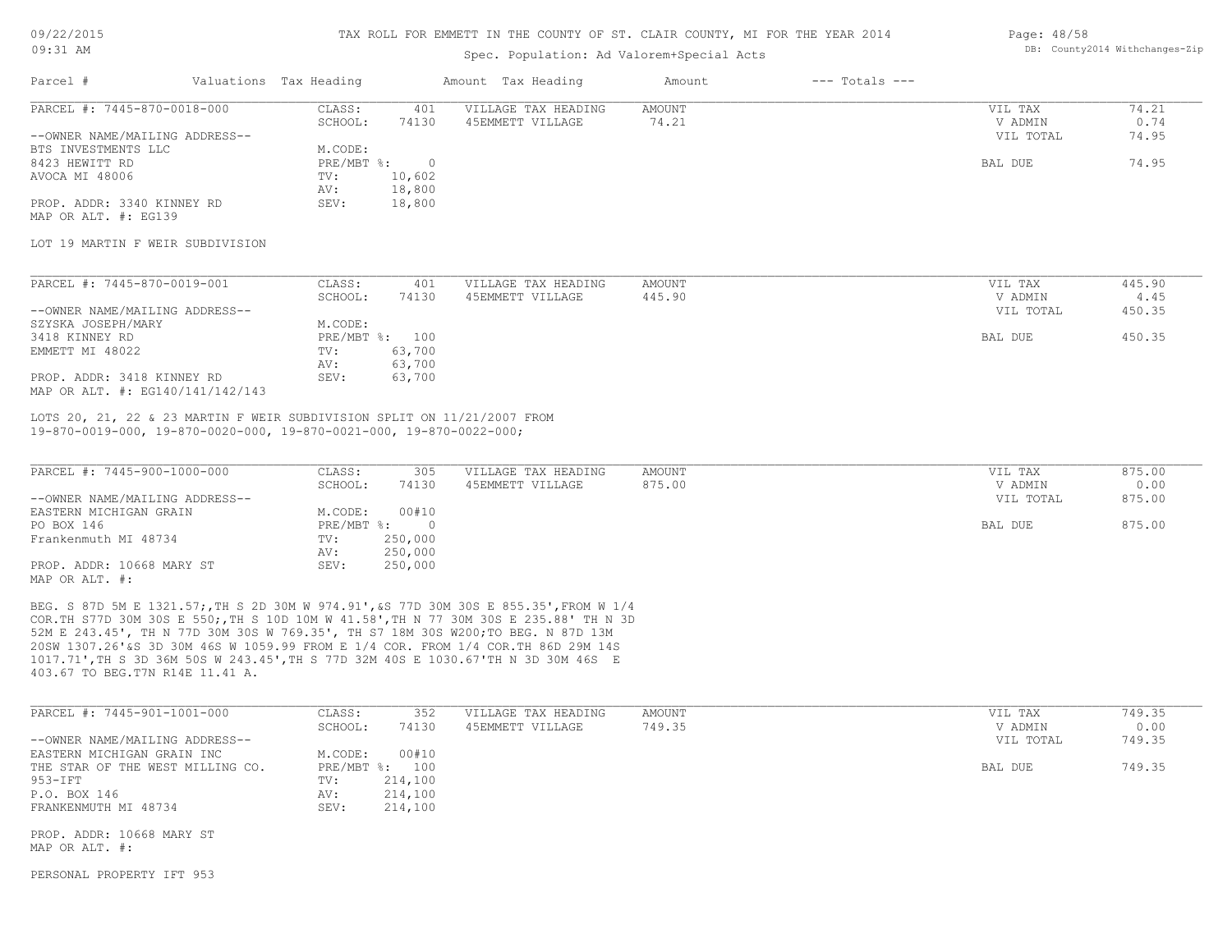TAX ROLL FOR EMMETT IN THE COUNTY OF ST. CLAIR COUNTY, MI FOR THE YEAR 2014

Spec. Population: Ad Valorem+Special Acts

| Parcel # | Valuations | Tax Heading | Amount | Tax Heading | Amount | --- Totals --- |
|---|---|---|---|---|---|---|

**PARCEL #: 7445-870-0018-000**

| | | | | |
|---|---|---|---|---|
| CLASS: | 401 | VILLAGE TAX HEADING | AMOUNT | VIL TAX 74.21 |
| SCHOOL: | 74130 | 45EMMETT VILLAGE | 74.21 | V ADMIN 0.74 |
| M.CODE: | | | | VIL TOTAL 74.95 |
| PRE/MBT %: | 0 | | | BAL DUE 74.95 |
| TV: | 10,602 | | | |
| AV: | 18,800 | | | |
| SEV: | 18,800 | | | |

--OWNER NAME/MAILING ADDRESS--
BTS INVESTMENTS LLC
8423 HEWITT RD
AVOCA MI 48006

PROP. ADDR: 3340 KINNEY RD
MAP OR ALT. #: EG139

LOT 19 MARTIN F WEIR SUBDIVISION

**PARCEL #: 7445-870-0019-001**

| | | | | |
|---|---|---|---|---|
| CLASS: | 401 | VILLAGE TAX HEADING | AMOUNT | VIL TAX 445.90 |
| SCHOOL: | 74130 | 45EMMETT VILLAGE | 445.90 | V ADMIN 4.45 |
| M.CODE: | | | | VIL TOTAL 450.35 |
| PRE/MBT %: | 100 | | | BAL DUE 450.35 |
| TV: | 63,700 | | | |
| AV: | 63,700 | | | |
| SEV: | 63,700 | | | |

--OWNER NAME/MAILING ADDRESS--
SZYSKA JOSEPH/MARY
3418 KINNEY RD
EMMETT MI 48022

PROP. ADDR: 3418 KINNEY RD
MAP OR ALT. #: EG140/141/142/143

LOTS 20, 21, 22 & 23 MARTIN F WEIR SUBDIVISION SPLIT ON 11/21/2007 FROM 19-870-0019-000, 19-870-0020-000, 19-870-0021-000, 19-870-0022-000;

**PARCEL #: 7445-900-1000-000**

| | | | | |
|---|---|---|---|---|
| CLASS: | 305 | VILLAGE TAX HEADING | AMOUNT | VIL TAX 875.00 |
| SCHOOL: | 74130 | 45EMMETT VILLAGE | 875.00 | V ADMIN 0.00 |
| M.CODE: | 00#10 | | | VIL TOTAL 875.00 |
| PRE/MBT %: | 0 | | | BAL DUE 875.00 |
| TV: | 250,000 | | | |
| AV: | 250,000 | | | |
| SEV: | 250,000 | | | |

--OWNER NAME/MAILING ADDRESS--
EASTERN MICHIGAN GRAIN
PO BOX 146
Frankenmuth MI 48734

PROP. ADDR: 10668 MARY ST
MAP OR ALT. #:

BEG. S 87D 5M E 1321.57;,TH S 2D 30M W 974.91',&S 77D 30M 30S E 855.35',FROM W 1/4 COR.TH S77D 30M 30S E 550;,TH S 10D 10M W 41.58',TH N 77 30M 30S E 235.88' TH N 3D 52M E 243.45', TH N 77D 30M 30S W 769.35', TH S7 18M 30S W200;TO BEG. N 87D 13M 20SW 1307.26'&S 3D 30M 46S W 1059.99 FROM E 1/4 COR. FROM 1/4 COR.TH 86D 29M 14S 1017.71',TH S 3D 36M 50S W 243.45',TH S 77D 32M 40S E 1030.67'TH N 3D 30M 46S E 403.67 TO BEG.T7N R14E 11.41 A.

**PARCEL #: 7445-901-1001-000**

| | | | | |
|---|---|---|---|---|
| CLASS: | 352 | VILLAGE TAX HEADING | AMOUNT | VIL TAX 749.35 |
| SCHOOL: | 74130 | 45EMMETT VILLAGE | 749.35 | V ADMIN 0.00 |
| M.CODE: | 00#10 | | | VIL TOTAL 749.35 |
| PRE/MBT %: | 100 | | | BAL DUE 749.35 |
| TV: | 214,100 | | | |
| AV: | 214,100 | | | |
| SEV: | 214,100 | | | |

--OWNER NAME/MAILING ADDRESS--
EASTERN MICHIGAN GRAIN INC
THE STAR OF THE WEST MILLING CO.
953-IFT
P.O. BOX 146
FRANKENMUTH MI 48734

PROP. ADDR: 10668 MARY ST
MAP OR ALT. #:

PERSONAL PROPERTY IFT 953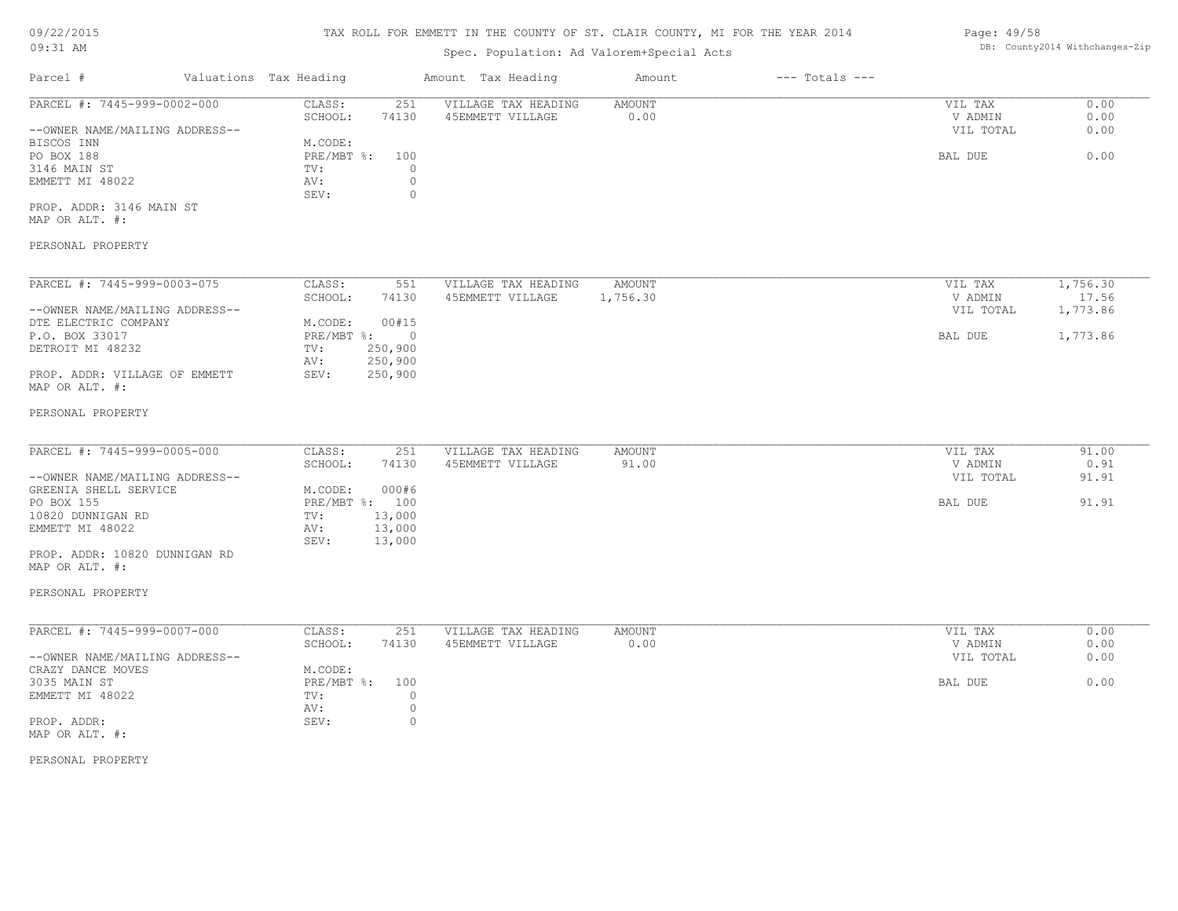# TAX ROLL FOR EMMETT IN THE COUNTY OF ST. CLAIR COUNTY, MI FOR THE YEAR 2014

09/22/2015
09:31 AM

Spec. Population: Ad Valorem+Special Acts

DB: County2014 Withchanges-Zip

| Parcel # | Valuations | Tax Heading | Amount | Tax Heading | Amount | --- Totals --- |
|---|---|---|---|---|---|---|

---

**PARCEL #: 7445-999-0002-000**

--OWNER NAME/MAILING ADDRESS--
BISCOS INN
PO BOX 188
3146 MAIN ST
EMMETT MI 48022

PROP. ADDR: 3146 MAIN ST
MAP OR ALT. #:

PERSONAL PROPERTY

| | |
|---|---|
| CLASS: | 251 |
| SCHOOL: | 74130 |
| M.CODE: | |
| PRE/MBT %: | 100 |
| TV: | 0 |
| AV: | 0 |
| SEV: | 0 |

| VILLAGE TAX HEADING | AMOUNT |
|---|---|
| 45EMMETT VILLAGE | 0.00 |

| | |
|---|---|
| VIL TAX | 0.00 |
| V ADMIN | 0.00 |
| VIL TOTAL | 0.00 |
| BAL DUE | 0.00 |

---

**PARCEL #: 7445-999-0003-075**

--OWNER NAME/MAILING ADDRESS--
DTE ELECTRIC COMPANY
P.O. BOX 33017
DETROIT MI 48232

PROP. ADDR: VILLAGE OF EMMETT
MAP OR ALT. #:

PERSONAL PROPERTY

| | |
|---|---|
| CLASS: | 551 |
| SCHOOL: | 74130 |
| M.CODE: | 00#15 |
| PRE/MBT %: | 0 |
| TV: | 250,900 |
| AV: | 250,900 |
| SEV: | 250,900 |

| VILLAGE TAX HEADING | AMOUNT |
|---|---|
| 45EMMETT VILLAGE | 1,756.30 |

| | |
|---|---|
| VIL TAX | 1,756.30 |
| V ADMIN | 17.56 |
| VIL TOTAL | 1,773.86 |
| BAL DUE | 1,773.86 |

---

**PARCEL #: 7445-999-0005-000**

--OWNER NAME/MAILING ADDRESS--
GREENIA SHELL SERVICE
PO BOX 155
10820 DUNNIGAN RD
EMMETT MI 48022

PROP. ADDR: 10820 DUNNIGAN RD
MAP OR ALT. #:

PERSONAL PROPERTY

| | |
|---|---|
| CLASS: | 251 |
| SCHOOL: | 74130 |
| M.CODE: | 000#6 |
| PRE/MBT %: | 100 |
| TV: | 13,000 |
| AV: | 13,000 |
| SEV: | 13,000 |

| VILLAGE TAX HEADING | AMOUNT |
|---|---|
| 45EMMETT VILLAGE | 91.00 |

| | |
|---|---|
| VIL TAX | 91.00 |
| V ADMIN | 0.91 |
| VIL TOTAL | 91.91 |
| BAL DUE | 91.91 |

---

**PARCEL #: 7445-999-0007-000**

--OWNER NAME/MAILING ADDRESS--
CRAZY DANCE MOVES
3035 MAIN ST
EMMETT MI 48022

PROP. ADDR:
MAP OR ALT. #:

PERSONAL PROPERTY

| | |
|---|---|
| CLASS: | 251 |
| SCHOOL: | 74130 |
| M.CODE: | |
| PRE/MBT %: | 100 |
| TV: | 0 |
| AV: | 0 |
| SEV: | 0 |

| VILLAGE TAX HEADING | AMOUNT |
|---|---|
| 45EMMETT VILLAGE | 0.00 |

| | |
|---|---|
| VIL TAX | 0.00 |
| V ADMIN | 0.00 |
| VIL TOTAL | 0.00 |
| BAL DUE | 0.00 |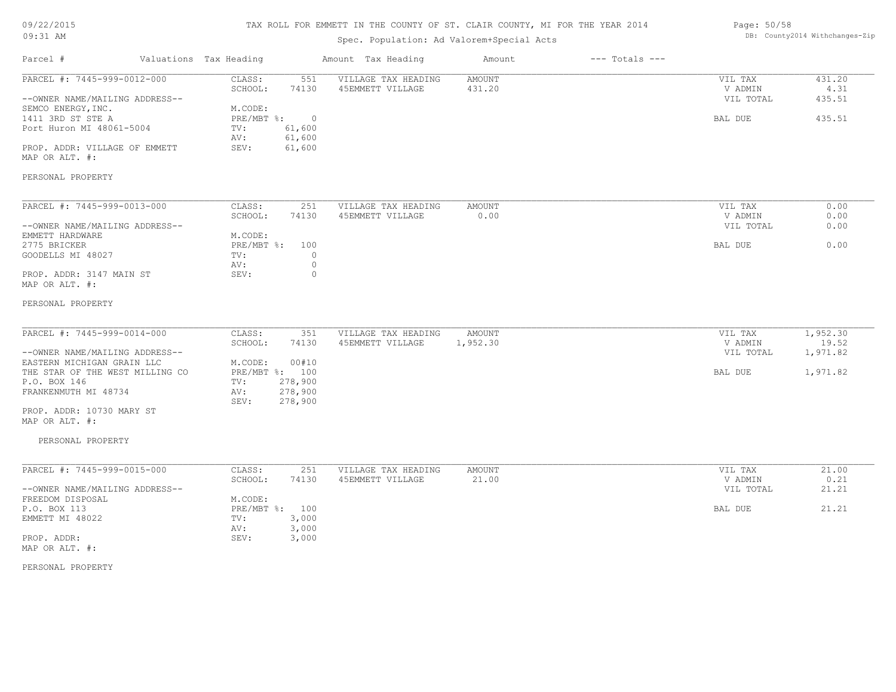TAX ROLL FOR EMMETT IN THE COUNTY OF ST. CLAIR COUNTY, MI FOR THE YEAR 2014

Spec. Population: Ad Valorem+Special Acts

| Parcel # | Valuations | Tax Heading | Amount | Tax Heading | Amount | --- Totals --- | |
|---|---|---|---|---|---|---|---|
| PARCEL #: 7445-999-0012-000 | CLASS: | 551 | VILLAGE TAX HEADING | AMOUNT | | VIL TAX | 431.20 |
| | SCHOOL: | 74130 | 45EMMETT VILLAGE | 431.20 | | V ADMIN | 4.31 |
| --OWNER NAME/MAILING ADDRESS-- | | | | | | VIL TOTAL | 435.51 |
| SEMCO ENERGY,INC. | M.CODE: | | | | | | |
| 1411 3RD ST STE A | PRE/MBT %: | 0 | | | | BAL DUE | 435.51 |
| Port Huron MI 48061-5004 | TV: | 61,600 | | | | | |
| | AV: | 61,600 | | | | | |
| PROP. ADDR: VILLAGE OF EMMETT | SEV: | 61,600 | | | | | |
| MAP OR ALT. #: | | | | | | | |
| PERSONAL PROPERTY | | | | | | | |

| Parcel # | Valuations | Tax Heading | Amount | Tax Heading | Amount | --- Totals --- | |
|---|---|---|---|---|---|---|---|
| PARCEL #: 7445-999-0013-000 | CLASS: | 251 | VILLAGE TAX HEADING | AMOUNT | | VIL TAX | 0.00 |
| | SCHOOL: | 74130 | 45EMMETT VILLAGE | 0.00 | | V ADMIN | 0.00 |
| --OWNER NAME/MAILING ADDRESS-- | | | | | | VIL TOTAL | 0.00 |
| EMMETT HARDWARE | M.CODE: | | | | | | |
| 2775 BRICKER | PRE/MBT %: | 100 | | | | BAL DUE | 0.00 |
| GOODELLS MI 48027 | TV: | 0 | | | | | |
| | AV: | 0 | | | | | |
| PROP. ADDR: 3147 MAIN ST | SEV: | 0 | | | | | |
| MAP OR ALT. #: | | | | | | | |
| PERSONAL PROPERTY | | | | | | | |

| Parcel # | Valuations | Tax Heading | Amount | Tax Heading | Amount | --- Totals --- | |
|---|---|---|---|---|---|---|---|
| PARCEL #: 7445-999-0014-000 | CLASS: | 351 | VILLAGE TAX HEADING | AMOUNT | | VIL TAX | 1,952.30 |
| | SCHOOL: | 74130 | 45EMMETT VILLAGE | 1,952.30 | | V ADMIN | 19.52 |
| --OWNER NAME/MAILING ADDRESS-- | | | | | | VIL TOTAL | 1,971.82 |
| EASTERN MICHIGAN GRAIN LLC | M.CODE: | 00#10 | | | | | |
| THE STAR OF THE WEST MILLING CO | PRE/MBT %: | 100 | | | | BAL DUE | 1,971.82 |
| P.O. BOX 146 | TV: | 278,900 | | | | | |
| FRANKENMUTH MI 48734 | AV: | 278,900 | | | | | |
| | SEV: | 278,900 | | | | | |
| PROP. ADDR: 10730 MARY ST | | | | | | | |
| MAP OR ALT. #: | | | | | | | |
| PERSONAL PROPERTY | | | | | | | |

| Parcel # | Valuations | Tax Heading | Amount | Tax Heading | Amount | --- Totals --- | |
|---|---|---|---|---|---|---|---|
| PARCEL #: 7445-999-0015-000 | CLASS: | 251 | VILLAGE TAX HEADING | AMOUNT | | VIL TAX | 21.00 |
| | SCHOOL: | 74130 | 45EMMETT VILLAGE | 21.00 | | V ADMIN | 0.21 |
| --OWNER NAME/MAILING ADDRESS-- | | | | | | VIL TOTAL | 21.21 |
| FREEDOM DISPOSAL | M.CODE: | | | | | | |
| P.O. BOX 113 | PRE/MBT %: | 100 | | | | BAL DUE | 21.21 |
| EMMETT MI 48022 | TV: | 3,000 | | | | | |
| | AV: | 3,000 | | | | | |
| PROP. ADDR: | SEV: | 3,000 | | | | | |
| MAP OR ALT. #: | | | | | | | |
| PERSONAL PROPERTY | | | | | | | |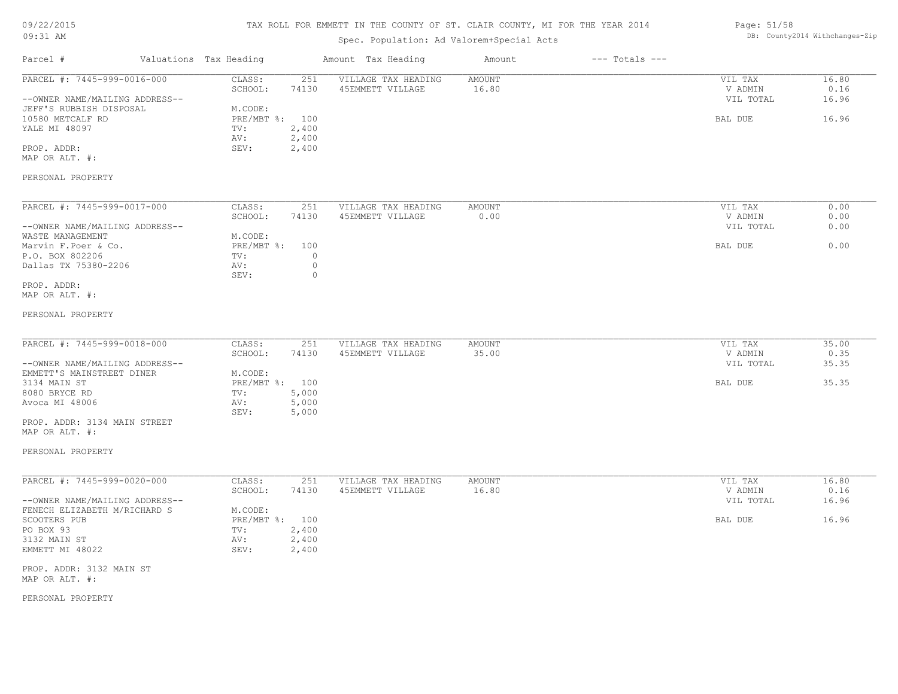# TAX ROLL FOR EMMETT IN THE COUNTY OF ST. CLAIR COUNTY, MI FOR THE YEAR 2014

Spec. Population: Ad Valorem+Special Acts

| Parcel # | Valuations | Tax Heading | Amount | Tax Heading | Amount | --- Totals --- |
|---|---|---|---|---|---|---|

---

**PARCEL #: 7445-999-0016-000**

--OWNER NAME/MAILING ADDRESS--
JEFF'S RUBBISH DISPOSAL
10580 METCALF RD
YALE MI 48097

PROP. ADDR:
MAP OR ALT. #:

PERSONAL PROPERTY

| | | | | | |
|---|---|---|---|---|---|
| CLASS: | 251 | VILLAGE TAX HEADING | AMOUNT | VIL TAX | 16.80 |
| SCHOOL: | 74130 | 45EMMETT VILLAGE | 16.80 | V ADMIN | 0.16 |
| M.CODE: | | | | VIL TOTAL | 16.96 |
| PRE/MBT %: | 100 | | | BAL DUE | 16.96 |
| TV: | 2,400 | | | | |
| AV: | 2,400 | | | | |
| SEV: | 2,400 | | | | |

---

**PARCEL #: 7445-999-0017-000**

--OWNER NAME/MAILING ADDRESS--
WASTE MANAGEMENT
Marvin F.Poer & Co.
P.O. BOX 802206
Dallas TX 75380-2206

PROP. ADDR:
MAP OR ALT. #:

PERSONAL PROPERTY

| | | | | | |
|---|---|---|---|---|---|
| CLASS: | 251 | VILLAGE TAX HEADING | AMOUNT | VIL TAX | 0.00 |
| SCHOOL: | 74130 | 45EMMETT VILLAGE | 0.00 | V ADMIN | 0.00 |
| M.CODE: | | | | VIL TOTAL | 0.00 |
| PRE/MBT %: | 100 | | | BAL DUE | 0.00 |
| TV: | 0 | | | | |
| AV: | 0 | | | | |
| SEV: | 0 | | | | |

---

**PARCEL #: 7445-999-0018-000**

--OWNER NAME/MAILING ADDRESS--
EMMETT'S MAINSTREET DINER
3134 MAIN ST
8080 BRYCE RD
Avoca MI 48006

PROP. ADDR: 3134 MAIN STREET
MAP OR ALT. #:

PERSONAL PROPERTY

| | | | | | |
|---|---|---|---|---|---|
| CLASS: | 251 | VILLAGE TAX HEADING | AMOUNT | VIL TAX | 35.00 |
| SCHOOL: | 74130 | 45EMMETT VILLAGE | 35.00 | V ADMIN | 0.35 |
| M.CODE: | | | | VIL TOTAL | 35.35 |
| PRE/MBT %: | 100 | | | BAL DUE | 35.35 |
| TV: | 5,000 | | | | |
| AV: | 5,000 | | | | |
| SEV: | 5,000 | | | | |

---

**PARCEL #: 7445-999-0020-000**

--OWNER NAME/MAILING ADDRESS--
FENECH ELIZABETH M/RICHARD S
SCOOTERS PUB
PO BOX 93
3132 MAIN ST
EMMETT MI 48022

PROP. ADDR: 3132 MAIN ST
MAP OR ALT. #:

PERSONAL PROPERTY

| | | | | | |
|---|---|---|---|---|---|
| CLASS: | 251 | VILLAGE TAX HEADING | AMOUNT | VIL TAX | 16.80 |
| SCHOOL: | 74130 | 45EMMETT VILLAGE | 16.80 | V ADMIN | 0.16 |
| M.CODE: | | | | VIL TOTAL | 16.96 |
| PRE/MBT %: | 100 | | | BAL DUE | 16.96 |
| TV: | 2,400 | | | | |
| AV: | 2,400 | | | | |
| SEV: | 2,400 | | | | |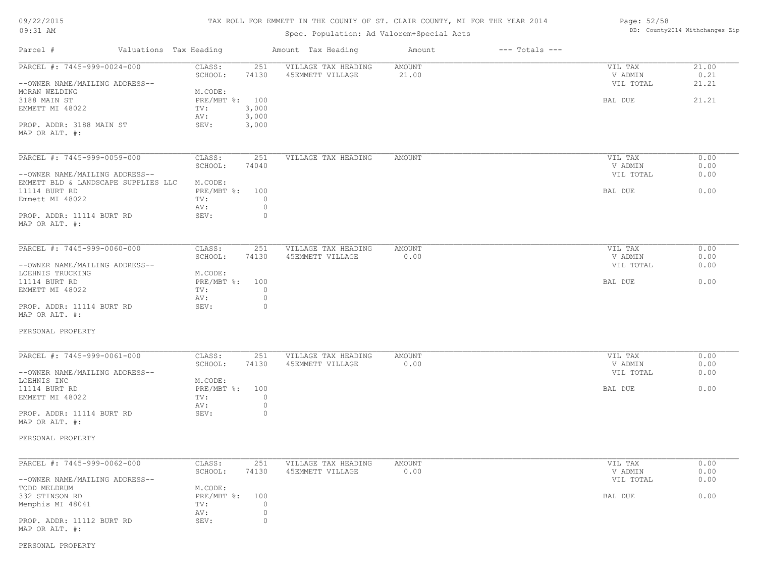# TAX ROLL FOR EMMETT IN THE COUNTY OF ST. CLAIR COUNTY, MI FOR THE YEAR 2014

Spec. Population: Ad Valorem+Special Acts

09/22/2015
09:31 AM

DB: County2014 Withchanges-Zip

| Parcel # | Valuations | Tax Heading | Amount | Tax Heading | Amount | --- Totals --- |
|---|---|---|---|---|---|---|

---

**PARCEL #: 7445-999-0024-000**

--OWNER NAME/MAILING ADDRESS--
MORAN WELDING
3188 MAIN ST
EMMETT MI 48022

PROP. ADDR: 3188 MAIN ST
MAP OR ALT. #:

| | |
|---|---|
| CLASS: | 251 |
| SCHOOL: | 74130 |
| M.CODE: | |
| PRE/MBT %: | 100 |
| TV: | 3,000 |
| AV: | 3,000 |
| SEV: | 3,000 |

| VILLAGE TAX HEADING | AMOUNT |
|---|---|
| 45EMMETT VILLAGE | 21.00 |

| | |
|---|---|
| VIL TAX | 21.00 |
| V ADMIN | 0.21 |
| VIL TOTAL | 21.21 |
| BAL DUE | 21.21 |

---

**PARCEL #: 7445-999-0059-000**

--OWNER NAME/MAILING ADDRESS--
EMMETT BLD & LANDSCAPE SUPPLIES LLC
11114 BURT RD
Emmett MI 48022

PROP. ADDR: 11114 BURT RD
MAP OR ALT. #:

| | |
|---|---|
| CLASS: | 251 |
| SCHOOL: | 74040 |
| M.CODE: | |
| PRE/MBT %: | 100 |
| TV: | 0 |
| AV: | 0 |
| SEV: | 0 |

| VILLAGE TAX HEADING | AMOUNT |
|---|---|

| | |
|---|---|
| VIL TAX | 0.00 |
| V ADMIN | 0.00 |
| VIL TOTAL | 0.00 |
| BAL DUE | 0.00 |

---

**PARCEL #: 7445-999-0060-000**

--OWNER NAME/MAILING ADDRESS--
LOEHNIS TRUCKING
11114 BURT RD
EMMETT MI 48022

PROP. ADDR: 11114 BURT RD
MAP OR ALT. #:

PERSONAL PROPERTY

| | |
|---|---|
| CLASS: | 251 |
| SCHOOL: | 74130 |
| M.CODE: | |
| PRE/MBT %: | 100 |
| TV: | 0 |
| AV: | 0 |
| SEV: | 0 |

| VILLAGE TAX HEADING | AMOUNT |
|---|---|
| 45EMMETT VILLAGE | 0.00 |

| | |
|---|---|
| VIL TAX | 0.00 |
| V ADMIN | 0.00 |
| VIL TOTAL | 0.00 |
| BAL DUE | 0.00 |

---

**PARCEL #: 7445-999-0061-000**

--OWNER NAME/MAILING ADDRESS--
LOEHNIS INC
11114 BURT RD
EMMETT MI 48022

PROP. ADDR: 11114 BURT RD
MAP OR ALT. #:

PERSONAL PROPERTY

| | |
|---|---|
| CLASS: | 251 |
| SCHOOL: | 74130 |
| M.CODE: | |
| PRE/MBT %: | 100 |
| TV: | 0 |
| AV: | 0 |
| SEV: | 0 |

| VILLAGE TAX HEADING | AMOUNT |
|---|---|
| 45EMMETT VILLAGE | 0.00 |

| | |
|---|---|
| VIL TAX | 0.00 |
| V ADMIN | 0.00 |
| VIL TOTAL | 0.00 |
| BAL DUE | 0.00 |

---

**PARCEL #: 7445-999-0062-000**

--OWNER NAME/MAILING ADDRESS--
TODD MELDRUM
332 STINSON RD
Memphis MI 48041

PROP. ADDR: 11112 BURT RD
MAP OR ALT. #:

PERSONAL PROPERTY

| | |
|---|---|
| CLASS: | 251 |
| SCHOOL: | 74130 |
| M.CODE: | |
| PRE/MBT %: | 100 |
| TV: | 0 |
| AV: | 0 |
| SEV: | 0 |

| VILLAGE TAX HEADING | AMOUNT |
|---|---|
| 45EMMETT VILLAGE | 0.00 |

| | |
|---|---|
| VIL TAX | 0.00 |
| V ADMIN | 0.00 |
| VIL TOTAL | 0.00 |
| BAL DUE | 0.00 |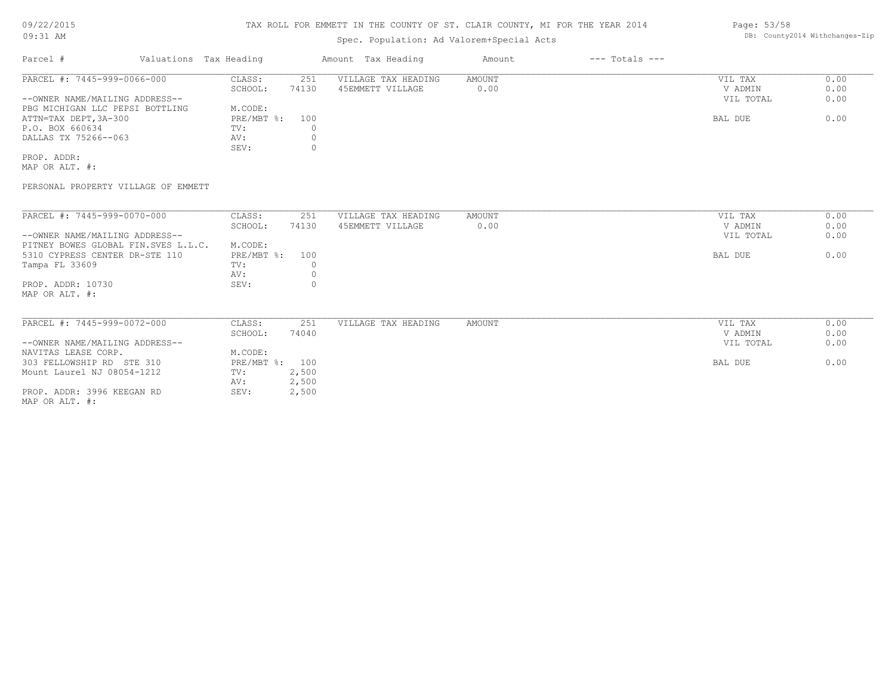# TAX ROLL FOR EMMETT IN THE COUNTY OF ST. CLAIR COUNTY, MI FOR THE YEAR 2014

Spec. Population: Ad Valorem+Special Acts

09/22/2015
09:31 AM

DB: County2014 Withchanges-Zip

| Parcel # | Valuations | Tax Heading | Amount | Tax Heading | Amount | --- Totals --- |
|---|---|---|---|---|---|---|

---

PARCEL #: 7445-999-0066-000

| | | | | | | |
|---|---|---|---|---|---|---|
| CLASS: | 251 | VILLAGE TAX HEADING | AMOUNT | | VIL TAX | 0.00 |
| SCHOOL: | 74130 | 45EMMETT VILLAGE | 0.00 | | V ADMIN | 0.00 |
| M.CODE: | | | | | VIL TOTAL | 0.00 |
| PRE/MBT %: | 100 | | | | BAL DUE | 0.00 |
| TV: | 0 | | | | | |
| AV: | 0 | | | | | |
| SEV: | 0 | | | | | |

--OWNER NAME/MAILING ADDRESS--
PBG MICHIGAN LLC PEPSI BOTTLING
ATTN=TAX DEPT,3A-300
P.O. BOX 660634
DALLAS TX 75266--063

PROP. ADDR:
MAP OR ALT. #:

PERSONAL PROPERTY VILLAGE OF EMMETT

---

PARCEL #: 7445-999-0070-000

| | | | | | | |
|---|---|---|---|---|---|---|
| CLASS: | 251 | VILLAGE TAX HEADING | AMOUNT | | VIL TAX | 0.00 |
| SCHOOL: | 74130 | 45EMMETT VILLAGE | 0.00 | | V ADMIN | 0.00 |
| M.CODE: | | | | | VIL TOTAL | 0.00 |
| PRE/MBT %: | 100 | | | | BAL DUE | 0.00 |
| TV: | 0 | | | | | |
| AV: | 0 | | | | | |
| SEV: | 0 | | | | | |

--OWNER NAME/MAILING ADDRESS--
PITNEY BOWES GLOBAL FIN.SVES L.L.C.
5310 CYPRESS CENTER DR-STE 110
Tampa FL 33609

PROP. ADDR: 10730
MAP OR ALT. #:

---

PARCEL #: 7445-999-0072-000

| | | | | | | |
|---|---|---|---|---|---|---|
| CLASS: | 251 | VILLAGE TAX HEADING | AMOUNT | | VIL TAX | 0.00 |
| SCHOOL: | 74040 | | | | V ADMIN | 0.00 |
| M.CODE: | | | | | VIL TOTAL | 0.00 |
| PRE/MBT %: | 100 | | | | BAL DUE | 0.00 |
| TV: | 2,500 | | | | | |
| AV: | 2,500 | | | | | |
| SEV: | 2,500 | | | | | |

--OWNER NAME/MAILING ADDRESS--
NAVITAS LEASE CORP.
303 FELLOWSHIP RD STE 310
Mount Laurel NJ 08054-1212

PROP. ADDR: 3996 KEEGAN RD
MAP OR ALT. #: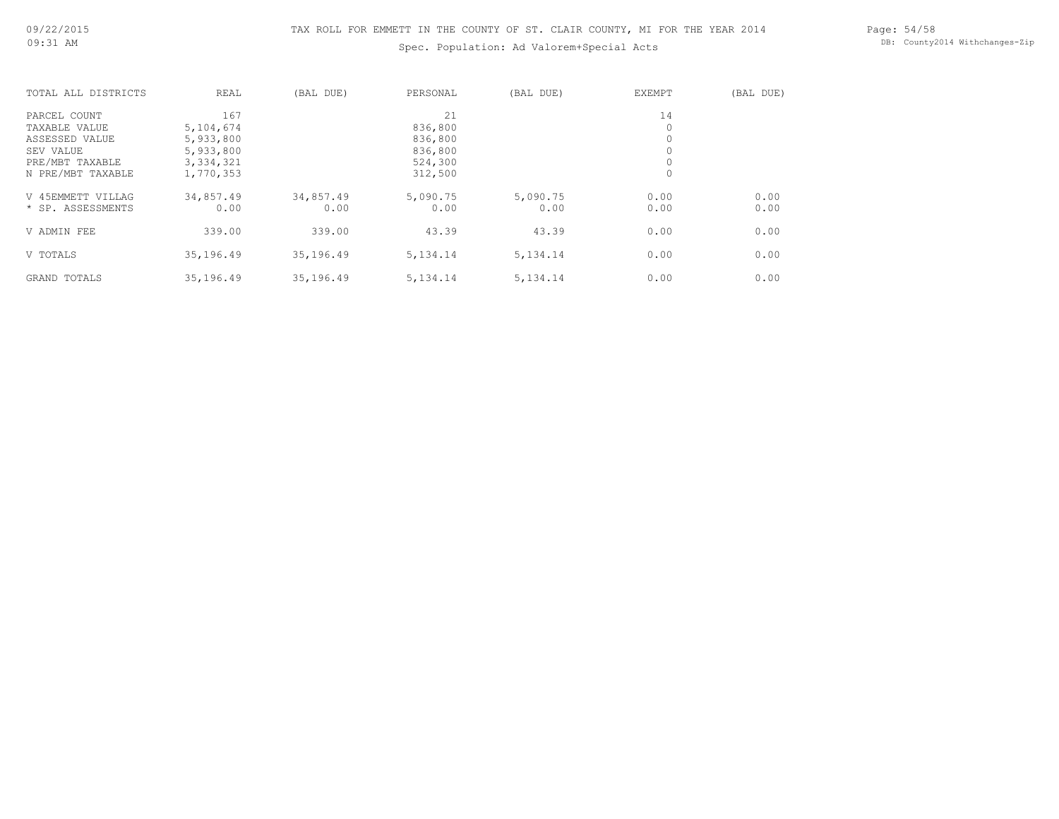TAX ROLL FOR EMMETT IN THE COUNTY OF ST. CLAIR COUNTY, MI FOR THE YEAR 2014

Spec. Population: Ad Valorem+Special Acts

| TOTAL ALL DISTRICTS | REAL | (BAL DUE) | PERSONAL | (BAL DUE) | EXEMPT | (BAL DUE) |
|---|---|---|---|---|---|---|
| PARCEL COUNT | 167 | | 21 | | 14 | |
| TAXABLE VALUE | 5,104,674 | | 836,800 | | 0 | |
| ASSESSED VALUE | 5,933,800 | | 836,800 | | 0 | |
| SEV VALUE | 5,933,800 | | 836,800 | | 0 | |
| PRE/MBT TAXABLE | 3,334,321 | | 524,300 | | 0 | |
| N PRE/MBT TAXABLE | 1,770,353 | | 312,500 | | 0 | |
| V 45EMMETT VILLAG | 34,857.49 | 34,857.49 | 5,090.75 | 5,090.75 | 0.00 | 0.00 |
| * SP. ASSESSMENTS | 0.00 | 0.00 | 0.00 | 0.00 | 0.00 | 0.00 |
| V ADMIN FEE | 339.00 | 339.00 | 43.39 | 43.39 | 0.00 | 0.00 |
| V TOTALS | 35,196.49 | 35,196.49 | 5,134.14 | 5,134.14 | 0.00 | 0.00 |
| GRAND TOTALS | 35,196.49 | 35,196.49 | 5,134.14 | 5,134.14 | 0.00 | 0.00 |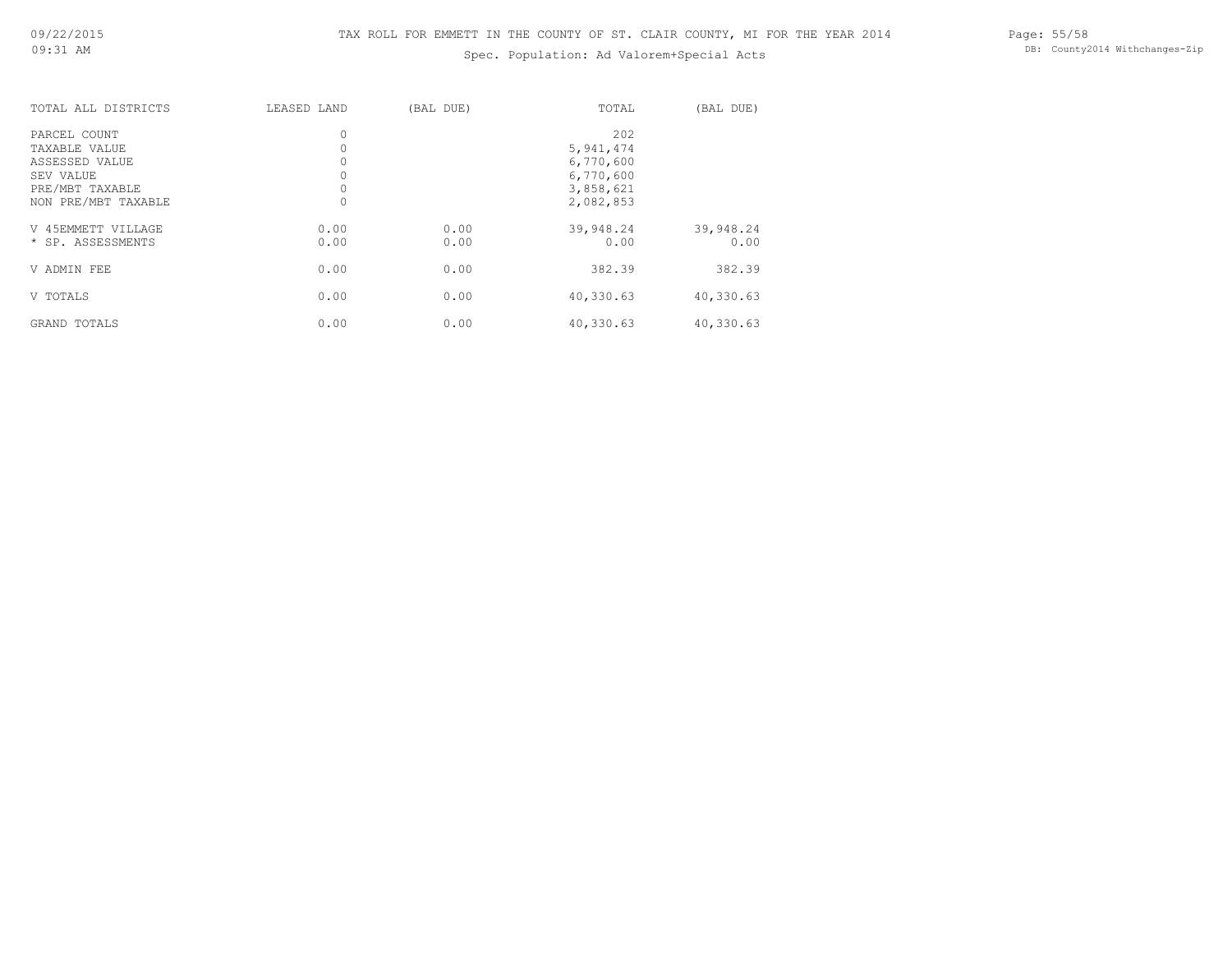TAX ROLL FOR EMMETT IN THE COUNTY OF ST. CLAIR COUNTY, MI FOR THE YEAR 2014

Spec. Population: Ad Valorem+Special Acts

| TOTAL ALL DISTRICTS | LEASED LAND | (BAL DUE) | TOTAL | (BAL DUE) |
|---|---|---|---|---|
| PARCEL COUNT | 0 | | 202 | |
| TAXABLE VALUE | 0 | | 5,941,474 | |
| ASSESSED VALUE | 0 | | 6,770,600 | |
| SEV VALUE | 0 | | 6,770,600 | |
| PRE/MBT TAXABLE | 0 | | 3,858,621 | |
| NON PRE/MBT TAXABLE | 0 | | 2,082,853 | |
| V 45EMMETT VILLAGE | 0.00 | 0.00 | 39,948.24 | 39,948.24 |
| * SP. ASSESSMENTS | 0.00 | 0.00 | 0.00 | 0.00 |
| V ADMIN FEE | 0.00 | 0.00 | 382.39 | 382.39 |
| V TOTALS | 0.00 | 0.00 | 40,330.63 | 40,330.63 |
| GRAND TOTALS | 0.00 | 0.00 | 40,330.63 | 40,330.63 |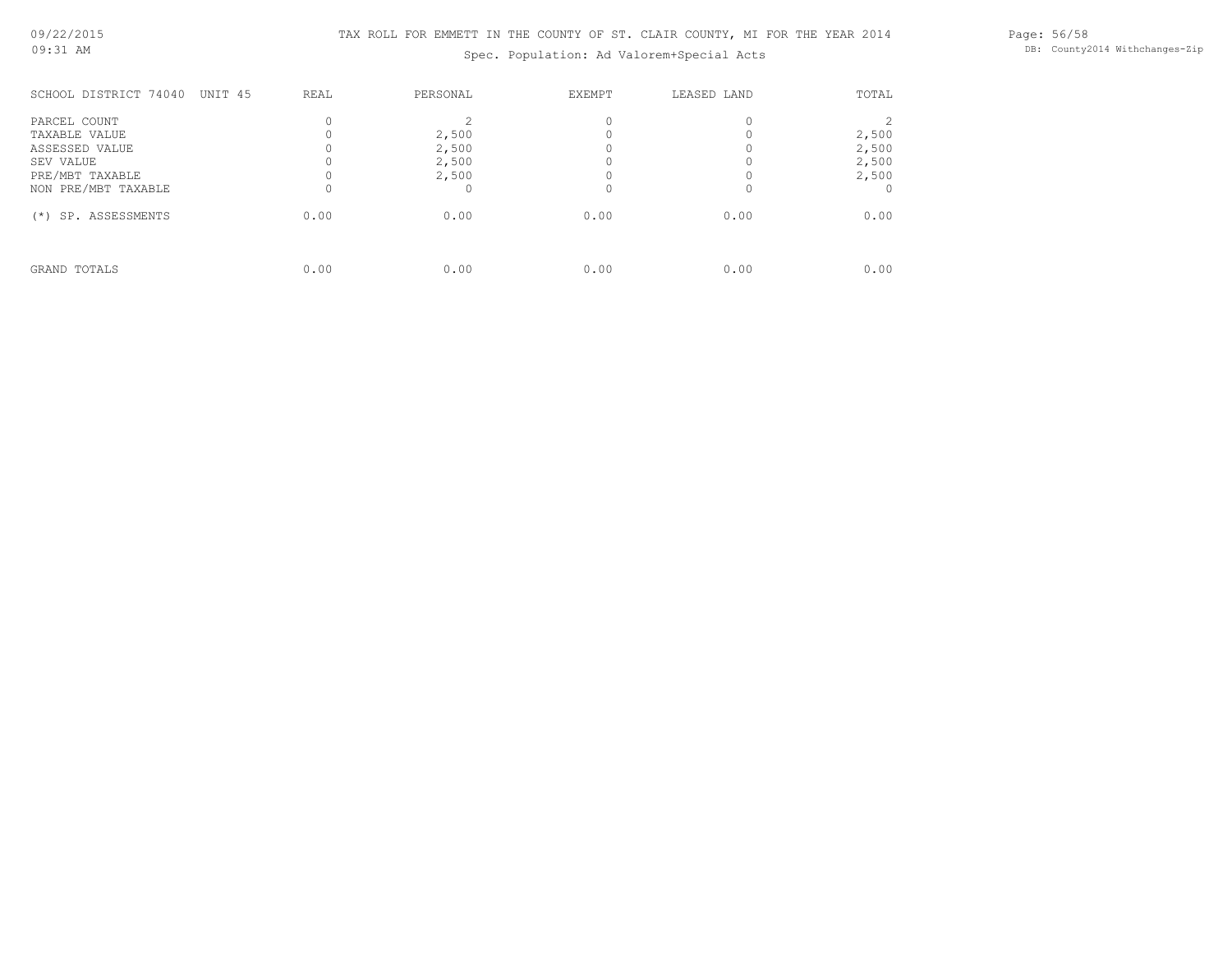| SCHOOL DISTRICT 74040 UNIT 45 | REAL | PERSONAL | EXEMPT | LEASED LAND | TOTAL |
|---|---|---|---|---|---|
| PARCEL COUNT | 0 | 2 | 0 | 0 | 2 |
| TAXABLE VALUE | 0 | 2,500 | 0 | 0 | 2,500 |
| ASSESSED VALUE | 0 | 2,500 | 0 | 0 | 2,500 |
| SEV VALUE | 0 | 2,500 | 0 | 0 | 2,500 |
| PRE/MBT TAXABLE | 0 | 2,500 | 0 | 0 | 2,500 |
| NON PRE/MBT TAXABLE | 0 | 0 | 0 | 0 | 0 |
| (*) SP. ASSESSMENTS | 0.00 | 0.00 | 0.00 | 0.00 | 0.00 |
| GRAND TOTALS | 0.00 | 0.00 | 0.00 | 0.00 | 0.00 |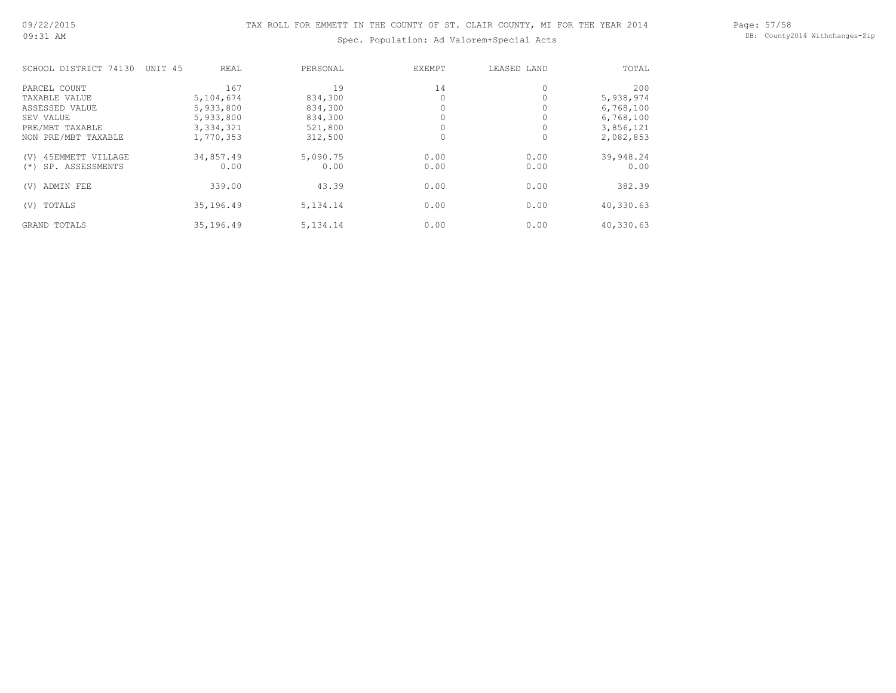TAX ROLL FOR EMMETT IN THE COUNTY OF ST. CLAIR COUNTY, MI FOR THE YEAR 2014

Spec. Population: Ad Valorem+Special Acts

| SCHOOL DISTRICT 74130 UNIT 45 | REAL | PERSONAL | EXEMPT | LEASED LAND | TOTAL |
|---|---|---|---|---|---|
| PARCEL COUNT | 167 | 19 | 14 | 0 | 200 |
| TAXABLE VALUE | 5,104,674 | 834,300 | 0 | 0 | 5,938,974 |
| ASSESSED VALUE | 5,933,800 | 834,300 | 0 | 0 | 6,768,100 |
| SEV VALUE | 5,933,800 | 834,300 | 0 | 0 | 6,768,100 |
| PRE/MBT TAXABLE | 3,334,321 | 521,800 | 0 | 0 | 3,856,121 |
| NON PRE/MBT TAXABLE | 1,770,353 | 312,500 | 0 | 0 | 2,082,853 |
| (V) 45EMMETT VILLAGE | 34,857.49 | 5,090.75 | 0.00 | 0.00 | 39,948.24 |
| (*) SP. ASSESSMENTS | 0.00 | 0.00 | 0.00 | 0.00 | 0.00 |
| (V) ADMIN FEE | 339.00 | 43.39 | 0.00 | 0.00 | 382.39 |
| (V) TOTALS | 35,196.49 | 5,134.14 | 0.00 | 0.00 | 40,330.63 |
| GRAND TOTALS | 35,196.49 | 5,134.14 | 0.00 | 0.00 | 40,330.63 |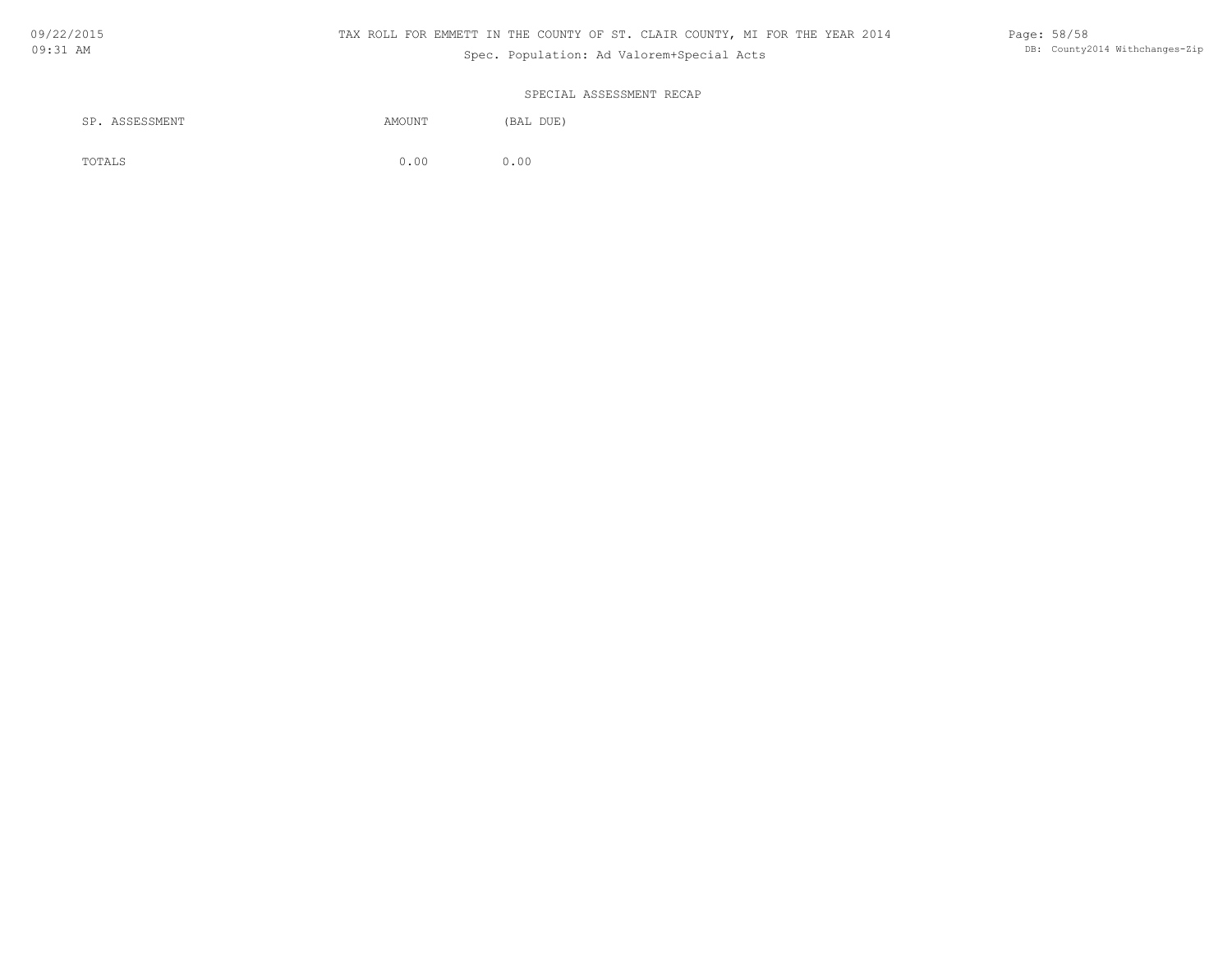## SPECIAL ASSESSMENT RECAP

| SP. ASSESSMENT | AMOUNT | (BAL DUE) |
| --- | --- | --- |
| TOTALS | 0.00 | 0.00 |